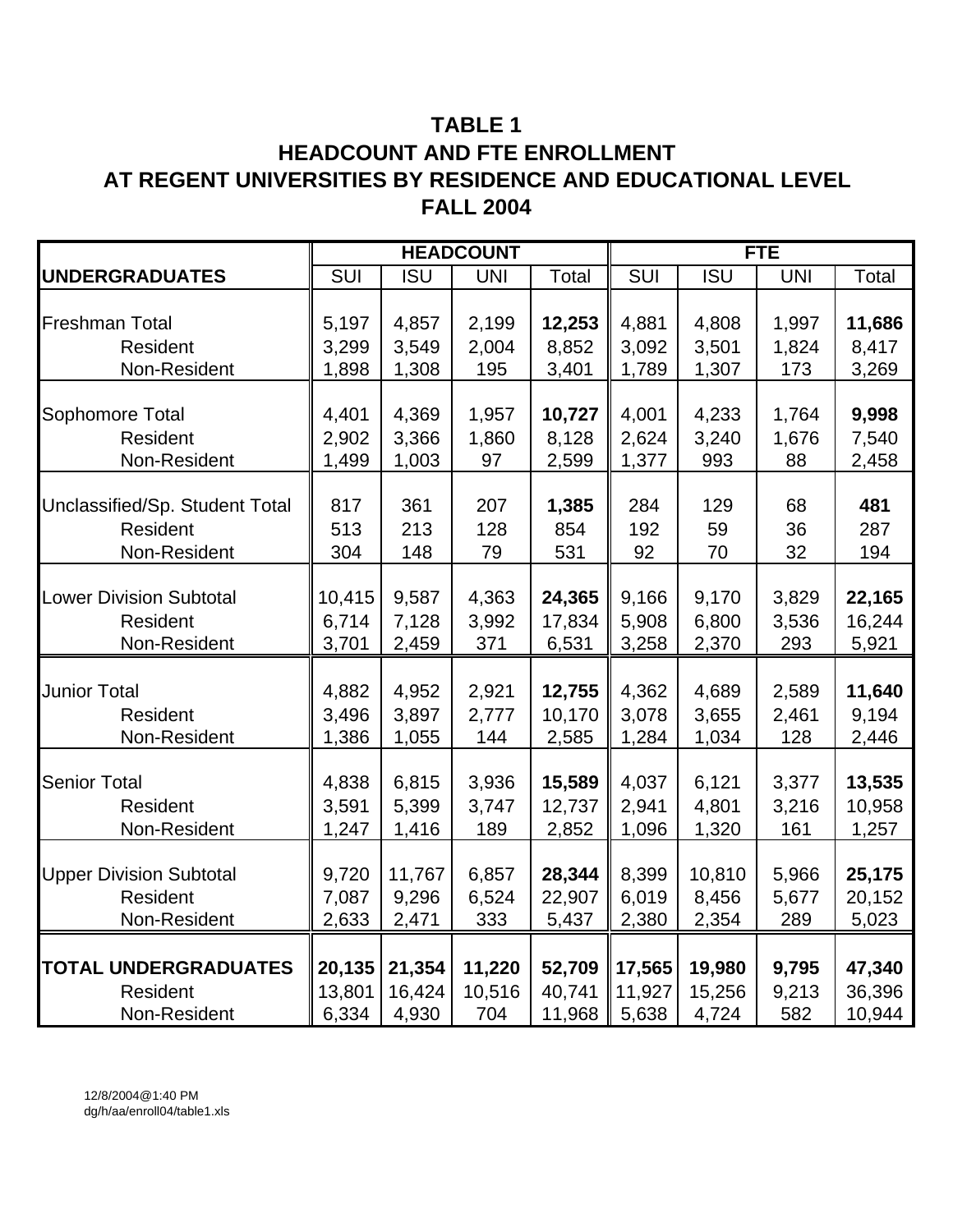# TABLE 1
# HEADCOUNT AND FTE ENROLLMENT
# AT REGENT UNIVERSITIES BY RESIDENCE AND EDUCATIONAL LEVEL
# FALL 2004

| | HEADCOUNT | | | | FTE | | | |
|---|---|---|---|---|---|---|---|---|
| **UNDERGRADUATES** | SUI | ISU | UNI | Total | SUI | ISU | UNI | Total |
| Freshman Total | 5,197 | 4,857 | 2,199 | **12,253** | 4,881 | 4,808 | 1,997 | **11,686** |
| Resident | 3,299 | 3,549 | 2,004 | 8,852 | 3,092 | 3,501 | 1,824 | 8,417 |
| Non-Resident | 1,898 | 1,308 | 195 | 3,401 | 1,789 | 1,307 | 173 | 3,269 |
| Sophomore Total | 4,401 | 4,369 | 1,957 | **10,727** | 4,001 | 4,233 | 1,764 | **9,998** |
| Resident | 2,902 | 3,366 | 1,860 | 8,128 | 2,624 | 3,240 | 1,676 | 7,540 |
| Non-Resident | 1,499 | 1,003 | 97 | 2,599 | 1,377 | 993 | 88 | 2,458 |
| Unclassified/Sp. Student Total | 817 | 361 | 207 | **1,385** | 284 | 129 | 68 | **481** |
| Resident | 513 | 213 | 128 | 854 | 192 | 59 | 36 | 287 |
| Non-Resident | 304 | 148 | 79 | 531 | 92 | 70 | 32 | 194 |
| Lower Division Subtotal | 10,415 | 9,587 | 4,363 | **24,365** | 9,166 | 9,170 | 3,829 | **22,165** |
| Resident | 6,714 | 7,128 | 3,992 | 17,834 | 5,908 | 6,800 | 3,536 | 16,244 |
| Non-Resident | 3,701 | 2,459 | 371 | 6,531 | 3,258 | 2,370 | 293 | 5,921 |
| Junior Total | 4,882 | 4,952 | 2,921 | **12,755** | 4,362 | 4,689 | 2,589 | **11,640** |
| Resident | 3,496 | 3,897 | 2,777 | 10,170 | 3,078 | 3,655 | 2,461 | 9,194 |
| Non-Resident | 1,386 | 1,055 | 144 | 2,585 | 1,284 | 1,034 | 128 | 2,446 |
| Senior Total | 4,838 | 6,815 | 3,936 | **15,589** | 4,037 | 6,121 | 3,377 | **13,535** |
| Resident | 3,591 | 5,399 | 3,747 | 12,737 | 2,941 | 4,801 | 3,216 | 10,958 |
| Non-Resident | 1,247 | 1,416 | 189 | 2,852 | 1,096 | 1,320 | 161 | 1,257 |
| Upper Division Subtotal | 9,720 | 11,767 | 6,857 | **28,344** | 8,399 | 10,810 | 5,966 | **25,175** |
| Resident | 7,087 | 9,296 | 6,524 | 22,907 | 6,019 | 8,456 | 5,677 | 20,152 |
| Non-Resident | 2,633 | 2,471 | 333 | 5,437 | 2,380 | 2,354 | 289 | 5,023 |
| **TOTAL UNDERGRADUATES** | **20,135** | **21,354** | **11,220** | **52,709** | **17,565** | **19,980** | **9,795** | **47,340** |
| Resident | 13,801 | 16,424 | 10,516 | 40,741 | 11,927 | 15,256 | 9,213 | 36,396 |
| Non-Resident | 6,334 | 4,930 | 704 | 11,968 | 5,638 | 4,724 | 582 | 10,944 |

12/8/2004@1:40 PM
dg/h/aa/enroll04/table1.xls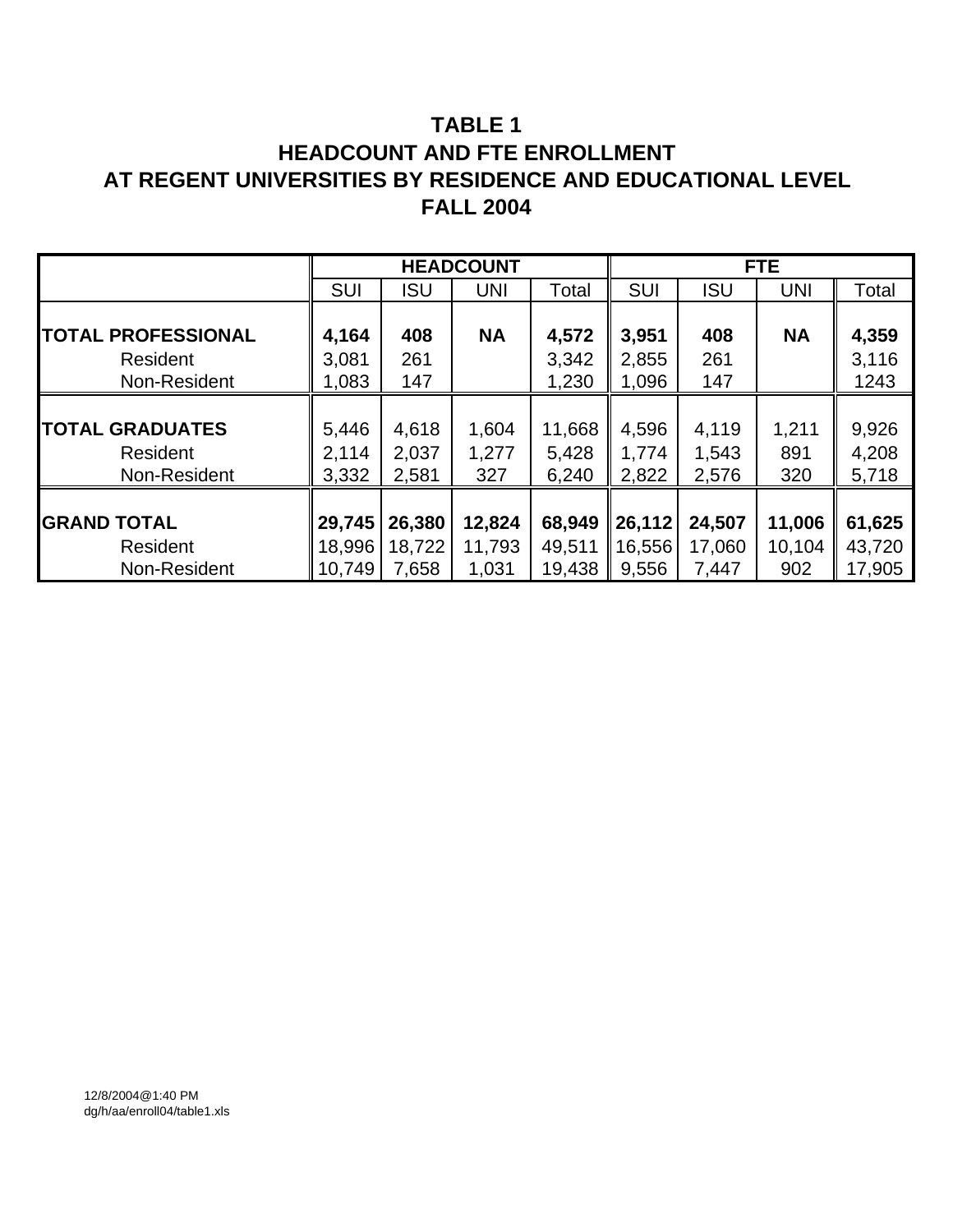# TABLE 1
# HEADCOUNT AND FTE ENROLLMENT
# AT REGENT UNIVERSITIES BY RESIDENCE AND EDUCATIONAL LEVEL
# FALL 2004

| | HEADCOUNT | | | | FTE | | | |
|---|---|---|---|---|---|---|---|---|
| | SUI | ISU | UNI | Total | SUI | ISU | UNI | Total |
| **TOTAL PROFESSIONAL** | **4,164** | **408** | **NA** | **4,572** | **3,951** | **408** | **NA** | **4,359** |
| Resident | 3,081 | 261 | | 3,342 | 2,855 | 261 | | 3,116 |
| Non-Resident | 1,083 | 147 | | 1,230 | 1,096 | 147 | | 1243 |
| **TOTAL GRADUATES** | 5,446 | 4,618 | 1,604 | 11,668 | 4,596 | 4,119 | 1,211 | 9,926 |
| Resident | 2,114 | 2,037 | 1,277 | 5,428 | 1,774 | 1,543 | 891 | 4,208 |
| Non-Resident | 3,332 | 2,581 | 327 | 6,240 | 2,822 | 2,576 | 320 | 5,718 |
| **GRAND TOTAL** | **29,745** | **26,380** | **12,824** | **68,949** | **26,112** | **24,507** | **11,006** | **61,625** |
| Resident | 18,996 | 18,722 | 11,793 | 49,511 | 16,556 | 17,060 | 10,104 | 43,720 |
| Non-Resident | 10,749 | 7,658 | 1,031 | 19,438 | 9,556 | 7,447 | 902 | 17,905 |

12/8/2004@1:40 PM
dg/h/aa/enroll04/table1.xls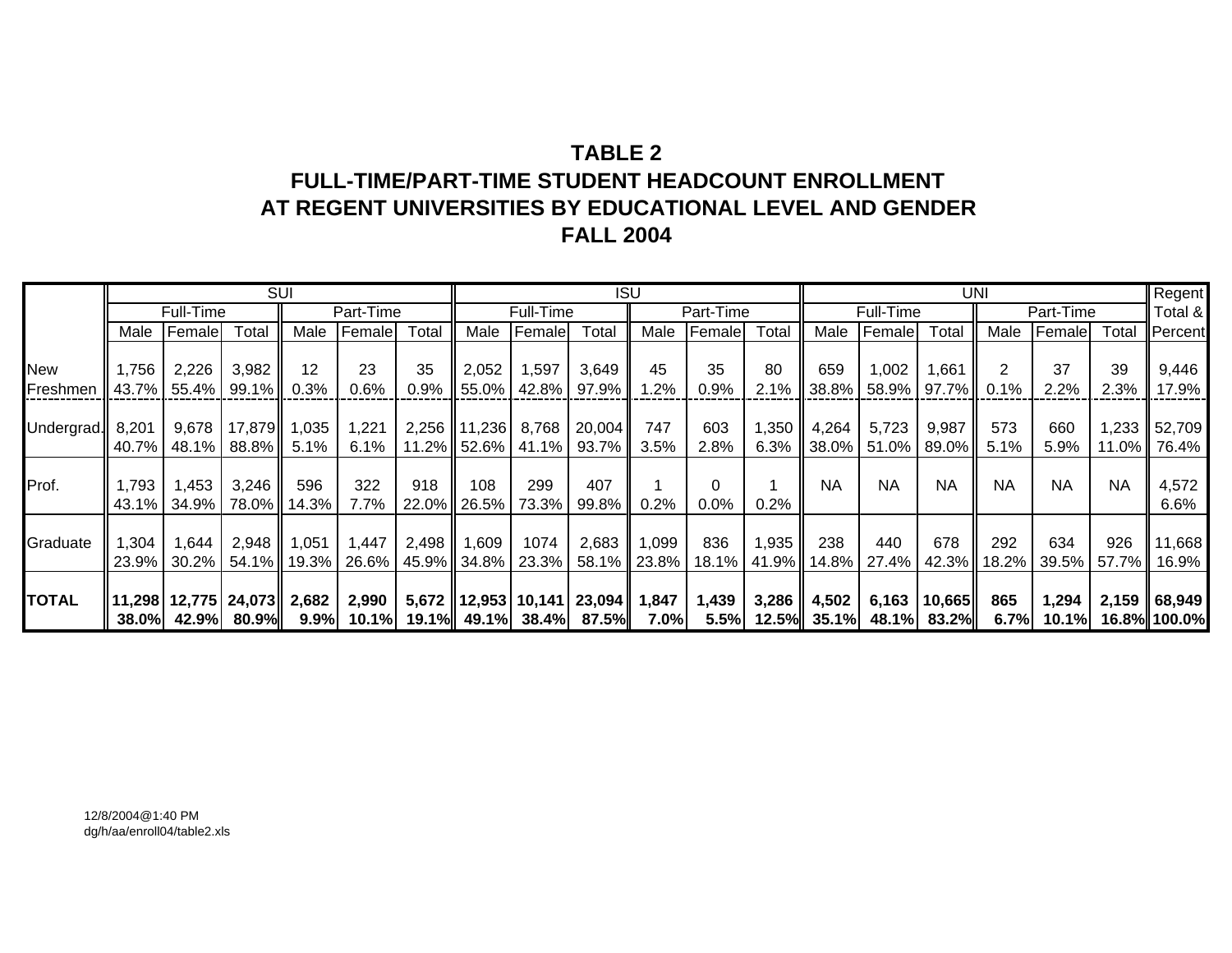# TABLE 2
## FULL-TIME/PART-TIME STUDENT HEADCOUNT ENROLLMENT AT REGENT UNIVERSITIES BY EDUCATIONAL LEVEL AND GENDER
## FALL 2004

| | SUI | | | | | | ISU | | | | | | UNI | | | | | | Regent Total & Percent |
|---|---|---|---|---|---|---|---|---|---|---|---|---|---|---|---|---|---|---|---|
| | Full-Time | | | Part-Time | | | Full-Time | | | Part-Time | | | Full-Time | | | Part-Time | | | |
| | Male | Female | Total | Male | Female | Total | Male | Female | Total | Male | Female | Total | Male | Female | Total | Male | Female | Total | |
| New Freshmen | 1,756 | 2,226 | 3,982 | 12 | 23 | 35 | 2,052 | 1,597 | 3,649 | 45 | 35 | 80 | 659 | 1,002 | 1,661 | 2 | 37 | 39 | 9,446 |
| | 43.7% | 55.4% | 99.1% | 0.3% | 0.6% | 0.9% | 55.0% | 42.8% | 97.9% | 1.2% | 0.9% | 2.1% | 38.8% | 58.9% | 97.7% | 0.1% | 2.2% | 2.3% | 17.9% |
| Undergrad. | 8,201 | 9,678 | 17,879 | 1,035 | 1,221 | 2,256 | 11,236 | 8,768 | 20,004 | 747 | 603 | 1,350 | 4,264 | 5,723 | 9,987 | 573 | 660 | 1,233 | 52,709 |
| | 40.7% | 48.1% | 88.8% | 5.1% | 6.1% | 11.2% | 52.6% | 41.1% | 93.7% | 3.5% | 2.8% | 6.3% | 38.0% | 51.0% | 89.0% | 5.1% | 5.9% | 11.0% | 76.4% |
| Prof. | 1,793 | 1,453 | 3,246 | 596 | 322 | 918 | 108 | 299 | 407 | 1 | 0 | 1 | NA | NA | NA | NA | NA | NA | 4,572 |
| | 43.1% | 34.9% | 78.0% | 14.3% | 7.7% | 22.0% | 26.5% | 73.3% | 99.8% | 0.2% | 0.0% | 0.2% | | | | | | | 6.6% |
| Graduate | 1,304 | 1,644 | 2,948 | 1,051 | 1,447 | 2,498 | 1,609 | 1074 | 2,683 | 1,099 | 836 | 1,935 | 238 | 440 | 678 | 292 | 634 | 926 | 11,668 |
| | 23.9% | 30.2% | 54.1% | 19.3% | 26.6% | 45.9% | 34.8% | 23.3% | 58.1% | 23.8% | 18.1% | 41.9% | 14.8% | 27.4% | 42.3% | 18.2% | 39.5% | 57.7% | 16.9% |
| **TOTAL** | **11,298** | **12,775** | **24,073** | **2,682** | **2,990** | **5,672** | **12,953** | **10,141** | **23,094** | **1,847** | **1,439** | **3,286** | **4,502** | **6,163** | **10,665** | **865** | **1,294** | **2,159** | **68,949** |
| | **38.0%** | **42.9%** | **80.9%** | **9.9%** | **10.1%** | **19.1%** | **49.1%** | **38.4%** | **87.5%** | **7.0%** | **5.5%** | **12.5%** | **35.1%** | **48.1%** | **83.2%** | **6.7%** | **10.1%** | **16.8%** | **100.0%** |

12/8/2004@1:40 PM
dg/h/aa/enroll04/table2.xls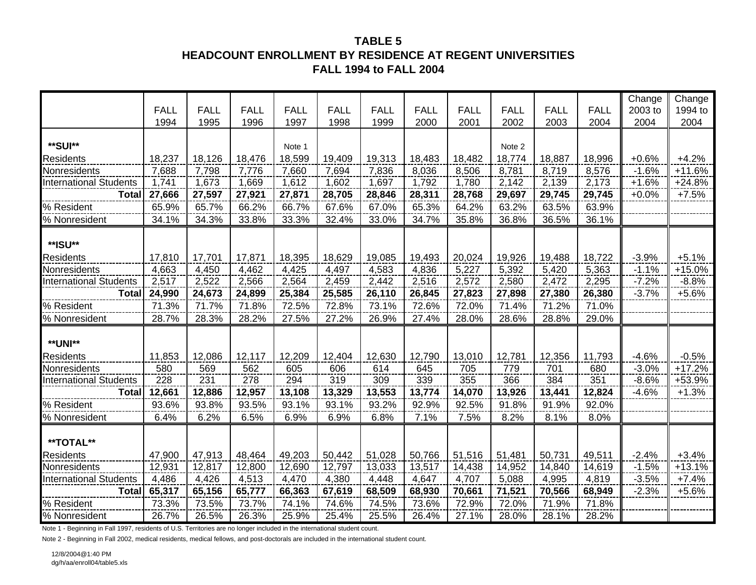# TABLE 5
## HEADCOUNT ENROLLMENT BY RESIDENCE AT REGENT UNIVERSITIES
## FALL 1994 to FALL 2004

| | FALL 1994 | FALL 1995 | FALL 1996 | FALL 1997 | FALL 1998 | FALL 1999 | FALL 2000 | FALL 2001 | FALL 2002 | FALL 2003 | FALL 2004 | Change 2003 to 2004 | Change 1994 to 2004 |
|---|---|---|---|---|---|---|---|---|---|---|---|---|---|
| **SUI** | | | | Note 1 | | | | | Note 2 | | | | |
| Residents | 18,237 | 18,126 | 18,476 | 18,599 | 19,409 | 19,313 | 18,483 | 18,482 | 18,774 | 18,887 | 18,996 | +0.6% | +4.2% |
| Nonresidents | 7,688 | 7,798 | 7,776 | 7,660 | 7,694 | 7,836 | 8,036 | 8,506 | 8,781 | 8,719 | 8,576 | -1.6% | +11.6% |
| International Students | 1,741 | 1,673 | 1,669 | 1,612 | 1,602 | 1,697 | 1,792 | 1,780 | 2,142 | 2,139 | 2,173 | +1.6% | +24.8% |
| **Total** | **27,666** | **27,597** | **27,921** | **27,871** | **28,705** | **28,846** | **28,311** | **28,768** | **29,697** | **29,745** | **29,745** | +0.0% | +7.5% |
| % Resident | 65.9% | 65.7% | 66.2% | 66.7% | 67.6% | 67.0% | 65.3% | 64.2% | 63.2% | 63.5% | 63.9% | | |
| % Nonresident | 34.1% | 34.3% | 33.8% | 33.3% | 32.4% | 33.0% | 34.7% | 35.8% | 36.8% | 36.5% | 36.1% | | |
| **ISU** | | | | | | | | | | | | | |
| Residents | 17,810 | 17,701 | 17,871 | 18,395 | 18,629 | 19,085 | 19,493 | 20,024 | 19,926 | 19,488 | 18,722 | -3.9% | +5.1% |
| Nonresidents | 4,663 | 4,450 | 4,462 | 4,425 | 4,497 | 4,583 | 4,836 | 5,227 | 5,392 | 5,420 | 5,363 | -1.1% | +15.0% |
| International Students | 2,517 | 2,522 | 2,566 | 2,564 | 2,459 | 2,442 | 2,516 | 2,572 | 2,580 | 2,472 | 2,295 | -7.2% | -8.8% |
| **Total** | **24,990** | **24,673** | **24,899** | **25,384** | **25,585** | **26,110** | **26,845** | **27,823** | **27,898** | **27,380** | **26,380** | -3.7% | +5.6% |
| % Resident | 71.3% | 71.7% | 71.8% | 72.5% | 72.8% | 73.1% | 72.6% | 72.0% | 71.4% | 71.2% | 71.0% | | |
| % Nonresident | 28.7% | 28.3% | 28.2% | 27.5% | 27.2% | 26.9% | 27.4% | 28.0% | 28.6% | 28.8% | 29.0% | | |
| **UNI** | | | | | | | | | | | | | |
| Residents | 11,853 | 12,086 | 12,117 | 12,209 | 12,404 | 12,630 | 12,790 | 13,010 | 12,781 | 12,356 | 11,793 | -4.6% | -0.5% |
| Nonresidents | 580 | 569 | 562 | 605 | 606 | 614 | 645 | 705 | 779 | 701 | 680 | -3.0% | +17.2% |
| International Students | 228 | 231 | 278 | 294 | 319 | 309 | 339 | 355 | 366 | 384 | 351 | -8.6% | +53.9% |
| **Total** | **12,661** | **12,886** | **12,957** | **13,108** | **13,329** | **13,553** | **13,774** | **14,070** | **13,926** | **13,441** | **12,824** | -4.6% | +1.3% |
| % Resident | 93.6% | 93.8% | 93.5% | 93.1% | 93.1% | 93.2% | 92.9% | 92.5% | 91.8% | 91.9% | 92.0% | | |
| % Nonresident | 6.4% | 6.2% | 6.5% | 6.9% | 6.9% | 6.8% | 7.1% | 7.5% | 8.2% | 8.1% | 8.0% | | |
| **TOTAL** | | | | | | | | | | | | | |
| Residents | 47,900 | 47,913 | 48,464 | 49,203 | 50,442 | 51,028 | 50,766 | 51,516 | 51,481 | 50,731 | 49,511 | -2.4% | +3.4% |
| Nonresidents | 12,931 | 12,817 | 12,800 | 12,690 | 12,797 | 13,033 | 13,517 | 14,438 | 14,952 | 14,840 | 14,619 | -1.5% | +13.1% |
| International Students | 4,486 | 4,426 | 4,513 | 4,470 | 4,380 | 4,448 | 4,647 | 4,707 | 5,088 | 4,995 | 4,819 | -3.5% | +7.4% |
| **Total** | **65,317** | **65,156** | **65,777** | **66,363** | **67,619** | **68,509** | **68,930** | **70,661** | **71,521** | **70,566** | **68,949** | -2.3% | +5.6% |
| % Resident | 73.3% | 73.5% | 73.7% | 74.1% | 74.6% | 74.5% | 73.6% | 72.9% | 72.0% | 71.9% | 71.8% | | |
| % Nonresident | 26.7% | 26.5% | 26.3% | 25.9% | 25.4% | 25.5% | 26.4% | 27.1% | 28.0% | 28.1% | 28.2% | | |

Note 1 - Beginning in Fall 1997, residents of U.S. Territories are no longer included in the international student count.

Note 2 - Beginning in Fall 2002, medical residents, medical fellows, and post-doctorals are included in the international student count.

12/8/2004@1:40 PM
dg/h/aa/enroll04/table5.xls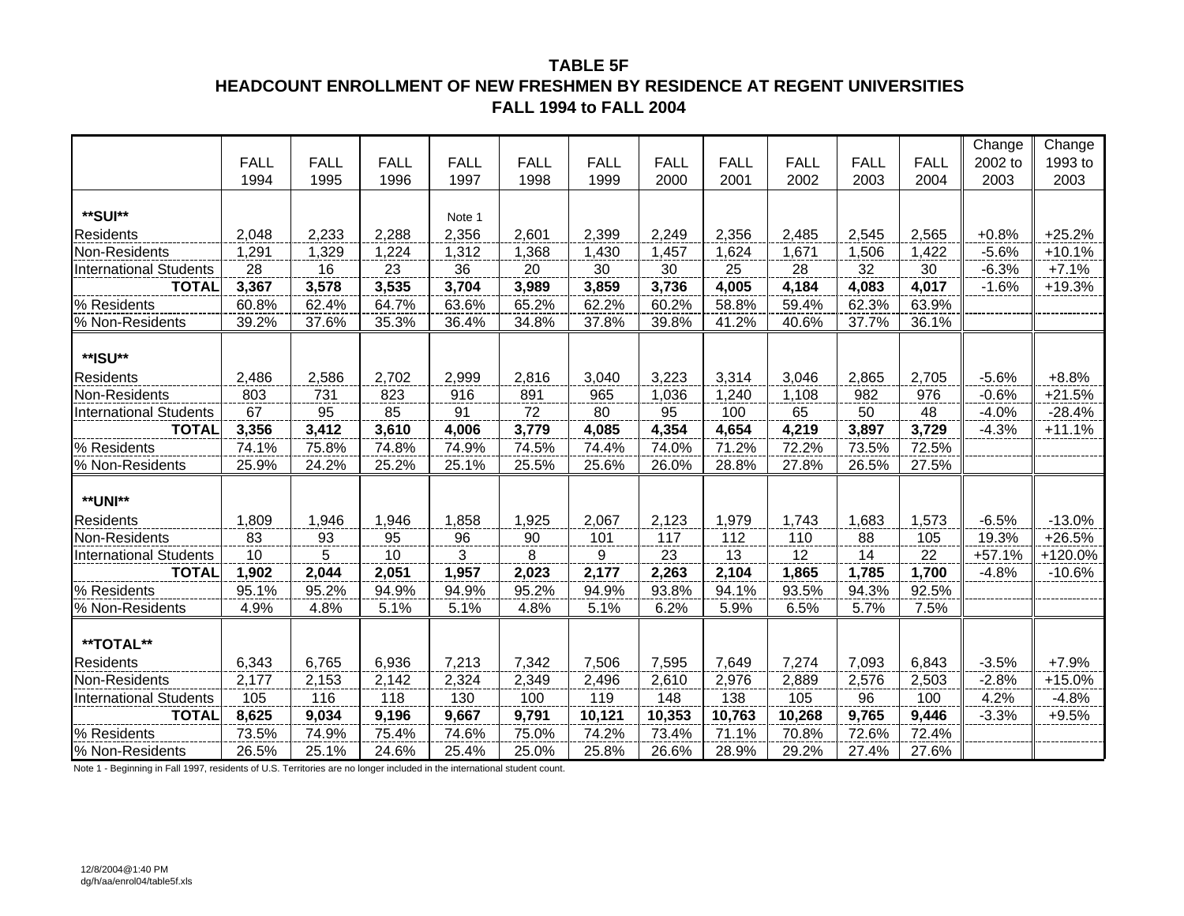# TABLE 5F
## HEADCOUNT ENROLLMENT OF NEW FRESHMEN BY RESIDENCE AT REGENT UNIVERSITIES
### FALL 1994 to FALL 2004

| | FALL 1994 | FALL 1995 | FALL 1996 | FALL 1997 | FALL 1998 | FALL 1999 | FALL 2000 | FALL 2001 | FALL 2002 | FALL 2003 | FALL 2004 | Change 2002 to 2003 | Change 1993 to 2003 |
|---|---|---|---|---|---|---|---|---|---|---|---|---|---|
| **\*\*SUI\*\*** | | | | Note 1 | | | | | | | | | |
| Residents | 2,048 | 2,233 | 2,288 | 2,356 | 2,601 | 2,399 | 2,249 | 2,356 | 2,485 | 2,545 | 2,565 | +0.8% | +25.2% |
| Non-Residents | 1,291 | 1,329 | 1,224 | 1,312 | 1,368 | 1,430 | 1,457 | 1,624 | 1,671 | 1,506 | 1,422 | -5.6% | +10.1% |
| International Students | 28 | 16 | 23 | 36 | 20 | 30 | 30 | 25 | 28 | 32 | 30 | -6.3% | +7.1% |
| **TOTAL** | **3,367** | **3,578** | **3,535** | **3,704** | **3,989** | **3,859** | **3,736** | **4,005** | **4,184** | **4,083** | **4,017** | -1.6% | +19.3% |
| % Residents | 60.8% | 62.4% | 64.7% | 63.6% | 65.2% | 62.2% | 60.2% | 58.8% | 59.4% | 62.3% | 63.9% | | |
| % Non-Residents | 39.2% | 37.6% | 35.3% | 36.4% | 34.8% | 37.8% | 39.8% | 41.2% | 40.6% | 37.7% | 36.1% | | |
| **\*\*ISU\*\*** | | | | | | | | | | | | | |
| Residents | 2,486 | 2,586 | 2,702 | 2,999 | 2,816 | 3,040 | 3,223 | 3,314 | 3,046 | 2,865 | 2,705 | -5.6% | +8.8% |
| Non-Residents | 803 | 731 | 823 | 916 | 891 | 965 | 1,036 | 1,240 | 1,108 | 982 | 976 | -0.6% | +21.5% |
| International Students | 67 | 95 | 85 | 91 | 72 | 80 | 95 | 100 | 65 | 50 | 48 | -4.0% | -28.4% |
| **TOTAL** | **3,356** | **3,412** | **3,610** | **4,006** | **3,779** | **4,085** | **4,354** | **4,654** | **4,219** | **3,897** | **3,729** | -4.3% | +11.1% |
| % Residents | 74.1% | 75.8% | 74.8% | 74.9% | 74.5% | 74.4% | 74.0% | 71.2% | 72.2% | 73.5% | 72.5% | | |
| % Non-Residents | 25.9% | 24.2% | 25.2% | 25.1% | 25.5% | 25.6% | 26.0% | 28.8% | 27.8% | 26.5% | 27.5% | | |
| **\*\*UNI\*\*** | | | | | | | | | | | | | |
| Residents | 1,809 | 1,946 | 1,946 | 1,858 | 1,925 | 2,067 | 2,123 | 1,979 | 1,743 | 1,683 | 1,573 | -6.5% | -13.0% |
| Non-Residents | 83 | 93 | 95 | 96 | 90 | 101 | 117 | 112 | 110 | 88 | 105 | 19.3% | +26.5% |
| International Students | 10 | 5 | 10 | 3 | 8 | 9 | 23 | 13 | 12 | 14 | 22 | +57.1% | +120.0% |
| **TOTAL** | **1,902** | **2,044** | **2,051** | **1,957** | **2,023** | **2,177** | **2,263** | **2,104** | **1,865** | **1,785** | **1,700** | -4.8% | -10.6% |
| % Residents | 95.1% | 95.2% | 94.9% | 94.9% | 95.2% | 94.9% | 93.8% | 94.1% | 93.5% | 94.3% | 92.5% | | |
| % Non-Residents | 4.9% | 4.8% | 5.1% | 5.1% | 4.8% | 5.1% | 6.2% | 5.9% | 6.5% | 5.7% | 7.5% | | |
| **\*\*TOTAL\*\*** | | | | | | | | | | | | | |
| Residents | 6,343 | 6,765 | 6,936 | 7,213 | 7,342 | 7,506 | 7,595 | 7,649 | 7,274 | 7,093 | 6,843 | -3.5% | +7.9% |
| Non-Residents | 2,177 | 2,153 | 2,142 | 2,324 | 2,349 | 2,496 | 2,610 | 2,976 | 2,889 | 2,576 | 2,503 | -2.8% | +15.0% |
| International Students | 105 | 116 | 118 | 130 | 100 | 119 | 148 | 138 | 105 | 96 | 100 | 4.2% | -4.8% |
| **TOTAL** | **8,625** | **9,034** | **9,196** | **9,667** | **9,791** | **10,121** | **10,353** | **10,763** | **10,268** | **9,765** | **9,446** | -3.3% | +9.5% |
| % Residents | 73.5% | 74.9% | 75.4% | 74.6% | 75.0% | 74.2% | 73.4% | 71.1% | 70.8% | 72.6% | 72.4% | | |
| % Non-Residents | 26.5% | 25.1% | 24.6% | 25.4% | 25.0% | 25.8% | 26.6% | 28.9% | 29.2% | 27.4% | 27.6% | | |

Note 1 - Beginning in Fall 1997, residents of U.S. Territories are no longer included in the international student count.

12/8/2004@1:40 PM
dg/h/aa/enrol04/table5f.xls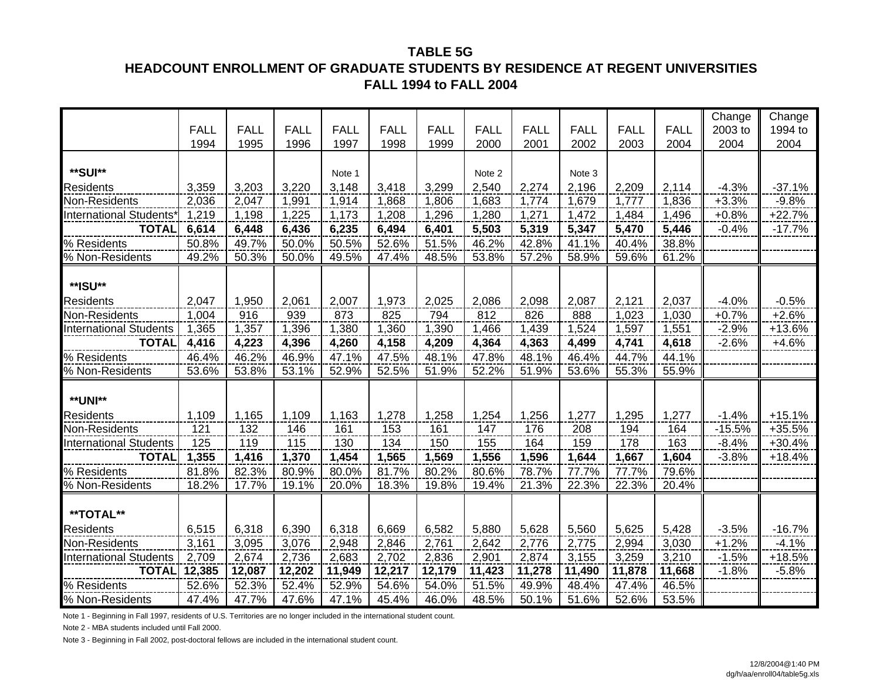**TABLE 5G**
**HEADCOUNT ENROLLMENT OF GRADUATE STUDENTS BY RESIDENCE AT REGENT UNIVERSITIES**
**FALL 1994 to FALL 2004**

| | FALL 1994 | FALL 1995 | FALL 1996 | FALL 1997 | FALL 1998 | FALL 1999 | FALL 2000 | FALL 2001 | FALL 2002 | FALL 2003 | FALL 2004 | Change 2003 to 2004 | Change 1994 to 2004 |
|---|---|---|---|---|---|---|---|---|---|---|---|---|---|
| **SUI** | | | | Note 1 | | | Note 2 | | Note 3 | | | | |
| Residents | 3,359 | 3,203 | 3,220 | 3,148 | 3,418 | 3,299 | 2,540 | 2,274 | 2,196 | 2,209 | 2,114 | -4.3% | -37.1% |
| Non-Residents | 2,036 | 2,047 | 1,991 | 1,914 | 1,868 | 1,806 | 1,683 | 1,774 | 1,679 | 1,777 | 1,836 | +3.3% | -9.8% |
| International Students* | 1,219 | 1,198 | 1,225 | 1,173 | 1,208 | 1,296 | 1,280 | 1,271 | 1,472 | 1,484 | 1,496 | +0.8% | +22.7% |
| **TOTAL** | **6,614** | **6,448** | **6,436** | **6,235** | **6,494** | **6,401** | **5,503** | **5,319** | **5,347** | **5,470** | **5,446** | -0.4% | -17.7% |
| % Residents | 50.8% | 49.7% | 50.0% | 50.5% | 52.6% | 51.5% | 46.2% | 42.8% | 41.1% | 40.4% | 38.8% | | |
| % Non-Residents | 49.2% | 50.3% | 50.0% | 49.5% | 47.4% | 48.5% | 53.8% | 57.2% | 58.9% | 59.6% | 61.2% | | |
| **ISU** | | | | | | | | | | | | | |
| Residents | 2,047 | 1,950 | 2,061 | 2,007 | 1,973 | 2,025 | 2,086 | 2,098 | 2,087 | 2,121 | 2,037 | -4.0% | -0.5% |
| Non-Residents | 1,004 | 916 | 939 | 873 | 825 | 794 | 812 | 826 | 888 | 1,023 | 1,030 | +0.7% | +2.6% |
| International Students | 1,365 | 1,357 | 1,396 | 1,380 | 1,360 | 1,390 | 1,466 | 1,439 | 1,524 | 1,597 | 1,551 | -2.9% | +13.6% |
| **TOTAL** | **4,416** | **4,223** | **4,396** | **4,260** | **4,158** | **4,209** | **4,364** | **4,363** | **4,499** | **4,741** | **4,618** | -2.6% | +4.6% |
| % Residents | 46.4% | 46.2% | 46.9% | 47.1% | 47.5% | 48.1% | 47.8% | 48.1% | 46.4% | 44.7% | 44.1% | | |
| % Non-Residents | 53.6% | 53.8% | 53.1% | 52.9% | 52.5% | 51.9% | 52.2% | 51.9% | 53.6% | 55.3% | 55.9% | | |
| **UNI** | | | | | | | | | | | | | |
| Residents | 1,109 | 1,165 | 1,109 | 1,163 | 1,278 | 1,258 | 1,254 | 1,256 | 1,277 | 1,295 | 1,277 | -1.4% | +15.1% |
| Non-Residents | 121 | 132 | 146 | 161 | 153 | 161 | 147 | 176 | 208 | 194 | 164 | -15.5% | +35.5% |
| International Students | 125 | 119 | 115 | 130 | 134 | 150 | 155 | 164 | 159 | 178 | 163 | -8.4% | +30.4% |
| **TOTAL** | **1,355** | **1,416** | **1,370** | **1,454** | **1,565** | **1,569** | **1,556** | **1,596** | **1,644** | **1,667** | **1,604** | -3.8% | +18.4% |
| % Residents | 81.8% | 82.3% | 80.9% | 80.0% | 81.7% | 80.2% | 80.6% | 78.7% | 77.7% | 77.7% | 79.6% | | |
| % Non-Residents | 18.2% | 17.7% | 19.1% | 20.0% | 18.3% | 19.8% | 19.4% | 21.3% | 22.3% | 22.3% | 20.4% | | |
| **TOTAL** | | | | | | | | | | | | | |
| Residents | 6,515 | 6,318 | 6,390 | 6,318 | 6,669 | 6,582 | 5,880 | 5,628 | 5,560 | 5,625 | 5,428 | -3.5% | -16.7% |
| Non-Residents | 3,161 | 3,095 | 3,076 | 2,948 | 2,846 | 2,761 | 2,642 | 2,776 | 2,775 | 2,994 | 3,030 | +1.2% | -4.1% |
| International Students | 2,709 | 2,674 | 2,736 | 2,683 | 2,702 | 2,836 | 2,901 | 2,874 | 3,155 | 3,259 | 3,210 | -1.5% | +18.5% |
| **TOTAL** | **12,385** | **12,087** | **12,202** | **11,949** | **12,217** | **12,179** | **11,423** | **11,278** | **11,490** | **11,878** | **11,668** | -1.8% | -5.8% |
| % Residents | 52.6% | 52.3% | 52.4% | 52.9% | 54.6% | 54.0% | 51.5% | 49.9% | 48.4% | 47.4% | 46.5% | | |
| % Non-Residents | 47.4% | 47.7% | 47.6% | 47.1% | 45.4% | 46.0% | 48.5% | 50.1% | 51.6% | 52.6% | 53.5% | | |

Note 1 - Beginning in Fall 1997, residents of U.S. Territories are no longer included in the international student count.

Note 2 - MBA students included until Fall 2000.

Note 3 - Beginning in Fall 2002, post-doctoral fellows are included in the international student count.

12/8/2004@1:40 PM
dg/h/aa/enroll04/table5g.xls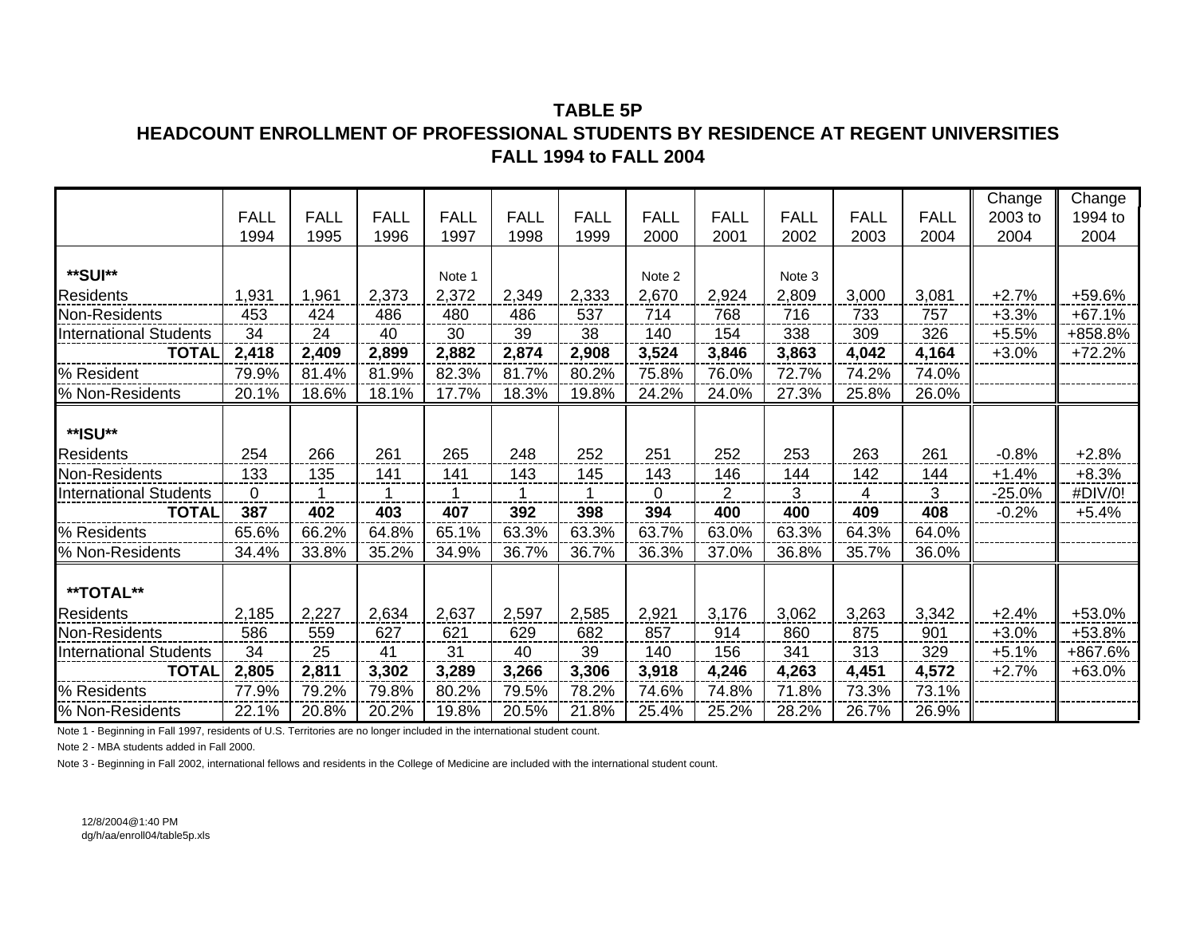# TABLE 5P

## HEADCOUNT ENROLLMENT OF PROFESSIONAL STUDENTS BY RESIDENCE AT REGENT UNIVERSITIES

### FALL 1994 to FALL 2004

| | FALL 1994 | FALL 1995 | FALL 1996 | FALL 1997 | FALL 1998 | FALL 1999 | FALL 2000 | FALL 2001 | FALL 2002 | FALL 2003 | FALL 2004 | Change 2003 to 2004 | Change 1994 to 2004 |
|---|---|---|---|---|---|---|---|---|---|---|---|---|---|
| **SUI** | | | | Note 1 | | | Note 2 | | Note 3 | | | | |
| Residents | 1,931 | 1,961 | 2,373 | 2,372 | 2,349 | 2,333 | 2,670 | 2,924 | 2,809 | 3,000 | 3,081 | +2.7% | +59.6% |
| Non-Residents | 453 | 424 | 486 | 480 | 486 | 537 | 714 | 768 | 716 | 733 | 757 | +3.3% | +67.1% |
| International Students | 34 | 24 | 40 | 30 | 39 | 38 | 140 | 154 | 338 | 309 | 326 | +5.5% | +858.8% |
| **TOTAL** | **2,418** | **2,409** | **2,899** | **2,882** | **2,874** | **2,908** | **3,524** | **3,846** | **3,863** | **4,042** | **4,164** | +3.0% | +72.2% |
| % Resident | 79.9% | 81.4% | 81.9% | 82.3% | 81.7% | 80.2% | 75.8% | 76.0% | 72.7% | 74.2% | 74.0% | | |
| % Non-Residents | 20.1% | 18.6% | 18.1% | 17.7% | 18.3% | 19.8% | 24.2% | 24.0% | 27.3% | 25.8% | 26.0% | | |
| **ISU** | | | | | | | | | | | | | |
| Residents | 254 | 266 | 261 | 265 | 248 | 252 | 251 | 252 | 253 | 263 | 261 | -0.8% | +2.8% |
| Non-Residents | 133 | 135 | 141 | 141 | 143 | 145 | 143 | 146 | 144 | 142 | 144 | +1.4% | +8.3% |
| International Students | 0 | 1 | 1 | 1 | 1 | 1 | 0 | 2 | 3 | 4 | 3 | -25.0% | #DIV/0! |
| **TOTAL** | **387** | **402** | **403** | **407** | **392** | **398** | **394** | **400** | **400** | **409** | **408** | -0.2% | +5.4% |
| % Residents | 65.6% | 66.2% | 64.8% | 65.1% | 63.3% | 63.3% | 63.7% | 63.0% | 63.3% | 64.3% | 64.0% | | |
| % Non-Residents | 34.4% | 33.8% | 35.2% | 34.9% | 36.7% | 36.7% | 36.3% | 37.0% | 36.8% | 35.7% | 36.0% | | |
| **TOTAL** | | | | | | | | | | | | | |
| Residents | 2,185 | 2,227 | 2,634 | 2,637 | 2,597 | 2,585 | 2,921 | 3,176 | 3,062 | 3,263 | 3,342 | +2.4% | +53.0% |
| Non-Residents | 586 | 559 | 627 | 621 | 629 | 682 | 857 | 914 | 860 | 875 | 901 | +3.0% | +53.8% |
| International Students | 34 | 25 | 41 | 31 | 40 | 39 | 140 | 156 | 341 | 313 | 329 | +5.1% | +867.6% |
| **TOTAL** | **2,805** | **2,811** | **3,302** | **3,289** | **3,266** | **3,306** | **3,918** | **4,246** | **4,263** | **4,451** | **4,572** | +2.7% | +63.0% |
| % Residents | 77.9% | 79.2% | 79.8% | 80.2% | 79.5% | 78.2% | 74.6% | 74.8% | 71.8% | 73.3% | 73.1% | | |
| % Non-Residents | 22.1% | 20.8% | 20.2% | 19.8% | 20.5% | 21.8% | 25.4% | 25.2% | 28.2% | 26.7% | 26.9% | | |

Note 1 - Beginning in Fall 1997, residents of U.S. Territories are no longer included in the international student count.

Note 2 - MBA students added in Fall 2000.

Note 3 - Beginning in Fall 2002, international fellows and residents in the College of Medicine are included with the international student count.

12/8/2004@1:40 PM
dg/h/aa/enroll04/table5p.xls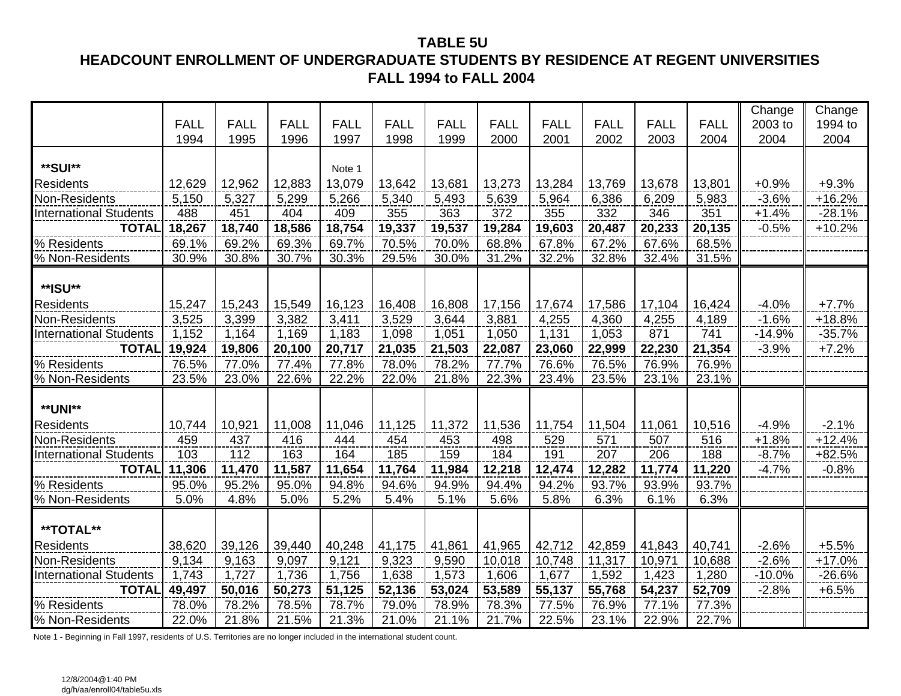# TABLE 5U

## HEADCOUNT ENROLLMENT OF UNDERGRADUATE STUDENTS BY RESIDENCE AT REGENT UNIVERSITIES

### FALL 1994 to FALL 2004

| | FALL 1994 | FALL 1995 | FALL 1996 | FALL 1997 | FALL 1998 | FALL 1999 | FALL 2000 | FALL 2001 | FALL 2002 | FALL 2003 | FALL 2004 | Change 2003 to 2004 | Change 1994 to 2004 |
|---|---|---|---|---|---|---|---|---|---|---|---|---|---|
| **SUI** | | | | Note 1 | | | | | | | | | |
| Residents | 12,629 | 12,962 | 12,883 | 13,079 | 13,642 | 13,681 | 13,273 | 13,284 | 13,769 | 13,678 | 13,801 | +0.9% | +9.3% |
| Non-Residents | 5,150 | 5,327 | 5,299 | 5,266 | 5,340 | 5,493 | 5,639 | 5,964 | 6,386 | 6,209 | 5,983 | -3.6% | +16.2% |
| International Students | 488 | 451 | 404 | 409 | 355 | 363 | 372 | 355 | 332 | 346 | 351 | +1.4% | -28.1% |
| **TOTAL** | **18,267** | **18,740** | **18,586** | **18,754** | **19,337** | **19,537** | **19,284** | **19,603** | **20,487** | **20,233** | **20,135** | -0.5% | +10.2% |
| % Residents | 69.1% | 69.2% | 69.3% | 69.7% | 70.5% | 70.0% | 68.8% | 67.8% | 67.2% | 67.6% | 68.5% | | |
| % Non-Residents | 30.9% | 30.8% | 30.7% | 30.3% | 29.5% | 30.0% | 31.2% | 32.2% | 32.8% | 32.4% | 31.5% | | |
| **ISU** | | | | | | | | | | | | | |
| Residents | 15,247 | 15,243 | 15,549 | 16,123 | 16,408 | 16,808 | 17,156 | 17,674 | 17,586 | 17,104 | 16,424 | -4.0% | +7.7% |
| Non-Residents | 3,525 | 3,399 | 3,382 | 3,411 | 3,529 | 3,644 | 3,881 | 4,255 | 4,360 | 4,255 | 4,189 | -1.6% | +18.8% |
| International Students | 1,152 | 1,164 | 1,169 | 1,183 | 1,098 | 1,051 | 1,050 | 1,131 | 1,053 | 871 | 741 | -14.9% | -35.7% |
| **TOTAL** | **19,924** | **19,806** | **20,100** | **20,717** | **21,035** | **21,503** | **22,087** | **23,060** | **22,999** | **22,230** | **21,354** | -3.9% | +7.2% |
| % Residents | 76.5% | 77.0% | 77.4% | 77.8% | 78.0% | 78.2% | 77.7% | 76.6% | 76.5% | 76.9% | 76.9% | | |
| % Non-Residents | 23.5% | 23.0% | 22.6% | 22.2% | 22.0% | 21.8% | 22.3% | 23.4% | 23.5% | 23.1% | 23.1% | | |
| **UNI** | | | | | | | | | | | | | |
| Residents | 10,744 | 10,921 | 11,008 | 11,046 | 11,125 | 11,372 | 11,536 | 11,754 | 11,504 | 11,061 | 10,516 | -4.9% | -2.1% |
| Non-Residents | 459 | 437 | 416 | 444 | 454 | 453 | 498 | 529 | 571 | 507 | 516 | +1.8% | +12.4% |
| International Students | 103 | 112 | 163 | 164 | 185 | 159 | 184 | 191 | 207 | 206 | 188 | -8.7% | +82.5% |
| **TOTAL** | **11,306** | **11,470** | **11,587** | **11,654** | **11,764** | **11,984** | **12,218** | **12,474** | **12,282** | **11,774** | **11,220** | -4.7% | -0.8% |
| % Residents | 95.0% | 95.2% | 95.0% | 94.8% | 94.6% | 94.9% | 94.4% | 94.2% | 93.7% | 93.9% | 93.7% | | |
| % Non-Residents | 5.0% | 4.8% | 5.0% | 5.2% | 5.4% | 5.1% | 5.6% | 5.8% | 6.3% | 6.1% | 6.3% | | |
| **TOTAL** | | | | | | | | | | | | | |
| Residents | 38,620 | 39,126 | 39,440 | 40,248 | 41,175 | 41,861 | 41,965 | 42,712 | 42,859 | 41,843 | 40,741 | -2.6% | +5.5% |
| Non-Residents | 9,134 | 9,163 | 9,097 | 9,121 | 9,323 | 9,590 | 10,018 | 10,748 | 11,317 | 10,971 | 10,688 | -2.6% | +17.0% |
| International Students | 1,743 | 1,727 | 1,736 | 1,756 | 1,638 | 1,573 | 1,606 | 1,677 | 1,592 | 1,423 | 1,280 | -10.0% | -26.6% |
| **TOTAL** | **49,497** | **50,016** | **50,273** | **51,125** | **52,136** | **53,024** | **53,589** | **55,137** | **55,768** | **54,237** | **52,709** | -2.8% | +6.5% |
| % Residents | 78.0% | 78.2% | 78.5% | 78.7% | 79.0% | 78.9% | 78.3% | 77.5% | 76.9% | 77.1% | 77.3% | | |
| % Non-Residents | 22.0% | 21.8% | 21.5% | 21.3% | 21.0% | 21.1% | 21.7% | 22.5% | 23.1% | 22.9% | 22.7% | | |

Note 1 - Beginning in Fall 1997, residents of U.S. Territories are no longer included in the international student count.

12/8/2004@1:40 PM
dg/h/aa/enroll04/table5u.xls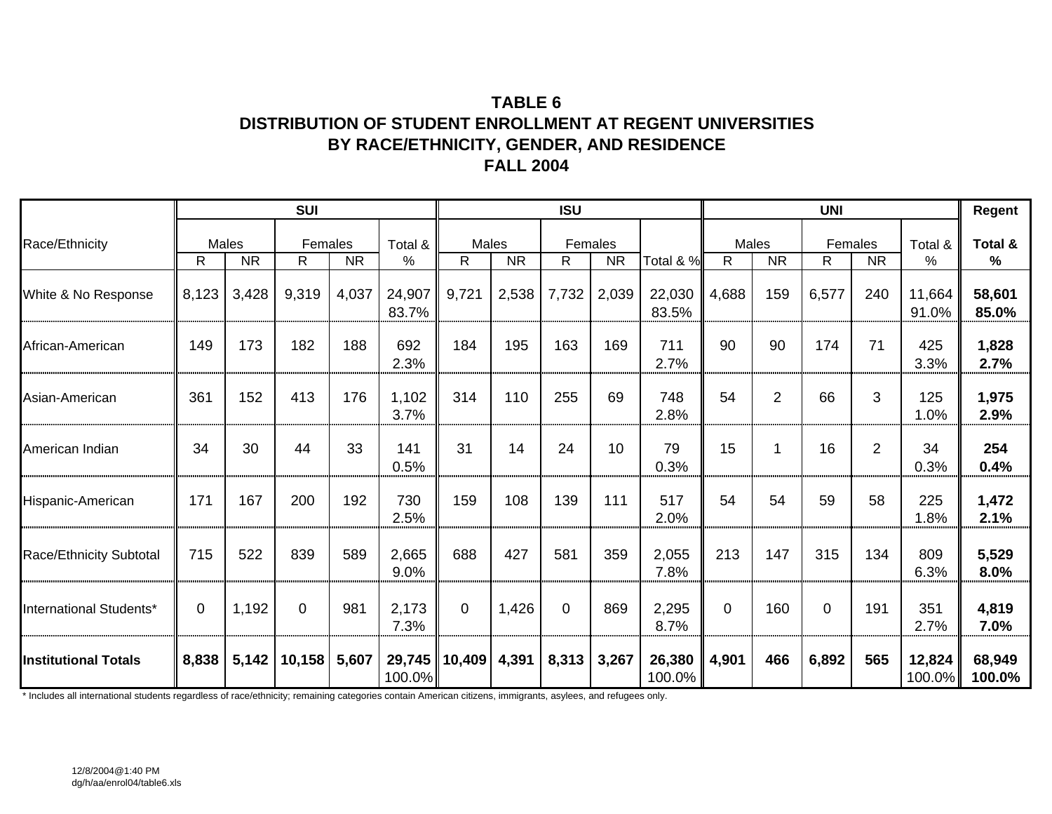# TABLE 6
## DISTRIBUTION OF STUDENT ENROLLMENT AT REGENT UNIVERSITIES BY RACE/ETHNICITY, GENDER, AND RESIDENCE
## FALL 2004

| | SUI | | | | | ISU | | | | | UNI | | | | | Regent |
|---|---|---|---|---|---|---|---|---|---|---|---|---|---|---|---|---|
| Race/Ethnicity | Males | | Females | | Total & % | Males | | Females | | Total & % | Males | | Females | | Total & % | **Total & %** |
| | R | NR | R | NR | | R | NR | R | NR | | R | NR | R | NR | | |
| White & No Response | 8,123 | 3,428 | 9,319 | 4,037 | 24,907 83.7% | 9,721 | 2,538 | 7,732 | 2,039 | 22,030 83.5% | 4,688 | 159 | 6,577 | 240 | 11,664 91.0% | **58,601 85.0%** |
| African-American | 149 | 173 | 182 | 188 | 692 2.3% | 184 | 195 | 163 | 169 | 711 2.7% | 90 | 90 | 174 | 71 | 425 3.3% | **1,828 2.7%** |
| Asian-American | 361 | 152 | 413 | 176 | 1,102 3.7% | 314 | 110 | 255 | 69 | 748 2.8% | 54 | 2 | 66 | 3 | 125 1.0% | **1,975 2.9%** |
| American Indian | 34 | 30 | 44 | 33 | 141 0.5% | 31 | 14 | 24 | 10 | 79 0.3% | 15 | 1 | 16 | 2 | 34 0.3% | **254 0.4%** |
| Hispanic-American | 171 | 167 | 200 | 192 | 730 2.5% | 159 | 108 | 139 | 111 | 517 2.0% | 54 | 54 | 59 | 58 | 225 1.8% | **1,472 2.1%** |
| Race/Ethnicity Subtotal | 715 | 522 | 839 | 589 | 2,665 9.0% | 688 | 427 | 581 | 359 | 2,055 7.8% | 213 | 147 | 315 | 134 | 809 6.3% | **5,529 8.0%** |
| International Students* | 0 | 1,192 | 0 | 981 | 2,173 7.3% | 0 | 1,426 | 0 | 869 | 2,295 8.7% | 0 | 160 | 0 | 191 | 351 2.7% | **4,819 7.0%** |
| **Institutional Totals** | **8,838** | **5,142** | **10,158** | **5,607** | **29,745** 100.0% | **10,409** | **4,391** | **8,313** | **3,267** | **26,380** 100.0% | **4,901** | **466** | **6,892** | **565** | **12,824** 100.0% | **68,949 100.0%** |

\* Includes all international students regardless of race/ethnicity; remaining categories contain American citizens, immigrants, asylees, and refugees only.

12/8/2004@1:40 PM
dg/h/aa/enrol04/table6.xls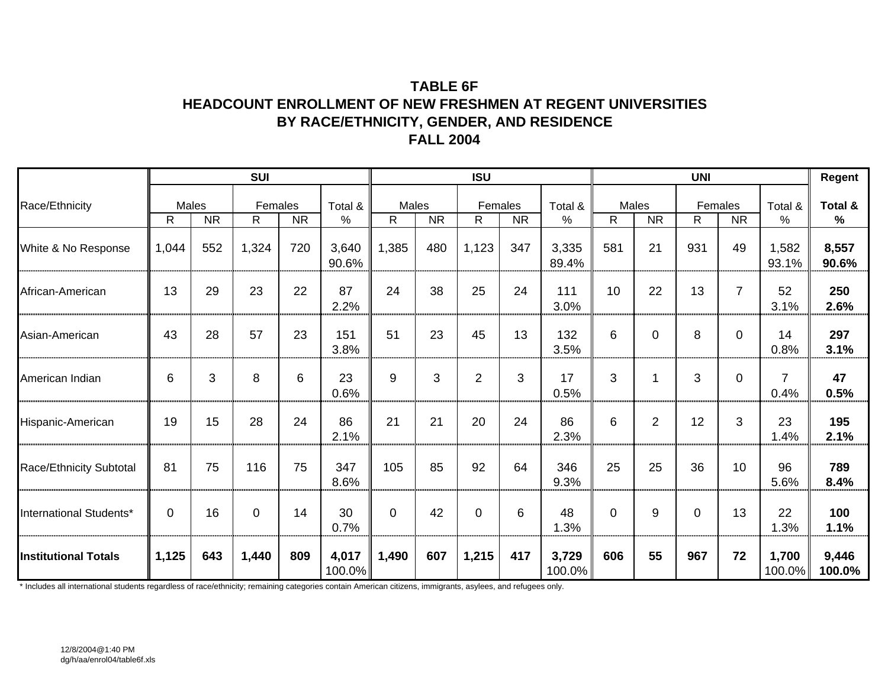# TABLE 6F
# HEADCOUNT ENROLLMENT OF NEW FRESHMEN AT REGENT UNIVERSITIES
# BY RACE/ETHNICITY, GENDER, AND RESIDENCE
# FALL 2004

| Race/Ethnicity | SUI | | | | | ISU | | | | | UNI | | | | | Regent |
|---|---|---|---|---|---|---|---|---|---|---|---|---|---|---|---|---|
| | Males | | Females | | Total & | Males | | Females | | Total & | Males | | Females | | Total & | **Total &** |
| | R | NR | R | NR | % | R | NR | R | NR | % | R | NR | R | NR | % | **%** |
| White & No Response | 1,044 | 552 | 1,324 | 720 | 3,640 90.6% | 1,385 | 480 | 1,123 | 347 | 3,335 89.4% | 581 | 21 | 931 | 49 | 1,582 93.1% | **8,557 90.6%** |
| African-American | 13 | 29 | 23 | 22 | 87 2.2% | 24 | 38 | 25 | 24 | 111 3.0% | 10 | 22 | 13 | 7 | 52 3.1% | **250 2.6%** |
| Asian-American | 43 | 28 | 57 | 23 | 151 3.8% | 51 | 23 | 45 | 13 | 132 3.5% | 6 | 0 | 8 | 0 | 14 0.8% | **297 3.1%** |
| American Indian | 6 | 3 | 8 | 6 | 23 0.6% | 9 | 3 | 2 | 3 | 17 0.5% | 3 | 1 | 3 | 0 | 7 0.4% | **47 0.5%** |
| Hispanic-American | 19 | 15 | 28 | 24 | 86 2.1% | 21 | 21 | 20 | 24 | 86 2.3% | 6 | 2 | 12 | 3 | 23 1.4% | **195 2.1%** |
| Race/Ethnicity Subtotal | 81 | 75 | 116 | 75 | 347 8.6% | 105 | 85 | 92 | 64 | 346 9.3% | 25 | 25 | 36 | 10 | 96 5.6% | **789 8.4%** |
| International Students* | 0 | 16 | 0 | 14 | 30 0.7% | 0 | 42 | 0 | 6 | 48 1.3% | 0 | 9 | 0 | 13 | 22 1.3% | **100 1.1%** |
| **Institutional Totals** | **1,125** | **643** | **1,440** | **809** | **4,017** 100.0% | **1,490** | **607** | **1,215** | **417** | **3,729** 100.0% | **606** | **55** | **967** | **72** | **1,700** 100.0% | **9,446 100.0%** |

* Includes all international students regardless of race/ethnicity; remaining categories contain American citizens, immigrants, asylees, and refugees only.

12/8/2004@1:40 PM
dg/h/aa/enrol04/table6f.xls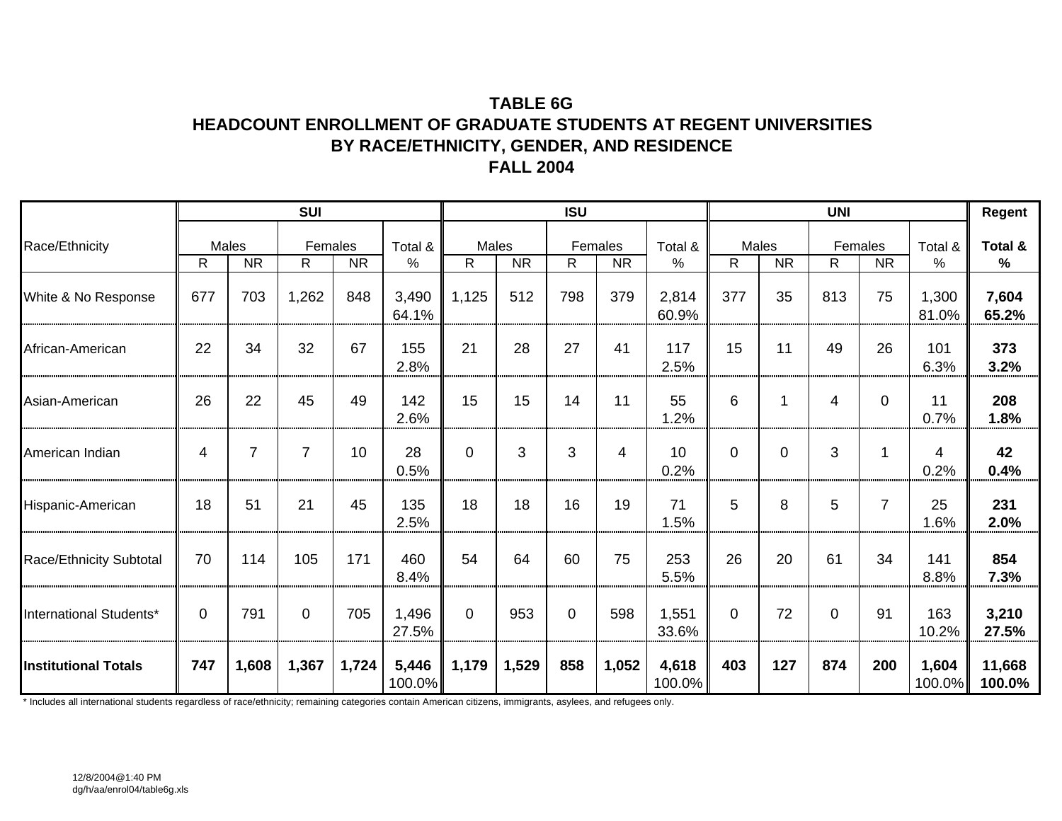# TABLE 6G
## HEADCOUNT ENROLLMENT OF GRADUATE STUDENTS AT REGENT UNIVERSITIES BY RACE/ETHNICITY, GENDER, AND RESIDENCE
## FALL 2004

| Race/Ethnicity | SUI | | | | | ISU | | | | | UNI | | | | | Regent |
|---|---|---|---|---|---|---|---|---|---|---|---|---|---|---|---|---|
| | Males | | Females | | Total & | Males | | Females | | Total & | Males | | Females | | Total & | **Total &** |
| | R | NR | R | NR | % | R | NR | R | NR | % | R | NR | R | NR | % | **%** |
| White & No Response | 677 | 703 | 1,262 | 848 | 3,490 64.1% | 1,125 | 512 | 798 | 379 | 2,814 60.9% | 377 | 35 | 813 | 75 | 1,300 81.0% | **7,604 65.2%** |
| African-American | 22 | 34 | 32 | 67 | 155 2.8% | 21 | 28 | 27 | 41 | 117 2.5% | 15 | 11 | 49 | 26 | 101 6.3% | **373 3.2%** |
| Asian-American | 26 | 22 | 45 | 49 | 142 2.6% | 15 | 15 | 14 | 11 | 55 1.2% | 6 | 1 | 4 | 0 | 11 0.7% | **208 1.8%** |
| American Indian | 4 | 7 | 7 | 10 | 28 0.5% | 0 | 3 | 3 | 4 | 10 0.2% | 0 | 0 | 3 | 1 | 4 0.2% | **42 0.4%** |
| Hispanic-American | 18 | 51 | 21 | 45 | 135 2.5% | 18 | 18 | 16 | 19 | 71 1.5% | 5 | 8 | 5 | 7 | 25 1.6% | **231 2.0%** |
| Race/Ethnicity Subtotal | 70 | 114 | 105 | 171 | 460 8.4% | 54 | 64 | 60 | 75 | 253 5.5% | 26 | 20 | 61 | 34 | 141 8.8% | **854 7.3%** |
| International Students* | 0 | 791 | 0 | 705 | 1,496 27.5% | 0 | 953 | 0 | 598 | 1,551 33.6% | 0 | 72 | 0 | 91 | 163 10.2% | **3,210 27.5%** |
| **Institutional Totals** | **747** | **1,608** | **1,367** | **1,724** | **5,446** 100.0% | **1,179** | **1,529** | **858** | **1,052** | **4,618** 100.0% | **403** | **127** | **874** | **200** | **1,604** 100.0% | **11,668 100.0%** |

* Includes all international students regardless of race/ethnicity; remaining categories contain American citizens, immigrants, asylees, and refugees only.

12/8/2004@1:40 PM
dg/h/aa/enrol04/table6g.xls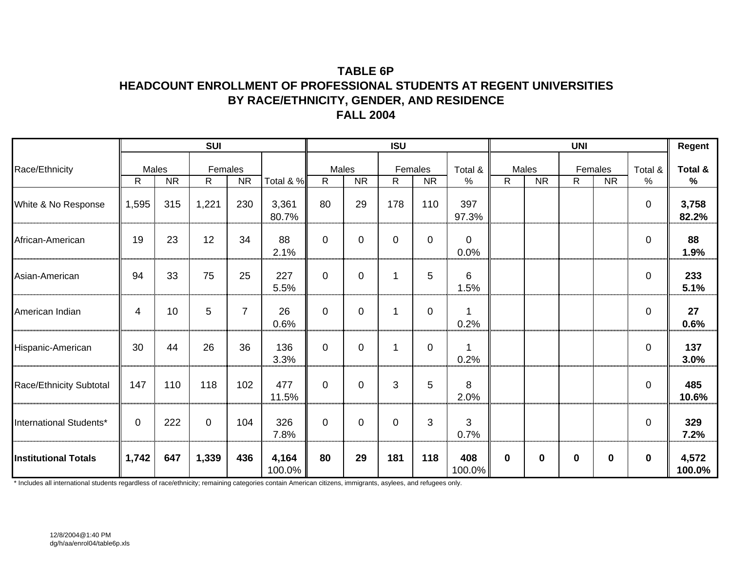# TABLE 6P
## HEADCOUNT ENROLLMENT OF PROFESSIONAL STUDENTS AT REGENT UNIVERSITIES BY RACE/ETHNICITY, GENDER, AND RESIDENCE
## FALL 2004

| Race/Ethnicity | SUI | | | | | ISU | | | | | UNI | | | | | Regent |
|---|---|---|---|---|---|---|---|---|---|---|---|---|---|---|---|---|
| | Males | | Females | | | Males | | Females | | Total & | Males | | Females | | Total & | **Total &** |
| | R | NR | R | NR | Total & % | R | NR | R | NR | % | R | NR | R | NR | % | **%** |
| White & No Response | 1,595 | 315 | 1,221 | 230 | 3,361<br>80.7% | 80 | 29 | 178 | 110 | 397<br>97.3% | | | | | 0 | **3,758<br>82.2%** |
| African-American | 19 | 23 | 12 | 34 | 88<br>2.1% | 0 | 0 | 0 | 0 | 0<br>0.0% | | | | | 0 | **88<br>1.9%** |
| Asian-American | 94 | 33 | 75 | 25 | 227<br>5.5% | 0 | 0 | 1 | 5 | 6<br>1.5% | | | | | 0 | **233<br>5.1%** |
| American Indian | 4 | 10 | 5 | 7 | 26<br>0.6% | 0 | 0 | 1 | 0 | 1<br>0.2% | | | | | 0 | **27<br>0.6%** |
| Hispanic-American | 30 | 44 | 26 | 36 | 136<br>3.3% | 0 | 0 | 1 | 0 | 1<br>0.2% | | | | | 0 | **137<br>3.0%** |
| Race/Ethnicity Subtotal | 147 | 110 | 118 | 102 | 477<br>11.5% | 0 | 0 | 3 | 5 | 8<br>2.0% | | | | | 0 | **485<br>10.6%** |
| International Students* | 0 | 222 | 0 | 104 | 326<br>7.8% | 0 | 0 | 0 | 3 | 3<br>0.7% | | | | | 0 | **329<br>7.2%** |
| **Institutional Totals** | **1,742** | **647** | **1,339** | **436** | **4,164**<br>100.0% | **80** | **29** | **181** | **118** | **408**<br>100.0% | **0** | **0** | **0** | **0** | **0** | **4,572<br>100.0%** |

* Includes all international students regardless of race/ethnicity; remaining categories contain American citizens, immigrants, asylees, and refugees only.

12/8/2004@1:40 PM
dg/h/aa/enrol04/table6p.xls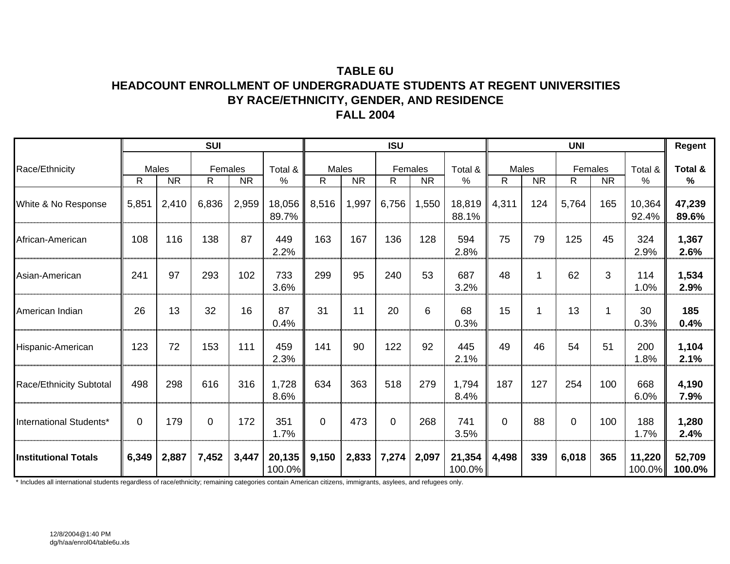# TABLE 6U
## HEADCOUNT ENROLLMENT OF UNDERGRADUATE STUDENTS AT REGENT UNIVERSITIES
## BY RACE/ETHNICITY, GENDER, AND RESIDENCE
## FALL 2004

| Race/Ethnicity | SUI | | | | | ISU | | | | | UNI | | | | | Regent |
|---|---|---|---|---|---|---|---|---|---|---|---|---|---|---|---|---|
| | Males | | Females | | Total & | Males | | Females | | Total & | Males | | Females | | Total & | **Total &** |
| | R | NR | R | NR | % | R | NR | R | NR | % | R | NR | R | NR | % | **%** |
| White & No Response | 5,851 | 2,410 | 6,836 | 2,959 | 18,056 89.7% | 8,516 | 1,997 | 6,756 | 1,550 | 18,819 88.1% | 4,311 | 124 | 5,764 | 165 | 10,364 92.4% | **47,239 89.6%** |
| African-American | 108 | 116 | 138 | 87 | 449 2.2% | 163 | 167 | 136 | 128 | 594 2.8% | 75 | 79 | 125 | 45 | 324 2.9% | **1,367 2.6%** |
| Asian-American | 241 | 97 | 293 | 102 | 733 3.6% | 299 | 95 | 240 | 53 | 687 3.2% | 48 | 1 | 62 | 3 | 114 1.0% | **1,534 2.9%** |
| American Indian | 26 | 13 | 32 | 16 | 87 0.4% | 31 | 11 | 20 | 6 | 68 0.3% | 15 | 1 | 13 | 1 | 30 0.3% | **185 0.4%** |
| Hispanic-American | 123 | 72 | 153 | 111 | 459 2.3% | 141 | 90 | 122 | 92 | 445 2.1% | 49 | 46 | 54 | 51 | 200 1.8% | **1,104 2.1%** |
| Race/Ethnicity Subtotal | 498 | 298 | 616 | 316 | 1,728 8.6% | 634 | 363 | 518 | 279 | 1,794 8.4% | 187 | 127 | 254 | 100 | 668 6.0% | **4,190 7.9%** |
| International Students* | 0 | 179 | 0 | 172 | 351 1.7% | 0 | 473 | 0 | 268 | 741 3.5% | 0 | 88 | 0 | 100 | 188 1.7% | **1,280 2.4%** |
| **Institutional Totals** | **6,349** | **2,887** | **7,452** | **3,447** | **20,135** 100.0% | **9,150** | **2,833** | **7,274** | **2,097** | **21,354** 100.0% | **4,498** | **339** | **6,018** | **365** | **11,220** 100.0% | **52,709 100.0%** |

* Includes all international students regardless of race/ethnicity; remaining categories contain American citizens, immigrants, asylees, and refugees only.

12/8/2004@1:40 PM
dg/h/aa/enrol04/table6u.xls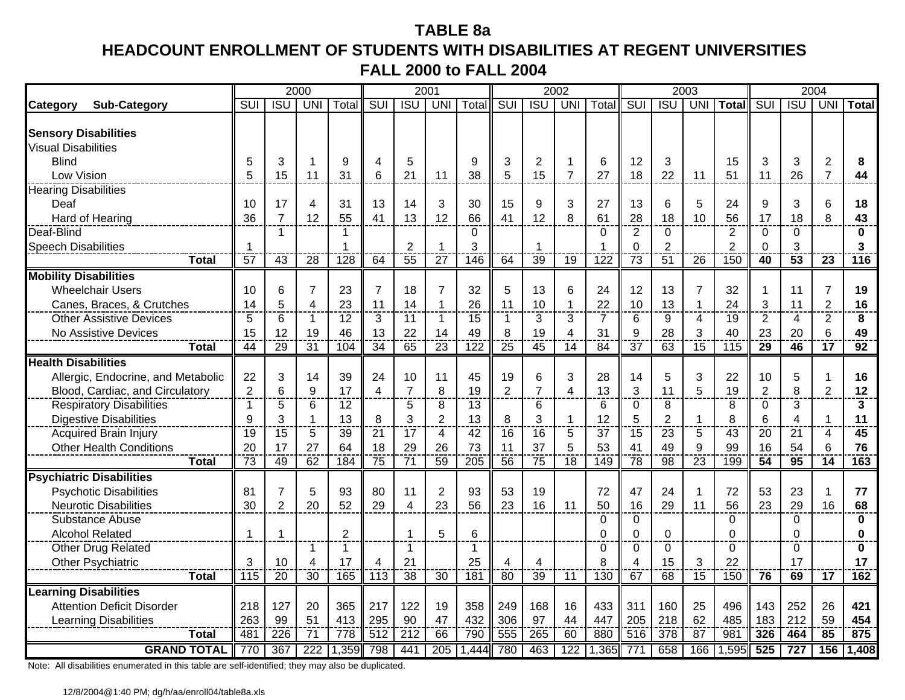# TABLE 8a

## HEADCOUNT ENROLLMENT OF STUDENTS WITH DISABILITIES AT REGENT UNIVERSITIES

## FALL 2000 to FALL 2004

| | 2000 | | | | 2001 | | | | 2002 | | | | 2003 | | | | 2004 | | | |
|---|---|---|---|---|---|---|---|---|---|---|---|---|---|---|---|---|---|---|---|---|
| **Category Sub-Category** | SUI | ISU | UNI | Total | SUI | ISU | UNI | Total | SUI | ISU | UNI | Total | SUI | ISU | UNI | **Total** | SUI | ISU | UNI | **Total** |
| **Sensory Disabilities** | | | | | | | | | | | | | | | | | | | | |
| Visual Disabilities | | | | | | | | | | | | | | | | | | | | |
| Blind | 5 | 3 | 1 | 9 | 4 | 5 | | 9 | 3 | 2 | 1 | 6 | 12 | 3 | | 15 | 3 | 3 | 2 | **8** |
| Low Vision | 5 | 15 | 11 | 31 | 6 | 21 | 11 | 38 | 5 | 15 | 7 | 27 | 18 | 22 | 11 | 51 | 11 | 26 | 7 | **44** |
| Hearing Disabilities | | | | | | | | | | | | | | | | | | | | |
| Deaf | 10 | 17 | 4 | 31 | 13 | 14 | 3 | 30 | 15 | 9 | 3 | 27 | 13 | 6 | 5 | 24 | 9 | 3 | 6 | **18** |
| Hard of Hearing | 36 | 7 | 12 | 55 | 41 | 13 | 12 | 66 | 41 | 12 | 8 | 61 | 28 | 18 | 10 | 56 | 17 | 18 | 8 | **43** |
| Deaf-Blind | | 1 | | 1 | | | | 0 | | | | 0 | 2 | 0 | | 2 | 0 | 0 | | **0** |
| Speech Disabilities | 1 | | | 1 | | 2 | 1 | 3 | | 1 | | 1 | 0 | 2 | | 2 | 0 | 3 | | **3** |
| **Total** | 57 | 43 | 28 | 128 | 64 | 55 | 27 | 146 | 64 | 39 | 19 | 122 | 73 | 51 | 26 | 150 | **40** | **53** | **23** | **116** |
| **Mobility Disabilities** | | | | | | | | | | | | | | | | | | | | |
| Wheelchair Users | 10 | 6 | 7 | 23 | 7 | 18 | 7 | 32 | 5 | 13 | 6 | 24 | 12 | 13 | 7 | 32 | 1 | 11 | 7 | **19** |
| Canes, Braces, & Crutches | 14 | 5 | 4 | 23 | 11 | 14 | 1 | 26 | 11 | 10 | 1 | 22 | 10 | 13 | 1 | 24 | 3 | 11 | 2 | **16** |
| Other Assistive Devices | 5 | 6 | 1 | 12 | 3 | 11 | 1 | 15 | 1 | 3 | 3 | 7 | 6 | 9 | 4 | 19 | 2 | 4 | 2 | **8** |
| No Assistive Devices | 15 | 12 | 19 | 46 | 13 | 22 | 14 | 49 | 8 | 19 | 4 | 31 | 9 | 28 | 3 | 40 | 23 | 20 | 6 | **49** |
| **Total** | 44 | 29 | 31 | 104 | 34 | 65 | 23 | 122 | 25 | 45 | 14 | 84 | 37 | 63 | 15 | 115 | **29** | **46** | **17** | **92** |
| **Health Disabilities** | | | | | | | | | | | | | | | | | | | | |
| Allergic, Endocrine, and Metabolic | 22 | 3 | 14 | 39 | 24 | 10 | 11 | 45 | 19 | 6 | 3 | 28 | 14 | 5 | 3 | 22 | 10 | 5 | 1 | **16** |
| Blood, Cardiac, and Circulatory | 2 | 6 | 9 | 17 | 4 | 7 | 8 | 19 | 2 | 7 | 4 | 13 | 3 | 11 | 5 | 19 | 2 | 8 | 2 | **12** |
| Respiratory Disabilities | 1 | 5 | 6 | 12 | | 5 | 8 | 13 | | 6 | | 6 | 0 | 8 | | 8 | 0 | 3 | | **3** |
| Digestive Disabilities | 9 | 3 | 1 | 13 | 8 | 3 | 2 | 13 | 8 | 3 | 1 | 12 | 5 | 2 | 1 | 8 | 6 | 4 | 1 | **11** |
| Acquired Brain Injury | 19 | 15 | 5 | 39 | 21 | 17 | 4 | 42 | 16 | 16 | 5 | 37 | 15 | 23 | 5 | 43 | 20 | 21 | 4 | **45** |
| Other Health Conditions | 20 | 17 | 27 | 64 | 18 | 29 | 26 | 73 | 11 | 37 | 5 | 53 | 41 | 49 | 9 | 99 | 16 | 54 | 6 | **76** |
| **Total** | 73 | 49 | 62 | 184 | 75 | 71 | 59 | 205 | 56 | 75 | 18 | 149 | 78 | 98 | 23 | 199 | **54** | **95** | **14** | **163** |
| **Psychiatric Disabilities** | | | | | | | | | | | | | | | | | | | | |
| Psychotic Disabilities | 81 | 7 | 5 | 93 | 80 | 11 | 2 | 93 | 53 | 19 | | 72 | 47 | 24 | 1 | 72 | 53 | 23 | 1 | **77** |
| Neurotic Disabilities | 30 | 2 | 20 | 52 | 29 | 4 | 23 | 56 | 23 | 16 | 11 | 50 | 16 | 29 | 11 | 56 | 23 | 29 | 16 | **68** |
| Substance Abuse | | | | | | | | | | | | 0 | 0 | | | 0 | | 0 | | **0** |
| Alcohol Related | 1 | 1 | | 2 | | 1 | 5 | 6 | | | | 0 | 0 | 0 | | 0 | | 0 | | **0** |
| Other Drug Related | | | 1 | 1 | | 1 | | 1 | | | | 0 | 0 | 0 | | 0 | | 0 | | **0** |
| Other Psychiatric | 3 | 10 | 4 | 17 | 4 | 21 | | 25 | 4 | 4 | | 8 | 4 | 15 | 3 | 22 | | 17 | | **17** |
| **Total** | 115 | 20 | 30 | 165 | 113 | 38 | 30 | 181 | 80 | 39 | 11 | 130 | 67 | 68 | 15 | 150 | **76** | **69** | **17** | **162** |
| **Learning Disabilities** | | | | | | | | | | | | | | | | | | | | |
| Attention Deficit Disorder | 218 | 127 | 20 | 365 | 217 | 122 | 19 | 358 | 249 | 168 | 16 | 433 | 311 | 160 | 25 | 496 | 143 | 252 | 26 | **421** |
| Learning Disabilities | 263 | 99 | 51 | 413 | 295 | 90 | 47 | 432 | 306 | 97 | 44 | 447 | 205 | 218 | 62 | 485 | 183 | 212 | 59 | **454** |
| **Total** | 481 | 226 | 71 | 778 | 512 | 212 | 66 | 790 | 555 | 265 | 60 | 880 | 516 | 378 | 87 | 981 | **326** | **464** | **85** | **875** |
| **GRAND TOTAL** | 770 | 367 | 222 | 1,359 | 798 | 441 | 205 | 1,444 | 780 | 463 | 122 | 1,365 | 771 | 658 | 166 | 1,595 | **525** | **727** | **156** | **1,408** |

Note: All disabilities enumerated in this table are self-identified; they may also be duplicated.

12/8/2004@1:40 PM; dg/h/aa/enroll04/table8a.xls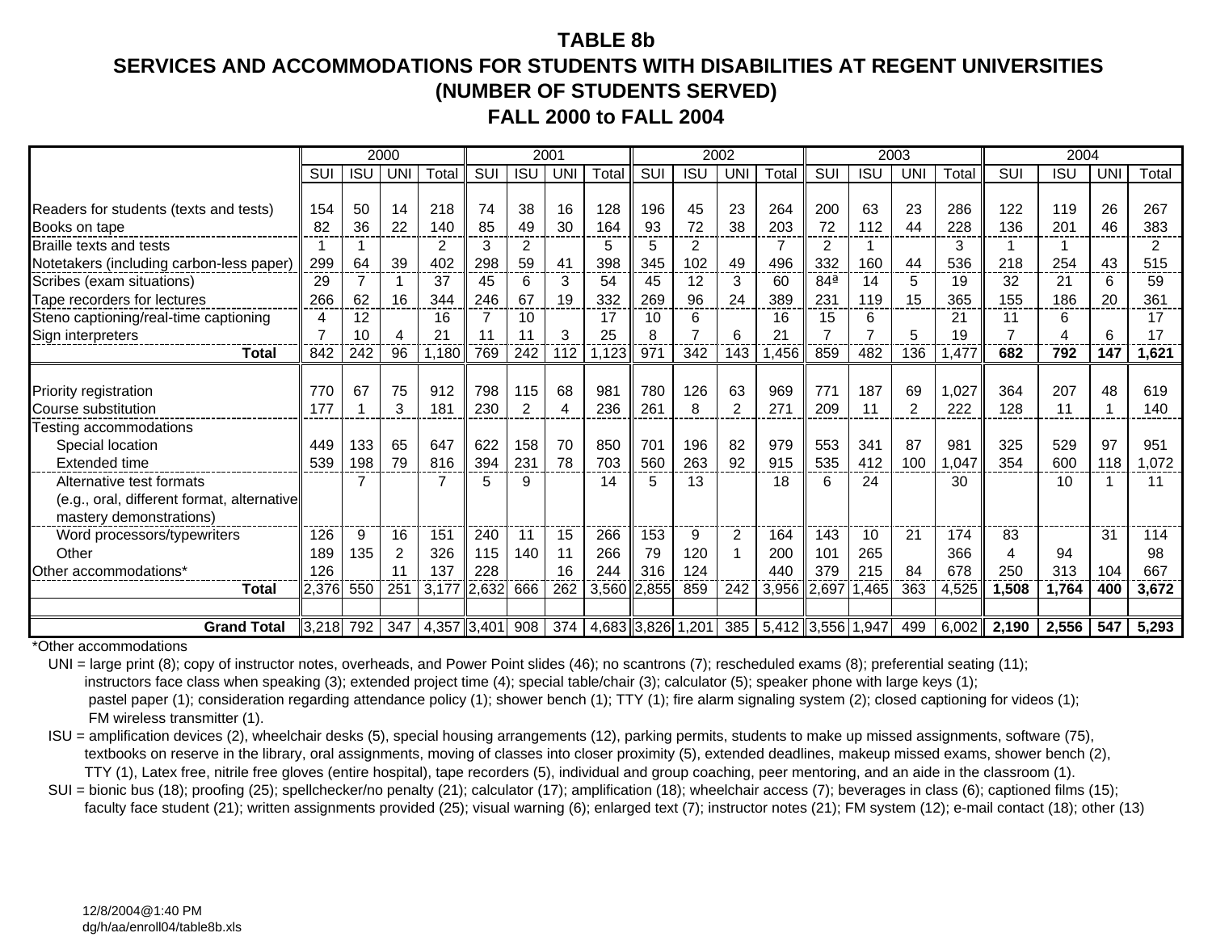# TABLE 8b

## SERVICES AND ACCOMMODATIONS FOR STUDENTS WITH DISABILITIES AT REGENT UNIVERSITIES (NUMBER OF STUDENTS SERVED)

## FALL 2000 to FALL 2004

| | 2000 | | | | 2001 | | | | 2002 | | | | 2003 | | | | 2004 | | | |
|---|---|---|---|---|---|---|---|---|---|---|---|---|---|---|---|---|---|---|---|---|
| | SUI | ISU | UNI | Total | SUI | ISU | UNI | Total | SUI | ISU | UNI | Total | SUI | ISU | UNI | Total | SUI | ISU | UNI | Total |
| Readers for students (texts and tests) | 154 | 50 | 14 | 218 | 74 | 38 | 16 | 128 | 196 | 45 | 23 | 264 | 200 | 63 | 23 | 286 | 122 | 119 | 26 | 267 |
| Books on tape | 82 | 36 | 22 | 140 | 85 | 49 | 30 | 164 | 93 | 72 | 38 | 203 | 72 | 112 | 44 | 228 | 136 | 201 | 46 | 383 |
| Braille texts and tests | 1 | 1 | | 2 | 3 | 2 | | 5 | 5 | 2 | | 7 | 2 | 1 | | 3 | 1 | 1 | | 2 |
| Notetakers (including carbon-less paper) | 299 | 64 | 39 | 402 | 298 | 59 | 41 | 398 | 345 | 102 | 49 | 496 | 332 | 160 | 44 | 536 | 218 | 254 | 43 | 515 |
| Scribes (exam situations) | 29 | 7 | 1 | 37 | 45 | 6 | 3 | 54 | 45 | 12 | 3 | 60 | 84ª | 14 | 5 | 19 | 32 | 21 | 6 | 59 |
| Tape recorders for lectures | 266 | 62 | 16 | 344 | 246 | 67 | 19 | 332 | 269 | 96 | 24 | 389 | 231 | 119 | 15 | 365 | 155 | 186 | 20 | 361 |
| Steno captioning/real-time captioning | 4 | 12 | | 16 | 7 | 10 | | 17 | 10 | 6 | | 16 | 15 | 6 | | 21 | 11 | 6 | | 17 |
| Sign interpreters | 7 | 10 | 4 | 21 | 11 | 11 | 3 | 25 | 8 | 7 | 6 | 21 | 7 | 7 | 5 | 19 | 7 | 4 | 6 | 17 |
| **Total** | 842 | 242 | 96 | 1,180 | 769 | 242 | 112 | 1,123 | 971 | 342 | 143 | 1,456 | 859 | 482 | 136 | 1,477 | **682** | **792** | **147** | **1,621** |
| Priority registration | 770 | 67 | 75 | 912 | 798 | 115 | 68 | 981 | 780 | 126 | 63 | 969 | 771 | 187 | 69 | 1,027 | 364 | 207 | 48 | 619 |
| Course substitution | 177 | 1 | 3 | 181 | 230 | 2 | 4 | 236 | 261 | 8 | 2 | 271 | 209 | 11 | 2 | 222 | 128 | 11 | 1 | 140 |
| Testing accommodations | | | | | | | | | | | | | | | | | | | | |
| Special location | 449 | 133 | 65 | 647 | 622 | 158 | 70 | 850 | 701 | 196 | 82 | 979 | 553 | 341 | 87 | 981 | 325 | 529 | 97 | 951 |
| Extended time | 539 | 198 | 79 | 816 | 394 | 231 | 78 | 703 | 560 | 263 | 92 | 915 | 535 | 412 | 100 | 1,047 | 354 | 600 | 118 | 1,072 |
| Alternative test formats (e.g., oral, different format, alternative mastery demonstrations) | | 7 | | 7 | 5 | 9 | | 14 | 5 | 13 | | 18 | 6 | 24 | | 30 | | 10 | 1 | 11 |
| Word processors/typewriters | 126 | 9 | 16 | 151 | 240 | 11 | 15 | 266 | 153 | 9 | 2 | 164 | 143 | 10 | 21 | 174 | 83 | | 31 | 114 |
| Other | 189 | 135 | 2 | 326 | 115 | 140 | 11 | 266 | 79 | 120 | 1 | 200 | 101 | 265 | | 366 | 4 | 94 | | 98 |
| Other accommodations* | 126 | | 11 | 137 | 228 | | 16 | 244 | 316 | 124 | | 440 | 379 | 215 | 84 | 678 | 250 | 313 | 104 | 667 |
| **Total** | 2,376 | 550 | 251 | 3,177 | 2,632 | 666 | 262 | 3,560 | 2,855 | 859 | 242 | 3,956 | 2,697 | 1,465 | 363 | 4,525 | **1,508** | **1,764** | **400** | **3,672** |
| **Grand Total** | 3,218 | 792 | 347 | 4,357 | 3,401 | 908 | 374 | 4,683 | 3,826 | 1,201 | 385 | 5,412 | 3,556 | 1,947 | 499 | 6,002 | **2,190** | **2,556** | **547** | **5,293** |

*Other accommodations

UNI = large print (8); copy of instructor notes, overheads, and Power Point slides (46); no scantrons (7); rescheduled exams (8); preferential seating (11); instructors face class when speaking (3); extended project time (4); special table/chair (3); calculator (5); speaker phone with large keys (1); pastel paper (1); consideration regarding attendance policy (1); shower bench (1); TTY (1); fire alarm signaling system (2); closed captioning for videos (1); FM wireless transmitter (1).

ISU = amplification devices (2), wheelchair desks (5), special housing arrangements (12), parking permits, students to make up missed assignments, software (75), textbooks on reserve in the library, oral assignments, moving of classes into closer proximity (5), extended deadlines, makeup missed exams, shower bench (2), TTY (1), Latex free, nitrile free gloves (entire hospital), tape recorders (5), individual and group coaching, peer mentoring, and an aide in the classroom (1).

SUI = bionic bus (18); proofing (25); spellchecker/no penalty (21); calculator (17); amplification (18); wheelchair access (7); beverages in class (6); captioned films (15); faculty face student (21); written assignments provided (25); visual warning (6); enlarged text (7); instructor notes (21); FM system (12); e-mail contact (18); other (13)

12/8/2004@1:40 PM
dg/h/aa/enroll04/table8b.xls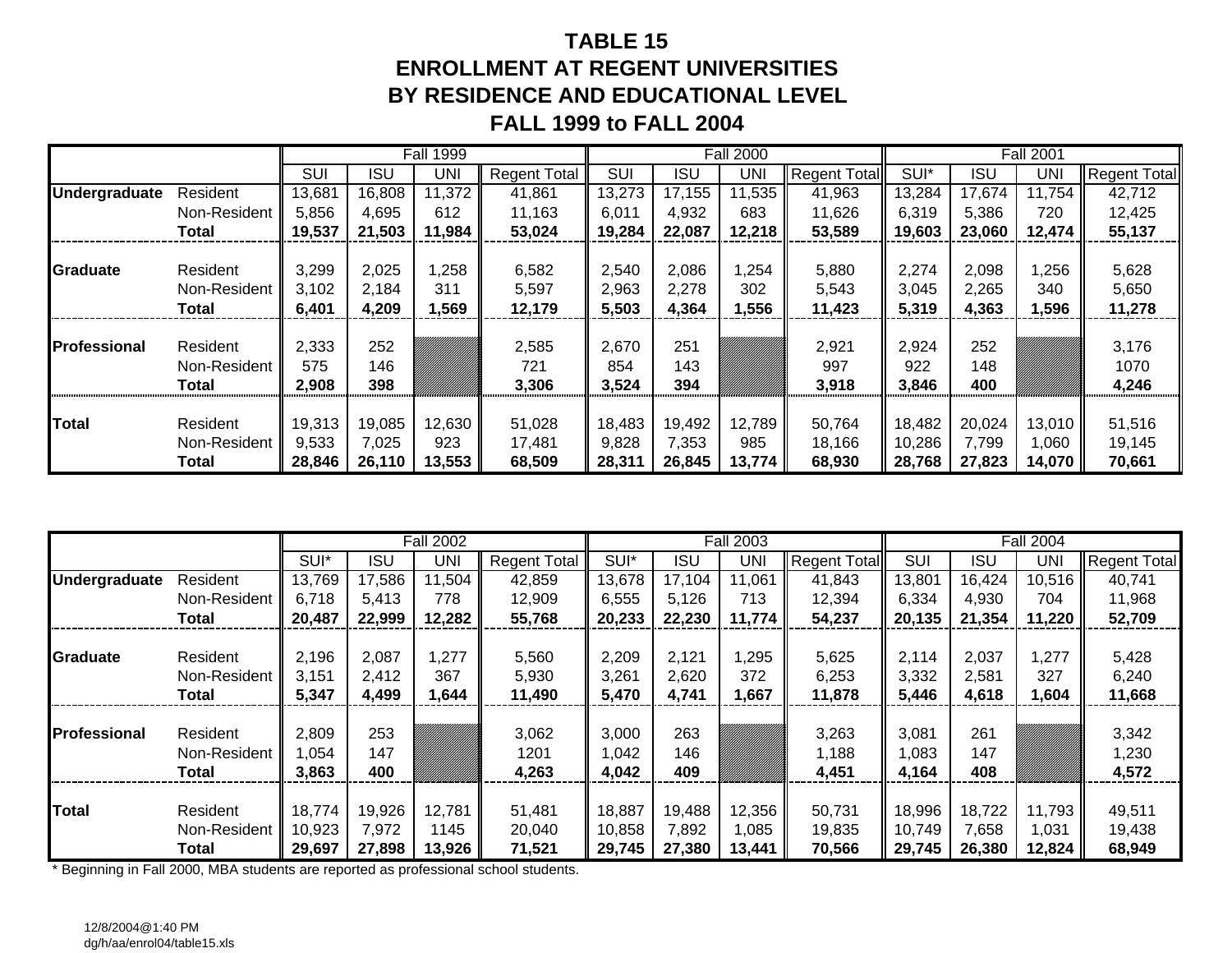# TABLE 15
## ENROLLMENT AT REGENT UNIVERSITIES BY RESIDENCE AND EDUCATIONAL LEVEL
## FALL 1999 to FALL 2004

| | | Fall 1999 | | | | Fall 2000 | | | | Fall 2001 | | | |
|---|---|---|---|---|---|---|---|---|---|---|---|---|---|
| | | SUI | ISU | UNI | Regent Total | SUI | ISU | UNI | Regent Total | SUI* | ISU | UNI | Regent Total |
| **Undergraduate** | Resident | 13,681 | 16,808 | 11,372 | 41,861 | 13,273 | 17,155 | 11,535 | 41,963 | 13,284 | 17,674 | 11,754 | 42,712 |
| | Non-Resident | 5,856 | 4,695 | 612 | 11,163 | 6,011 | 4,932 | 683 | 11,626 | 6,319 | 5,386 | 720 | 12,425 |
| | **Total** | **19,537** | **21,503** | **11,984** | **53,024** | **19,284** | **22,087** | **12,218** | **53,589** | **19,603** | **23,060** | **12,474** | **55,137** |
| **Graduate** | Resident | 3,299 | 2,025 | 1,258 | 6,582 | 2,540 | 2,086 | 1,254 | 5,880 | 2,274 | 2,098 | 1,256 | 5,628 |
| | Non-Resident | 3,102 | 2,184 | 311 | 5,597 | 2,963 | 2,278 | 302 | 5,543 | 3,045 | 2,265 | 340 | 5,650 |
| | **Total** | **6,401** | **4,209** | **1,569** | **12,179** | **5,503** | **4,364** | **1,556** | **11,423** | **5,319** | **4,363** | **1,596** | **11,278** |
| **Professional** | Resident | 2,333 | 252 | | 2,585 | 2,670 | 251 | | 2,921 | 2,924 | 252 | | 3,176 |
| | Non-Resident | 575 | 146 | | 721 | 854 | 143 | | 997 | 922 | 148 | | 1070 |
| | **Total** | **2,908** | **398** | | **3,306** | **3,524** | **394** | | **3,918** | **3,846** | **400** | | **4,246** |
| **Total** | Resident | 19,313 | 19,085 | 12,630 | 51,028 | 18,483 | 19,492 | 12,789 | 50,764 | 18,482 | 20,024 | 13,010 | 51,516 |
| | Non-Resident | 9,533 | 7,025 | 923 | 17,481 | 9,828 | 7,353 | 985 | 18,166 | 10,286 | 7,799 | 1,060 | 19,145 |
| | **Total** | **28,846** | **26,110** | **13,553** | **68,509** | **28,311** | **26,845** | **13,774** | **68,930** | **28,768** | **27,823** | **14,070** | **70,661** |

| | | Fall 2002 | | | | Fall 2003 | | | | Fall 2004 | | | |
|---|---|---|---|---|---|---|---|---|---|---|---|---|---|
| | | SUI* | ISU | UNI | Regent Total | SUI* | ISU | UNI | Regent Total | SUI | ISU | UNI | Regent Total |
| **Undergraduate** | Resident | 13,769 | 17,586 | 11,504 | 42,859 | 13,678 | 17,104 | 11,061 | 41,843 | 13,801 | 16,424 | 10,516 | 40,741 |
| | Non-Resident | 6,718 | 5,413 | 778 | 12,909 | 6,555 | 5,126 | 713 | 12,394 | 6,334 | 4,930 | 704 | 11,968 |
| | **Total** | **20,487** | **22,999** | **12,282** | **55,768** | **20,233** | **22,230** | **11,774** | **54,237** | **20,135** | **21,354** | **11,220** | **52,709** |
| **Graduate** | Resident | 2,196 | 2,087 | 1,277 | 5,560 | 2,209 | 2,121 | 1,295 | 5,625 | 2,114 | 2,037 | 1,277 | 5,428 |
| | Non-Resident | 3,151 | 2,412 | 367 | 5,930 | 3,261 | 2,620 | 372 | 6,253 | 3,332 | 2,581 | 327 | 6,240 |
| | **Total** | **5,347** | **4,499** | **1,644** | **11,490** | **5,470** | **4,741** | **1,667** | **11,878** | **5,446** | **4,618** | **1,604** | **11,668** |
| **Professional** | Resident | 2,809 | 253 | | 3,062 | 3,000 | 263 | | 3,263 | 3,081 | 261 | | 3,342 |
| | Non-Resident | 1,054 | 147 | | 1201 | 1,042 | 146 | | 1,188 | 1,083 | 147 | | 1,230 |
| | **Total** | **3,863** | **400** | | **4,263** | **4,042** | **409** | | **4,451** | **4,164** | **408** | | **4,572** |
| **Total** | Resident | 18,774 | 19,926 | 12,781 | 51,481 | 18,887 | 19,488 | 12,356 | 50,731 | 18,996 | 18,722 | 11,793 | 49,511 |
| | Non-Resident | 10,923 | 7,972 | 1145 | 20,040 | 10,858 | 7,892 | 1,085 | 19,835 | 10,749 | 7,658 | 1,031 | 19,438 |
| | **Total** | **29,697** | **27,898** | **13,926** | **71,521** | **29,745** | **27,380** | **13,441** | **70,566** | **29,745** | **26,380** | **12,824** | **68,949** |

* Beginning in Fall 2000, MBA students are reported as professional school students.

12/8/2004@1:40 PM
dg/h/aa/enrol04/table15.xls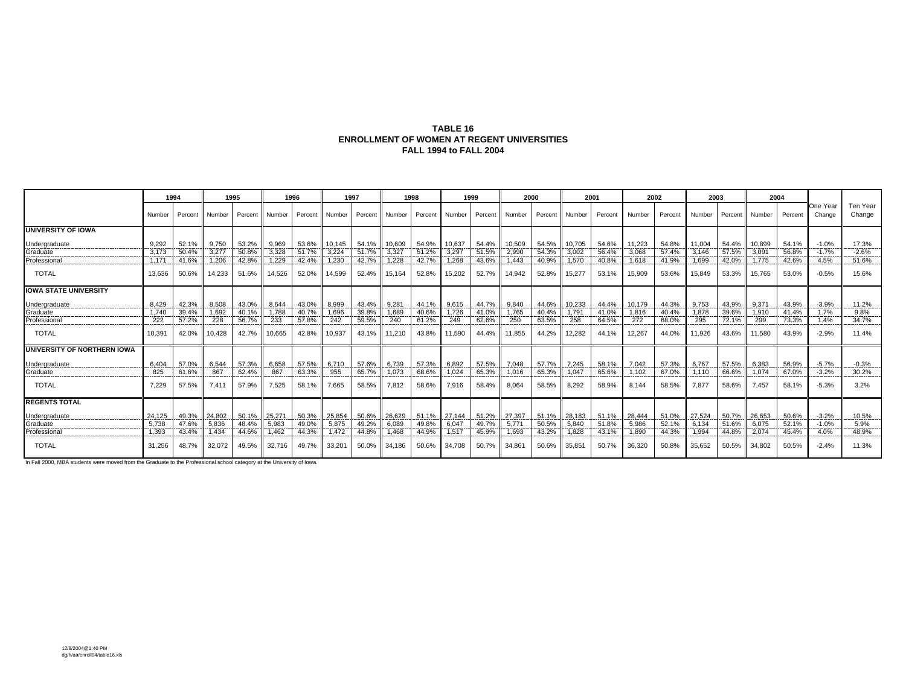# TABLE 16
## ENROLLMENT OF WOMEN AT REGENT UNIVERSITIES
## FALL 1994 to FALL 2004

| | 1994 | | 1995 | | 1996 | | 1997 | | 1998 | | 1999 | | 2000 | | 2001 | | 2002 | | 2003 | | 2004 | | | |
|---|---|---|---|---|---|---|---|---|---|---|---|---|---|---|---|---|---|---|---|---|---|---|---|---|
| | Number | Percent | Number | Percent | Number | Percent | Number | Percent | Number | Percent | Number | Percent | Number | Percent | Number | Percent | Number | Percent | Number | Percent | Number | Percent | One Year Change | Ten Year Change |
| **UNIVERSITY OF IOWA** | | | | | | | | | | | | | | | | | | | | | | | | |
| Undergraduate | 9,292 | 52.1% | 9,750 | 53.2% | 9,969 | 53.6% | 10,145 | 54.1% | 10,609 | 54.9% | 10,637 | 54.4% | 10,509 | 54.5% | 10,705 | 54.6% | 11,223 | 54.8% | 11,004 | 54.4% | 10,899 | 54.1% | -1.0% | 17.3% |
| Graduate | 3,173 | 50.4% | 3,277 | 50.8% | 3,328 | 51.7% | 3,224 | 51.7% | 3,327 | 51.2% | 3,297 | 51.5% | 2,990 | 54.3% | 3,002 | 56.4% | 3,068 | 57.4% | 3,146 | 57.5% | 3,091 | 56.8% | -1.7% | -2.6% |
| Professional | 1,171 | 41.6% | 1,206 | 42.8% | 1,229 | 42.4% | 1,230 | 42.7% | 1,228 | 42.7% | 1,268 | 43.6% | 1,443 | 40.9% | 1,570 | 40.8% | 1,618 | 41.9% | 1,699 | 42.0% | 1,775 | 42.6% | 4.5% | 51.6% |
| TOTAL | 13,636 | 50.6% | 14,233 | 51.6% | 14,526 | 52.0% | 14,599 | 52.4% | 15,164 | 52.8% | 15,202 | 52.7% | 14,942 | 52.8% | 15,277 | 53.1% | 15,909 | 53.6% | 15,849 | 53.3% | 15,765 | 53.0% | -0.5% | 15.6% |
| **IOWA STATE UNIVERSITY** | | | | | | | | | | | | | | | | | | | | | | | | |
| Undergraduate | 8,429 | 42.3% | 8,508 | 43.0% | 8,644 | 43.0% | 8,999 | 43.4% | 9,281 | 44.1% | 9,615 | 44.7% | 9,840 | 44.6% | 10,233 | 44.4% | 10,179 | 44.3% | 9,753 | 43.9% | 9,371 | 43.9% | -3.9% | 11.2% |
| Graduate | 1,740 | 39.4% | 1,692 | 40.1% | 1,788 | 40.7% | 1,696 | 39.8% | 1,689 | 40.6% | 1,726 | 41.0% | 1,765 | 40.4% | 1,791 | 41.0% | 1,816 | 40.4% | 1,878 | 39.6% | 1,910 | 41.4% | 1.7% | 9.8% |
| Professional | 222 | 57.2% | 228 | 56.7% | 233 | 57.8% | 242 | 59.5% | 240 | 61.2% | 249 | 62.6% | 250 | 63.5% | 258 | 64.5% | 272 | 68.0% | 295 | 72.1% | 299 | 73.3% | 1.4% | 34.7% |
| TOTAL | 10,391 | 42.0% | 10,428 | 42.7% | 10,665 | 42.8% | 10,937 | 43.1% | 11,210 | 43.8% | 11,590 | 44.4% | 11,855 | 44.2% | 12,282 | 44.1% | 12,267 | 44.0% | 11,926 | 43.6% | 11,580 | 43.9% | -2.9% | 11.4% |
| **UNIVERSITY OF NORTHERN IOWA** | | | | | | | | | | | | | | | | | | | | | | | | |
| Undergraduate | 6,404 | 57.0% | 6,544 | 57.3% | 6,658 | 57.5% | 6,710 | 57.6% | 6,739 | 57.3% | 6,892 | 57.5% | 7,048 | 57.7% | 7,245 | 58.1% | 7,042 | 57.3% | 6,767 | 57.5% | 6,383 | 56.9% | -5.7% | -0.3% |
| Graduate | 825 | 61.6% | 867 | 62.4% | 867 | 63.3% | 955 | 65.7% | 1,073 | 68.6% | 1,024 | 65.3% | 1,016 | 65.3% | 1,047 | 65.6% | 1,102 | 67.0% | 1,110 | 66.6% | 1,074 | 67.0% | -3.2% | 30.2% |
| TOTAL | 7,229 | 57.5% | 7,411 | 57.9% | 7,525 | 58.1% | 7,665 | 58.5% | 7,812 | 58.6% | 7,916 | 58.4% | 8,064 | 58.5% | 8,292 | 58.9% | 8,144 | 58.5% | 7,877 | 58.6% | 7,457 | 58.1% | -5.3% | 3.2% |
| **REGENTS TOTAL** | | | | | | | | | | | | | | | | | | | | | | | | |
| Undergraduate | 24,125 | 49.3% | 24,802 | 50.1% | 25,271 | 50.3% | 25,854 | 50.6% | 26,629 | 51.1% | 27,144 | 51.2% | 27,397 | 51.1% | 28,183 | 51.1% | 28,444 | 51.0% | 27,524 | 50.7% | 26,653 | 50.6% | -3.2% | 10.5% |
| Graduate | 5,738 | 47.6% | 5,836 | 48.4% | 5,983 | 49.0% | 5,875 | 49.2% | 6,089 | 49.8% | 6,047 | 49.7% | 5,771 | 50.5% | 5,840 | 51.8% | 5,986 | 52.1% | 6,134 | 51.6% | 6,075 | 52.1% | -1.0% | 5.9% |
| Professional | 1,393 | 43.4% | 1,434 | 44.6% | 1,462 | 44.3% | 1,472 | 44.8% | 1,468 | 44.9% | 1,517 | 45.9% | 1,693 | 43.2% | 1,828 | 43.1% | 1,890 | 44.3% | 1,994 | 44.8% | 2,074 | 45.4% | 4.0% | 48.9% |
| TOTAL | 31,256 | 48.7% | 32,072 | 49.5% | 32,716 | 49.7% | 33,201 | 50.0% | 34,186 | 50.6% | 34,708 | 50.7% | 34,861 | 50.6% | 35,851 | 50.7% | 36,320 | 50.8% | 35,652 | 50.5% | 34,802 | 50.5% | -2.4% | 11.3% |

In Fall 2000, MBA students were moved from the Graduate to the Professional school category at the University of Iowa.

12/8/2004@1:40 PM
dg/h/aa/enroll04/table16.xls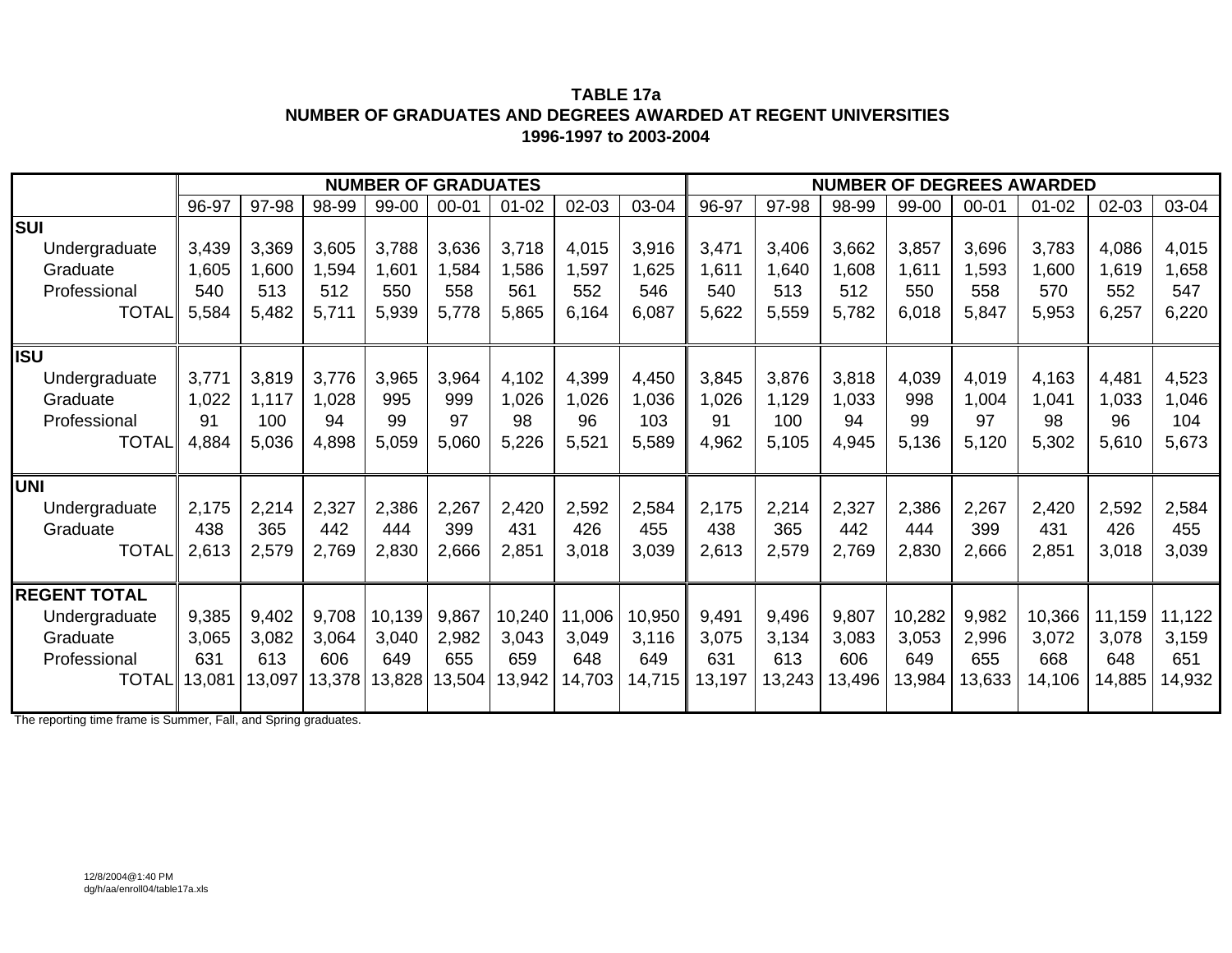**TABLE 17a**
**NUMBER OF GRADUATES AND DEGREES AWARDED AT REGENT UNIVERSITIES**
**1996-1997 to 2003-2004**

| | NUMBER OF GRADUATES | | | | | | | | NUMBER OF DEGREES AWARDED | | | | | | | |
|---|---|---|---|---|---|---|---|---|---|---|---|---|---|---|---|---|
| | 96-97 | 97-98 | 98-99 | 99-00 | 00-01 | 01-02 | 02-03 | 03-04 | 96-97 | 97-98 | 98-99 | 99-00 | 00-01 | 01-02 | 02-03 | 03-04 |
| **SUI** | | | | | | | | | | | | | | | | |
| Undergraduate | 3,439 | 3,369 | 3,605 | 3,788 | 3,636 | 3,718 | 4,015 | 3,916 | 3,471 | 3,406 | 3,662 | 3,857 | 3,696 | 3,783 | 4,086 | 4,015 |
| Graduate | 1,605 | 1,600 | 1,594 | 1,601 | 1,584 | 1,586 | 1,597 | 1,625 | 1,611 | 1,640 | 1,608 | 1,611 | 1,593 | 1,600 | 1,619 | 1,658 |
| Professional | 540 | 513 | 512 | 550 | 558 | 561 | 552 | 546 | 540 | 513 | 512 | 550 | 558 | 570 | 552 | 547 |
| TOTAL | 5,584 | 5,482 | 5,711 | 5,939 | 5,778 | 5,865 | 6,164 | 6,087 | 5,622 | 5,559 | 5,782 | 6,018 | 5,847 | 5,953 | 6,257 | 6,220 |
| **ISU** | | | | | | | | | | | | | | | | |
| Undergraduate | 3,771 | 3,819 | 3,776 | 3,965 | 3,964 | 4,102 | 4,399 | 4,450 | 3,845 | 3,876 | 3,818 | 4,039 | 4,019 | 4,163 | 4,481 | 4,523 |
| Graduate | 1,022 | 1,117 | 1,028 | 995 | 999 | 1,026 | 1,026 | 1,036 | 1,026 | 1,129 | 1,033 | 998 | 1,004 | 1,041 | 1,033 | 1,046 |
| Professional | 91 | 100 | 94 | 99 | 97 | 98 | 96 | 103 | 91 | 100 | 94 | 99 | 97 | 98 | 96 | 104 |
| TOTAL | 4,884 | 5,036 | 4,898 | 5,059 | 5,060 | 5,226 | 5,521 | 5,589 | 4,962 | 5,105 | 4,945 | 5,136 | 5,120 | 5,302 | 5,610 | 5,673 |
| **UNI** | | | | | | | | | | | | | | | | |
| Undergraduate | 2,175 | 2,214 | 2,327 | 2,386 | 2,267 | 2,420 | 2,592 | 2,584 | 2,175 | 2,214 | 2,327 | 2,386 | 2,267 | 2,420 | 2,592 | 2,584 |
| Graduate | 438 | 365 | 442 | 444 | 399 | 431 | 426 | 455 | 438 | 365 | 442 | 444 | 399 | 431 | 426 | 455 |
| TOTAL | 2,613 | 2,579 | 2,769 | 2,830 | 2,666 | 2,851 | 3,018 | 3,039 | 2,613 | 2,579 | 2,769 | 2,830 | 2,666 | 2,851 | 3,018 | 3,039 |
| **REGENT TOTAL** | | | | | | | | | | | | | | | | |
| Undergraduate | 9,385 | 9,402 | 9,708 | 10,139 | 9,867 | 10,240 | 11,006 | 10,950 | 9,491 | 9,496 | 9,807 | 10,282 | 9,982 | 10,366 | 11,159 | 11,122 |
| Graduate | 3,065 | 3,082 | 3,064 | 3,040 | 2,982 | 3,043 | 3,049 | 3,116 | 3,075 | 3,134 | 3,083 | 3,053 | 2,996 | 3,072 | 3,078 | 3,159 |
| Professional | 631 | 613 | 606 | 649 | 655 | 659 | 648 | 649 | 631 | 613 | 606 | 649 | 655 | 668 | 648 | 651 |
| TOTAL | 13,081 | 13,097 | 13,378 | 13,828 | 13,504 | 13,942 | 14,703 | 14,715 | 13,197 | 13,243 | 13,496 | 13,984 | 13,633 | 14,106 | 14,885 | 14,932 |

The reporting time frame is Summer, Fall, and Spring graduates.

12/8/2004@1:40 PM
dg/h/aa/enroll04/table17a.xls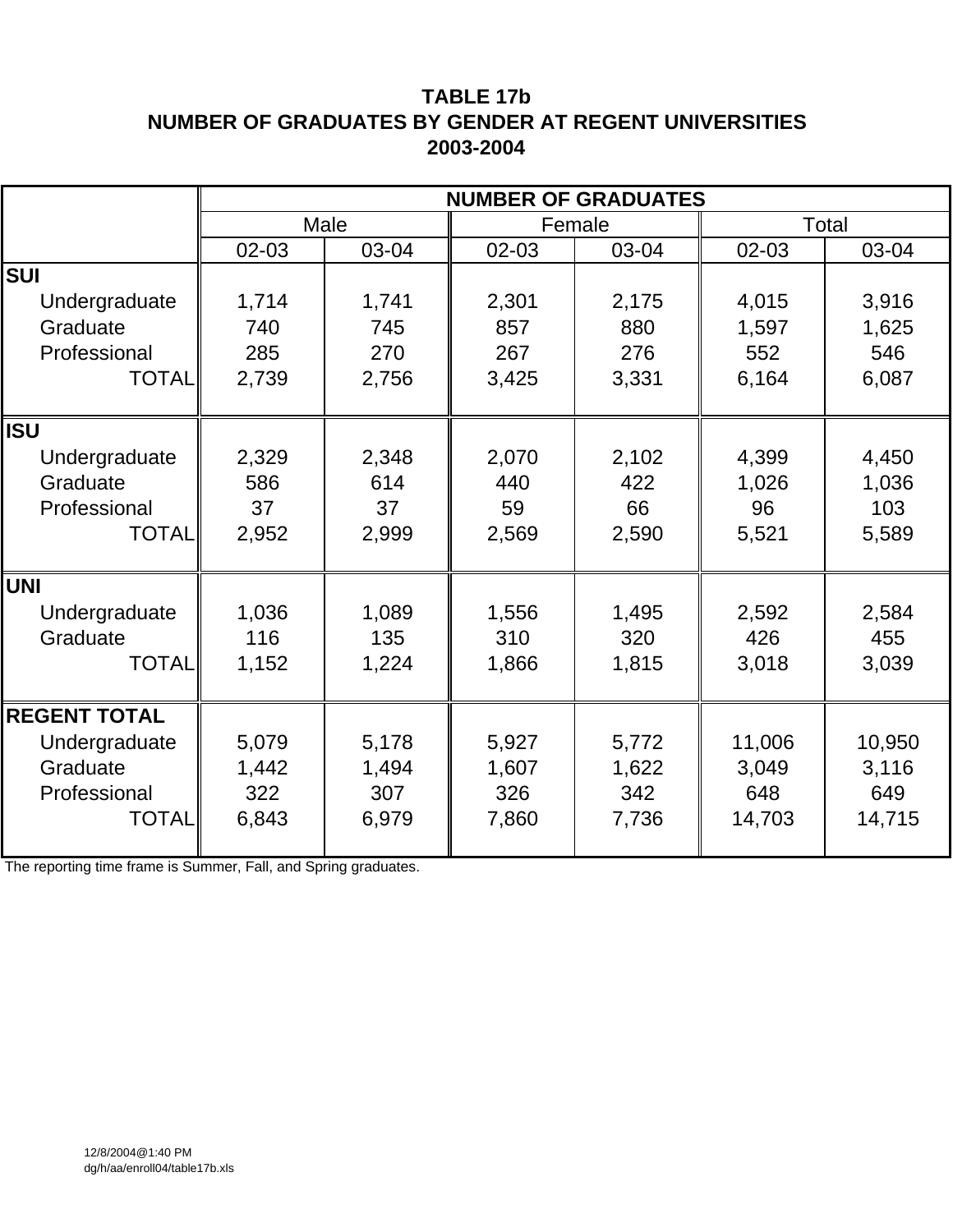# TABLE 17b
## NUMBER OF GRADUATES BY GENDER AT REGENT UNIVERSITIES
## 2003-2004

| | NUMBER OF GRADUATES | | | | | |
|---|---|---|---|---|---|---|
| | Male | | Female | | Total | |
| | 02-03 | 03-04 | 02-03 | 03-04 | 02-03 | 03-04 |
| **SUI** | | | | | | |
| Undergraduate | 1,714 | 1,741 | 2,301 | 2,175 | 4,015 | 3,916 |
| Graduate | 740 | 745 | 857 | 880 | 1,597 | 1,625 |
| Professional | 285 | 270 | 267 | 276 | 552 | 546 |
| TOTAL | 2,739 | 2,756 | 3,425 | 3,331 | 6,164 | 6,087 |
| **ISU** | | | | | | |
| Undergraduate | 2,329 | 2,348 | 2,070 | 2,102 | 4,399 | 4,450 |
| Graduate | 586 | 614 | 440 | 422 | 1,026 | 1,036 |
| Professional | 37 | 37 | 59 | 66 | 96 | 103 |
| TOTAL | 2,952 | 2,999 | 2,569 | 2,590 | 5,521 | 5,589 |
| **UNI** | | | | | | |
| Undergraduate | 1,036 | 1,089 | 1,556 | 1,495 | 2,592 | 2,584 |
| Graduate | 116 | 135 | 310 | 320 | 426 | 455 |
| TOTAL | 1,152 | 1,224 | 1,866 | 1,815 | 3,018 | 3,039 |
| **REGENT TOTAL** | | | | | | |
| Undergraduate | 5,079 | 5,178 | 5,927 | 5,772 | 11,006 | 10,950 |
| Graduate | 1,442 | 1,494 | 1,607 | 1,622 | 3,049 | 3,116 |
| Professional | 322 | 307 | 326 | 342 | 648 | 649 |
| TOTAL | 6,843 | 6,979 | 7,860 | 7,736 | 14,703 | 14,715 |

The reporting time frame is Summer, Fall, and Spring graduates.

12/8/2004@1:40 PM
dg/h/aa/enroll04/table17b.xls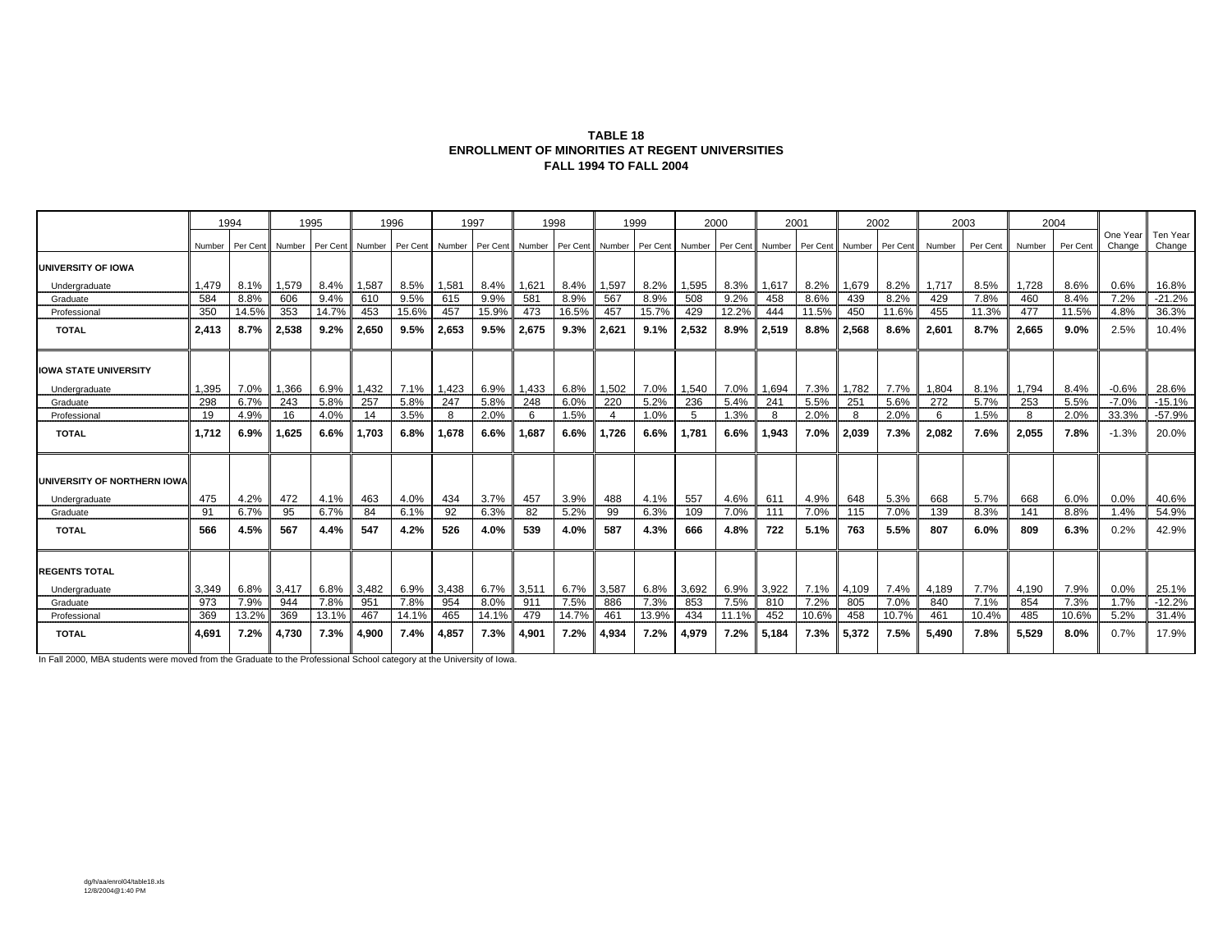**TABLE 18**
**ENROLLMENT OF MINORITIES AT REGENT UNIVERSITIES**
**FALL 1994 TO FALL 2004**

| | 1994 | | 1995 | | 1996 | | 1997 | | 1998 | | 1999 | | 2000 | | 2001 | | 2002 | | 2003 | | 2004 | | | |
|---|---|---|---|---|---|---|---|---|---|---|---|---|---|---|---|---|---|---|---|---|---|---|---|---|
| | Number | Per Cent | Number | Per Cent | Number | Per Cent | Number | Per Cent | Number | Per Cent | Number | Per Cent | Number | Per Cent | Number | Per Cent | Number | Per Cent | Number | Per Cent | Number | Per Cent | One Year Change | Ten Year Change |
| **UNIVERSITY OF IOWA** | | | | | | | | | | | | | | | | | | | | | | | | |
| Undergraduate | 1,479 | 8.1% | 1,579 | 8.4% | 1,587 | 8.5% | 1,581 | 8.4% | 1,621 | 8.4% | 1,597 | 8.2% | 1,595 | 8.3% | 1,617 | 8.2% | 1,679 | 8.2% | 1,717 | 8.5% | 1,728 | 8.6% | 0.6% | 16.8% |
| Graduate | 584 | 8.8% | 606 | 9.4% | 610 | 9.5% | 615 | 9.9% | 581 | 8.9% | 567 | 8.9% | 508 | 9.2% | 458 | 8.6% | 439 | 8.2% | 429 | 7.8% | 460 | 8.4% | 7.2% | -21.2% |
| Professional | 350 | 14.5% | 353 | 14.7% | 453 | 15.6% | 457 | 15.9% | 473 | 16.5% | 457 | 15.7% | 429 | 12.2% | 444 | 11.5% | 450 | 11.6% | 455 | 11.3% | 477 | 11.5% | 4.8% | 36.3% |
| **TOTAL** | **2,413** | **8.7%** | **2,538** | **9.2%** | **2,650** | **9.5%** | **2,653** | **9.5%** | **2,675** | **9.3%** | **2,621** | **9.1%** | **2,532** | **8.9%** | **2,519** | **8.8%** | **2,568** | **8.6%** | **2,601** | **8.7%** | **2,665** | **9.0%** | 2.5% | 10.4% |
| **IOWA STATE UNIVERSITY** | | | | | | | | | | | | | | | | | | | | | | | | |
| Undergraduate | 1,395 | 7.0% | 1,366 | 6.9% | 1,432 | 7.1% | 1,423 | 6.9% | 1,433 | 6.8% | 1,502 | 7.0% | 1,540 | 7.0% | 1,694 | 7.3% | 1,782 | 7.7% | 1,804 | 8.1% | 1,794 | 8.4% | -0.6% | 28.6% |
| Graduate | 298 | 6.7% | 243 | 5.8% | 257 | 5.8% | 247 | 5.8% | 248 | 6.0% | 220 | 5.2% | 236 | 5.4% | 241 | 5.5% | 251 | 5.6% | 272 | 5.7% | 253 | 5.5% | -7.0% | -15.1% |
| Professional | 19 | 4.9% | 16 | 4.0% | 14 | 3.5% | 8 | 2.0% | 6 | 1.5% | 4 | 1.0% | 5 | 1.3% | 8 | 2.0% | 8 | 2.0% | 6 | 1.5% | 8 | 2.0% | 33.3% | -57.9% |
| **TOTAL** | **1,712** | **6.9%** | **1,625** | **6.6%** | **1,703** | **6.8%** | **1,678** | **6.6%** | **1,687** | **6.6%** | **1,726** | **6.6%** | **1,781** | **6.6%** | **1,943** | **7.0%** | **2,039** | **7.3%** | **2,082** | **7.6%** | **2,055** | **7.8%** | -1.3% | 20.0% |
| **UNIVERSITY OF NORTHERN IOWA** | | | | | | | | | | | | | | | | | | | | | | | | |
| Undergraduate | 475 | 4.2% | 472 | 4.1% | 463 | 4.0% | 434 | 3.7% | 457 | 3.9% | 488 | 4.1% | 557 | 4.6% | 611 | 4.9% | 648 | 5.3% | 668 | 5.7% | 668 | 6.0% | 0.0% | 40.6% |
| Graduate | 91 | 6.7% | 95 | 6.7% | 84 | 6.1% | 92 | 6.3% | 82 | 5.2% | 99 | 6.3% | 109 | 7.0% | 111 | 7.0% | 115 | 7.0% | 139 | 8.3% | 141 | 8.8% | 1.4% | 54.9% |
| **TOTAL** | **566** | **4.5%** | **567** | **4.4%** | **547** | **4.2%** | **526** | **4.0%** | **539** | **4.0%** | **587** | **4.3%** | **666** | **4.8%** | **722** | **5.1%** | **763** | **5.5%** | **807** | **6.0%** | **809** | **6.3%** | 0.2% | 42.9% |
| **REGENTS TOTAL** | | | | | | | | | | | | | | | | | | | | | | | | |
| Undergraduate | 3,349 | 6.8% | 3,417 | 6.8% | 3,482 | 6.9% | 3,438 | 6.7% | 3,511 | 6.7% | 3,587 | 6.8% | 3,692 | 6.9% | 3,922 | 7.1% | 4,109 | 7.4% | 4,189 | 7.7% | 4,190 | 7.9% | 0.0% | 25.1% |
| Graduate | 973 | 7.9% | 944 | 7.8% | 951 | 7.8% | 954 | 8.0% | 911 | 7.5% | 886 | 7.3% | 853 | 7.5% | 810 | 7.2% | 805 | 7.0% | 840 | 7.1% | 854 | 7.3% | 1.7% | -12.2% |
| Professional | 369 | 13.2% | 369 | 13.1% | 467 | 14.1% | 465 | 14.1% | 479 | 14.7% | 461 | 13.9% | 434 | 11.1% | 452 | 10.6% | 458 | 10.7% | 461 | 10.4% | 485 | 10.6% | 5.2% | 31.4% |
| **TOTAL** | **4,691** | **7.2%** | **4,730** | **7.3%** | **4,900** | **7.4%** | **4,857** | **7.3%** | **4,901** | **7.2%** | **4,934** | **7.2%** | **4,979** | **7.2%** | **5,184** | **7.3%** | **5,372** | **7.5%** | **5,490** | **7.8%** | **5,529** | **8.0%** | 0.7% | 17.9% |

In Fall 2000, MBA students were moved from the Graduate to the Professional School category at the University of Iowa.

dg/h/aa/enrol04/table18.xls
12/8/2004@1:40 PM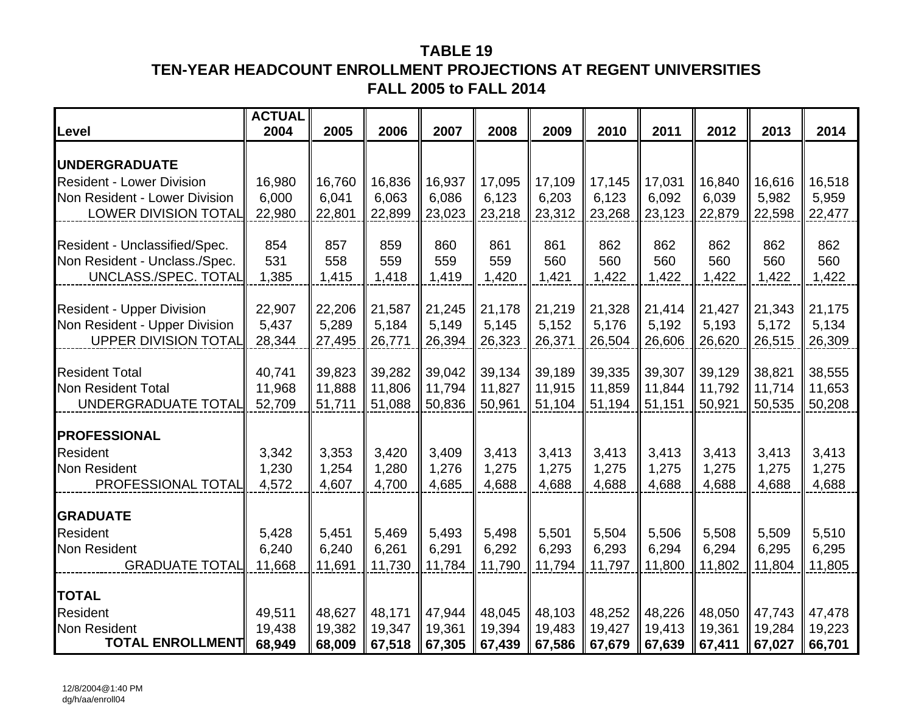# TABLE 19

## TEN-YEAR HEADCOUNT ENROLLMENT PROJECTIONS AT REGENT UNIVERSITIES

## FALL 2005 to FALL 2014

| Level | ACTUAL 2004 | 2005 | 2006 | 2007 | 2008 | 2009 | 2010 | 2011 | 2012 | 2013 | 2014 |
|---|---|---|---|---|---|---|---|---|---|---|---|
| **UNDERGRADUATE** | | | | | | | | | | | |
| Resident - Lower Division | 16,980 | 16,760 | 16,836 | 16,937 | 17,095 | 17,109 | 17,145 | 17,031 | 16,840 | 16,616 | 16,518 |
| Non Resident - Lower Division | 6,000 | 6,041 | 6,063 | 6,086 | 6,123 | 6,203 | 6,123 | 6,092 | 6,039 | 5,982 | 5,959 |
| LOWER DIVISION TOTAL | 22,980 | 22,801 | 22,899 | 23,023 | 23,218 | 23,312 | 23,268 | 23,123 | 22,879 | 22,598 | 22,477 |
| Resident - Unclassified/Spec. | 854 | 857 | 859 | 860 | 861 | 861 | 862 | 862 | 862 | 862 | 862 |
| Non Resident - Unclass./Spec. | 531 | 558 | 559 | 559 | 559 | 560 | 560 | 560 | 560 | 560 | 560 |
| UNCLASS./SPEC. TOTAL | 1,385 | 1,415 | 1,418 | 1,419 | 1,420 | 1,421 | 1,422 | 1,422 | 1,422 | 1,422 | 1,422 |
| Resident - Upper Division | 22,907 | 22,206 | 21,587 | 21,245 | 21,178 | 21,219 | 21,328 | 21,414 | 21,427 | 21,343 | 21,175 |
| Non Resident - Upper Division | 5,437 | 5,289 | 5,184 | 5,149 | 5,145 | 5,152 | 5,176 | 5,192 | 5,193 | 5,172 | 5,134 |
| UPPER DIVISION TOTAL | 28,344 | 27,495 | 26,771 | 26,394 | 26,323 | 26,371 | 26,504 | 26,606 | 26,620 | 26,515 | 26,309 |
| Resident Total | 40,741 | 39,823 | 39,282 | 39,042 | 39,134 | 39,189 | 39,335 | 39,307 | 39,129 | 38,821 | 38,555 |
| Non Resident Total | 11,968 | 11,888 | 11,806 | 11,794 | 11,827 | 11,915 | 11,859 | 11,844 | 11,792 | 11,714 | 11,653 |
| UNDERGRADUATE TOTAL | 52,709 | 51,711 | 51,088 | 50,836 | 50,961 | 51,104 | 51,194 | 51,151 | 50,921 | 50,535 | 50,208 |
| **PROFESSIONAL** | | | | | | | | | | | |
| Resident | 3,342 | 3,353 | 3,420 | 3,409 | 3,413 | 3,413 | 3,413 | 3,413 | 3,413 | 3,413 | 3,413 |
| Non Resident | 1,230 | 1,254 | 1,280 | 1,276 | 1,275 | 1,275 | 1,275 | 1,275 | 1,275 | 1,275 | 1,275 |
| PROFESSIONAL TOTAL | 4,572 | 4,607 | 4,700 | 4,685 | 4,688 | 4,688 | 4,688 | 4,688 | 4,688 | 4,688 | 4,688 |
| **GRADUATE** | | | | | | | | | | | |
| Resident | 5,428 | 5,451 | 5,469 | 5,493 | 5,498 | 5,501 | 5,504 | 5,506 | 5,508 | 5,509 | 5,510 |
| Non Resident | 6,240 | 6,240 | 6,261 | 6,291 | 6,292 | 6,293 | 6,293 | 6,294 | 6,294 | 6,295 | 6,295 |
| GRADUATE TOTAL | 11,668 | 11,691 | 11,730 | 11,784 | 11,790 | 11,794 | 11,797 | 11,800 | 11,802 | 11,804 | 11,805 |
| **TOTAL** | | | | | | | | | | | |
| Resident | 49,511 | 48,627 | 48,171 | 47,944 | 48,045 | 48,103 | 48,252 | 48,226 | 48,050 | 47,743 | 47,478 |
| Non Resident | 19,438 | 19,382 | 19,347 | 19,361 | 19,394 | 19,483 | 19,427 | 19,413 | 19,361 | 19,284 | 19,223 |
| **TOTAL ENROLLMENT** | **68,949** | **68,009** | **67,518** | **67,305** | **67,439** | **67,586** | **67,679** | **67,639** | **67,411** | **67,027** | **66,701** |

12/8/2004@1:40 PM
dg/h/aa/enroll04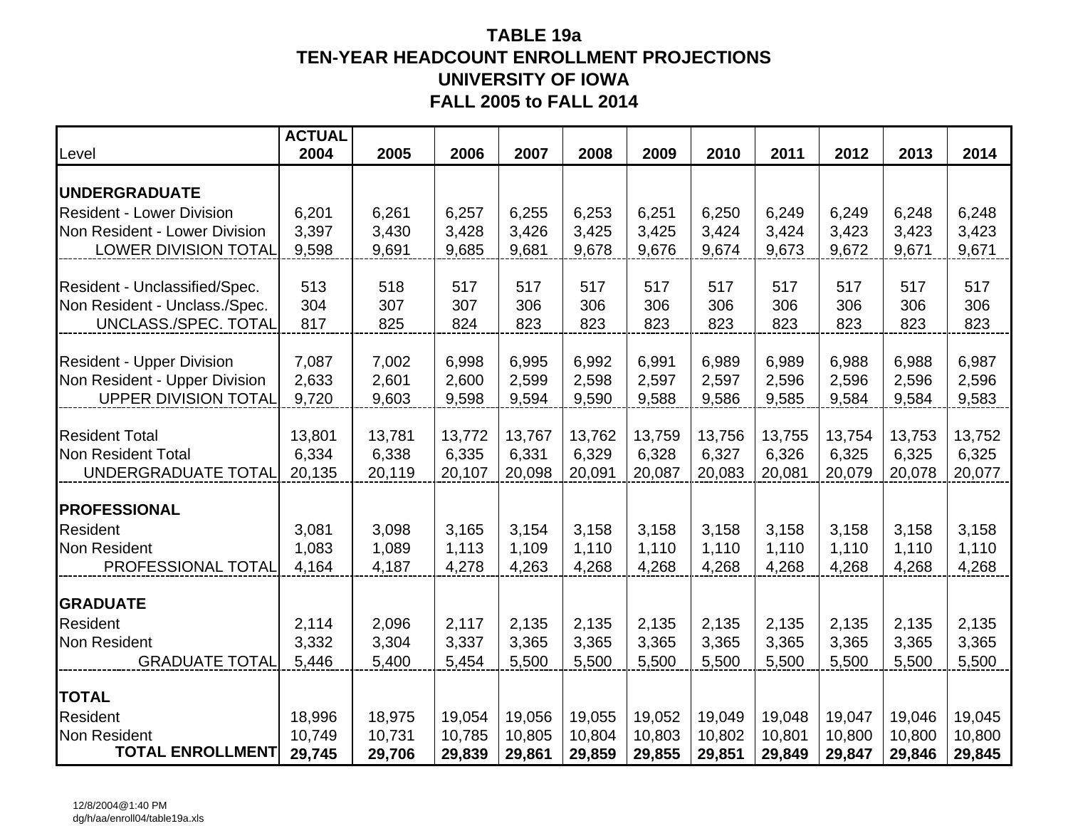# TABLE 19a
## TEN-YEAR HEADCOUNT ENROLLMENT PROJECTIONS
## UNIVERSITY OF IOWA
## FALL 2005 to FALL 2014

| Level | ACTUAL 2004 | 2005 | 2006 | 2007 | 2008 | 2009 | 2010 | 2011 | 2012 | 2013 | 2014 |
|---|---|---|---|---|---|---|---|---|---|---|---|
| **UNDERGRADUATE** | | | | | | | | | | | |
| Resident - Lower Division | 6,201 | 6,261 | 6,257 | 6,255 | 6,253 | 6,251 | 6,250 | 6,249 | 6,249 | 6,248 | 6,248 |
| Non Resident - Lower Division | 3,397 | 3,430 | 3,428 | 3,426 | 3,425 | 3,425 | 3,424 | 3,424 | 3,423 | 3,423 | 3,423 |
| LOWER DIVISION TOTAL | 9,598 | 9,691 | 9,685 | 9,681 | 9,678 | 9,676 | 9,674 | 9,673 | 9,672 | 9,671 | 9,671 |
| Resident - Unclassified/Spec. | 513 | 518 | 517 | 517 | 517 | 517 | 517 | 517 | 517 | 517 | 517 |
| Non Resident - Unclass./Spec. | 304 | 307 | 307 | 306 | 306 | 306 | 306 | 306 | 306 | 306 | 306 |
| UNCLASS./SPEC. TOTAL | 817 | 825 | 824 | 823 | 823 | 823 | 823 | 823 | 823 | 823 | 823 |
| Resident - Upper Division | 7,087 | 7,002 | 6,998 | 6,995 | 6,992 | 6,991 | 6,989 | 6,989 | 6,988 | 6,988 | 6,987 |
| Non Resident - Upper Division | 2,633 | 2,601 | 2,600 | 2,599 | 2,598 | 2,597 | 2,597 | 2,596 | 2,596 | 2,596 | 2,596 |
| UPPER DIVISION TOTAL | 9,720 | 9,603 | 9,598 | 9,594 | 9,590 | 9,588 | 9,586 | 9,585 | 9,584 | 9,584 | 9,583 |
| Resident Total | 13,801 | 13,781 | 13,772 | 13,767 | 13,762 | 13,759 | 13,756 | 13,755 | 13,754 | 13,753 | 13,752 |
| Non Resident Total | 6,334 | 6,338 | 6,335 | 6,331 | 6,329 | 6,328 | 6,327 | 6,326 | 6,325 | 6,325 | 6,325 |
| UNDERGRADUATE TOTAL | 20,135 | 20,119 | 20,107 | 20,098 | 20,091 | 20,087 | 20,083 | 20,081 | 20,079 | 20,078 | 20,077 |
| **PROFESSIONAL** | | | | | | | | | | | |
| Resident | 3,081 | 3,098 | 3,165 | 3,154 | 3,158 | 3,158 | 3,158 | 3,158 | 3,158 | 3,158 | 3,158 |
| Non Resident | 1,083 | 1,089 | 1,113 | 1,109 | 1,110 | 1,110 | 1,110 | 1,110 | 1,110 | 1,110 | 1,110 |
| PROFESSIONAL TOTAL | 4,164 | 4,187 | 4,278 | 4,263 | 4,268 | 4,268 | 4,268 | 4,268 | 4,268 | 4,268 | 4,268 |
| **GRADUATE** | | | | | | | | | | | |
| Resident | 2,114 | 2,096 | 2,117 | 2,135 | 2,135 | 2,135 | 2,135 | 2,135 | 2,135 | 2,135 | 2,135 |
| Non Resident | 3,332 | 3,304 | 3,337 | 3,365 | 3,365 | 3,365 | 3,365 | 3,365 | 3,365 | 3,365 | 3,365 |
| GRADUATE TOTAL | 5,446 | 5,400 | 5,454 | 5,500 | 5,500 | 5,500 | 5,500 | 5,500 | 5,500 | 5,500 | 5,500 |
| **TOTAL** | | | | | | | | | | | |
| Resident | 18,996 | 18,975 | 19,054 | 19,056 | 19,055 | 19,052 | 19,049 | 19,048 | 19,047 | 19,046 | 19,045 |
| Non Resident | 10,749 | 10,731 | 10,785 | 10,805 | 10,804 | 10,803 | 10,802 | 10,801 | 10,800 | 10,800 | 10,800 |
| **TOTAL ENROLLMENT** | **29,745** | **29,706** | **29,839** | **29,861** | **29,859** | **29,855** | **29,851** | **29,849** | **29,847** | **29,846** | **29,845** |

12/8/2004@1:40 PM
dg/h/aa/enroll04/table19a.xls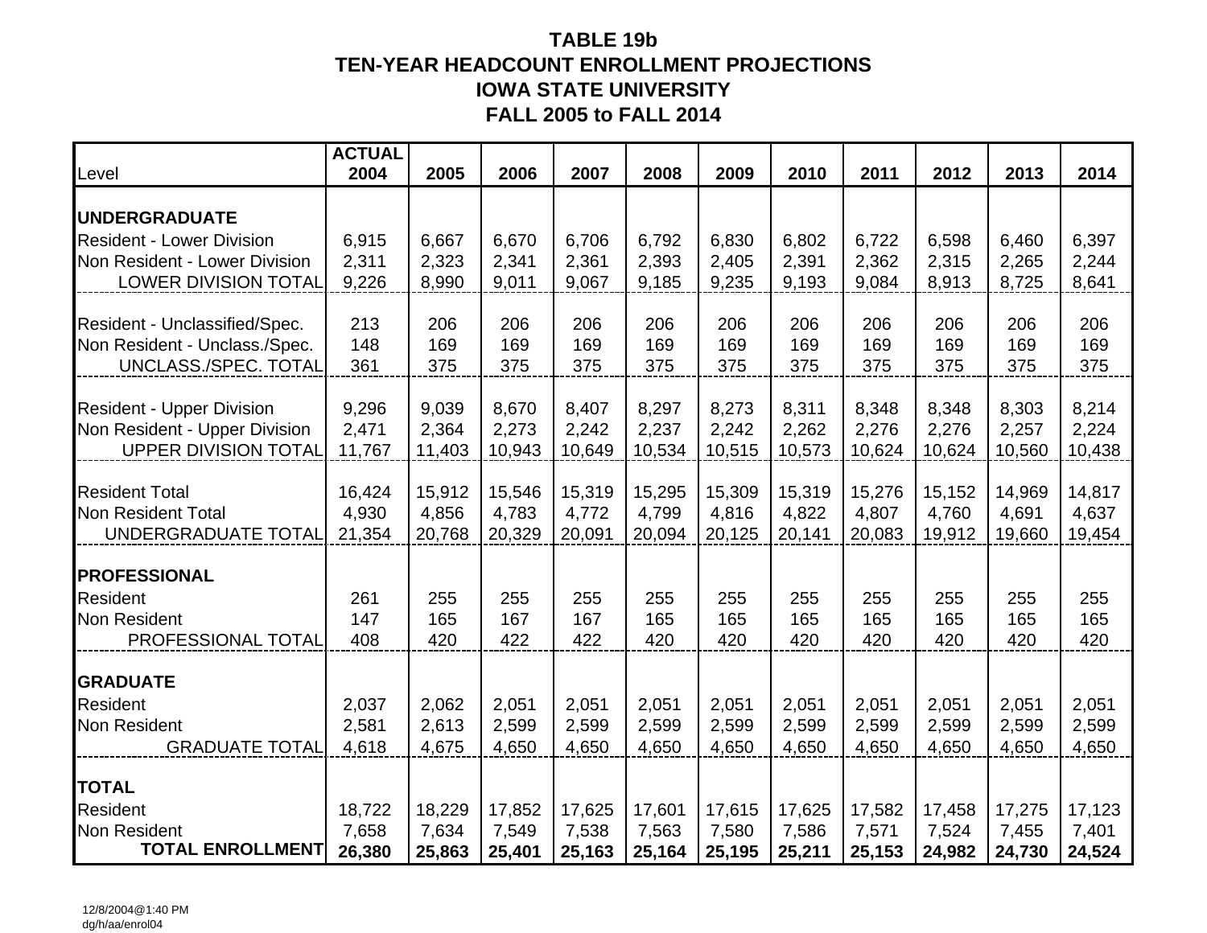# TABLE 19b
# TEN-YEAR HEADCOUNT ENROLLMENT PROJECTIONS
# IOWA STATE UNIVERSITY
# FALL 2005 to FALL 2014

| Level | ACTUAL 2004 | 2005 | 2006 | 2007 | 2008 | 2009 | 2010 | 2011 | 2012 | 2013 | 2014 |
|---|---|---|---|---|---|---|---|---|---|---|---|
| **UNDERGRADUATE** | | | | | | | | | | | |
| Resident - Lower Division | 6,915 | 6,667 | 6,670 | 6,706 | 6,792 | 6,830 | 6,802 | 6,722 | 6,598 | 6,460 | 6,397 |
| Non Resident - Lower Division | 2,311 | 2,323 | 2,341 | 2,361 | 2,393 | 2,405 | 2,391 | 2,362 | 2,315 | 2,265 | 2,244 |
| LOWER DIVISION TOTAL | 9,226 | 8,990 | 9,011 | 9,067 | 9,185 | 9,235 | 9,193 | 9,084 | 8,913 | 8,725 | 8,641 |
| Resident - Unclassified/Spec. | 213 | 206 | 206 | 206 | 206 | 206 | 206 | 206 | 206 | 206 | 206 |
| Non Resident - Unclass./Spec. | 148 | 169 | 169 | 169 | 169 | 169 | 169 | 169 | 169 | 169 | 169 |
| UNCLASS./SPEC. TOTAL | 361 | 375 | 375 | 375 | 375 | 375 | 375 | 375 | 375 | 375 | 375 |
| Resident - Upper Division | 9,296 | 9,039 | 8,670 | 8,407 | 8,297 | 8,273 | 8,311 | 8,348 | 8,348 | 8,303 | 8,214 |
| Non Resident - Upper Division | 2,471 | 2,364 | 2,273 | 2,242 | 2,237 | 2,242 | 2,262 | 2,276 | 2,276 | 2,257 | 2,224 |
| UPPER DIVISION TOTAL | 11,767 | 11,403 | 10,943 | 10,649 | 10,534 | 10,515 | 10,573 | 10,624 | 10,624 | 10,560 | 10,438 |
| Resident Total | 16,424 | 15,912 | 15,546 | 15,319 | 15,295 | 15,309 | 15,319 | 15,276 | 15,152 | 14,969 | 14,817 |
| Non Resident Total | 4,930 | 4,856 | 4,783 | 4,772 | 4,799 | 4,816 | 4,822 | 4,807 | 4,760 | 4,691 | 4,637 |
| UNDERGRADUATE TOTAL | 21,354 | 20,768 | 20,329 | 20,091 | 20,094 | 20,125 | 20,141 | 20,083 | 19,912 | 19,660 | 19,454 |
| **PROFESSIONAL** | | | | | | | | | | | |
| Resident | 261 | 255 | 255 | 255 | 255 | 255 | 255 | 255 | 255 | 255 | 255 |
| Non Resident | 147 | 165 | 167 | 167 | 165 | 165 | 165 | 165 | 165 | 165 | 165 |
| PROFESSIONAL TOTAL | 408 | 420 | 422 | 422 | 420 | 420 | 420 | 420 | 420 | 420 | 420 |
| **GRADUATE** | | | | | | | | | | | |
| Resident | 2,037 | 2,062 | 2,051 | 2,051 | 2,051 | 2,051 | 2,051 | 2,051 | 2,051 | 2,051 | 2,051 |
| Non Resident | 2,581 | 2,613 | 2,599 | 2,599 | 2,599 | 2,599 | 2,599 | 2,599 | 2,599 | 2,599 | 2,599 |
| GRADUATE TOTAL | 4,618 | 4,675 | 4,650 | 4,650 | 4,650 | 4,650 | 4,650 | 4,650 | 4,650 | 4,650 | 4,650 |
| **TOTAL** | | | | | | | | | | | |
| Resident | 18,722 | 18,229 | 17,852 | 17,625 | 17,601 | 17,615 | 17,625 | 17,582 | 17,458 | 17,275 | 17,123 |
| Non Resident | 7,658 | 7,634 | 7,549 | 7,538 | 7,563 | 7,580 | 7,586 | 7,571 | 7,524 | 7,455 | 7,401 |
| **TOTAL ENROLLMENT** | **26,380** | **25,863** | **25,401** | **25,163** | **25,164** | **25,195** | **25,211** | **25,153** | **24,982** | **24,730** | **24,524** |

12/8/2004@1:40 PM
dg/h/aa/enrol04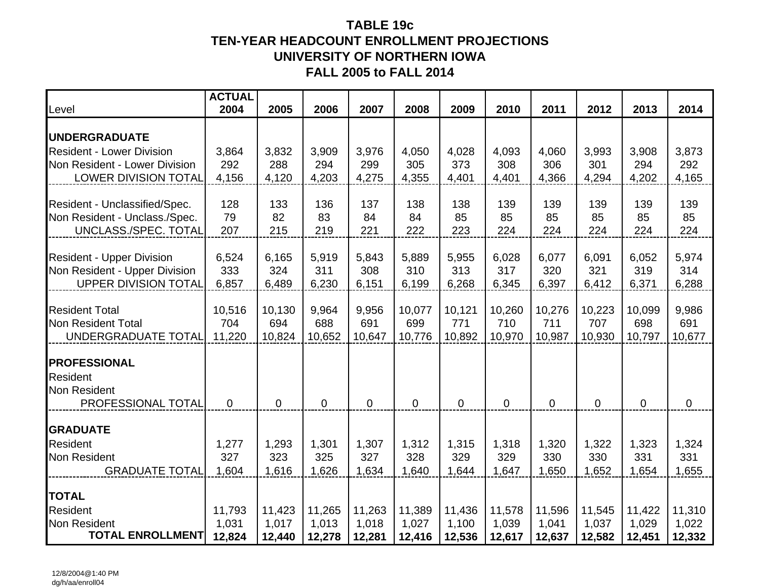# TABLE 19c
## TEN-YEAR HEADCOUNT ENROLLMENT PROJECTIONS
## UNIVERSITY OF NORTHERN IOWA
## FALL 2005 to FALL 2014

| Level | ACTUAL 2004 | 2005 | 2006 | 2007 | 2008 | 2009 | 2010 | 2011 | 2012 | 2013 | 2014 |
|---|---|---|---|---|---|---|---|---|---|---|---|
| **UNDERGRADUATE** | | | | | | | | | | | |
| Resident - Lower Division | 3,864 | 3,832 | 3,909 | 3,976 | 4,050 | 4,028 | 4,093 | 4,060 | 3,993 | 3,908 | 3,873 |
| Non Resident - Lower Division | 292 | 288 | 294 | 299 | 305 | 373 | 308 | 306 | 301 | 294 | 292 |
| LOWER DIVISION TOTAL | 4,156 | 4,120 | 4,203 | 4,275 | 4,355 | 4,401 | 4,401 | 4,366 | 4,294 | 4,202 | 4,165 |
| Resident - Unclassified/Spec. | 128 | 133 | 136 | 137 | 138 | 138 | 139 | 139 | 139 | 139 | 139 |
| Non Resident - Unclass./Spec. | 79 | 82 | 83 | 84 | 84 | 85 | 85 | 85 | 85 | 85 | 85 |
| UNCLASS./SPEC. TOTAL | 207 | 215 | 219 | 221 | 222 | 223 | 224 | 224 | 224 | 224 | 224 |
| Resident - Upper Division | 6,524 | 6,165 | 5,919 | 5,843 | 5,889 | 5,955 | 6,028 | 6,077 | 6,091 | 6,052 | 5,974 |
| Non Resident - Upper Division | 333 | 324 | 311 | 308 | 310 | 313 | 317 | 320 | 321 | 319 | 314 |
| UPPER DIVISION TOTAL | 6,857 | 6,489 | 6,230 | 6,151 | 6,199 | 6,268 | 6,345 | 6,397 | 6,412 | 6,371 | 6,288 |
| Resident Total | 10,516 | 10,130 | 9,964 | 9,956 | 10,077 | 10,121 | 10,260 | 10,276 | 10,223 | 10,099 | 9,986 |
| Non Resident Total | 704 | 694 | 688 | 691 | 699 | 771 | 710 | 711 | 707 | 698 | 691 |
| UNDERGRADUATE TOTAL | 11,220 | 10,824 | 10,652 | 10,647 | 10,776 | 10,892 | 10,970 | 10,987 | 10,930 | 10,797 | 10,677 |
| **PROFESSIONAL** | | | | | | | | | | | |
| Resident | | | | | | | | | | | |
| Non Resident | | | | | | | | | | | |
| PROFESSIONAL TOTAL | 0 | 0 | 0 | 0 | 0 | 0 | 0 | 0 | 0 | 0 | 0 |
| **GRADUATE** | | | | | | | | | | | |
| Resident | 1,277 | 1,293 | 1,301 | 1,307 | 1,312 | 1,315 | 1,318 | 1,320 | 1,322 | 1,323 | 1,324 |
| Non Resident | 327 | 323 | 325 | 327 | 328 | 329 | 329 | 330 | 330 | 331 | 331 |
| GRADUATE TOTAL | 1,604 | 1,616 | 1,626 | 1,634 | 1,640 | 1,644 | 1,647 | 1,650 | 1,652 | 1,654 | 1,655 |
| **TOTAL** | | | | | | | | | | | |
| Resident | 11,793 | 11,423 | 11,265 | 11,263 | 11,389 | 11,436 | 11,578 | 11,596 | 11,545 | 11,422 | 11,310 |
| Non Resident | 1,031 | 1,017 | 1,013 | 1,018 | 1,027 | 1,100 | 1,039 | 1,041 | 1,037 | 1,029 | 1,022 |
| **TOTAL ENROLLMENT** | **12,824** | **12,440** | **12,278** | **12,281** | **12,416** | **12,536** | **12,617** | **12,637** | **12,582** | **12,451** | **12,332** |

12/8/2004@1:40 PM
dg/h/aa/enroll04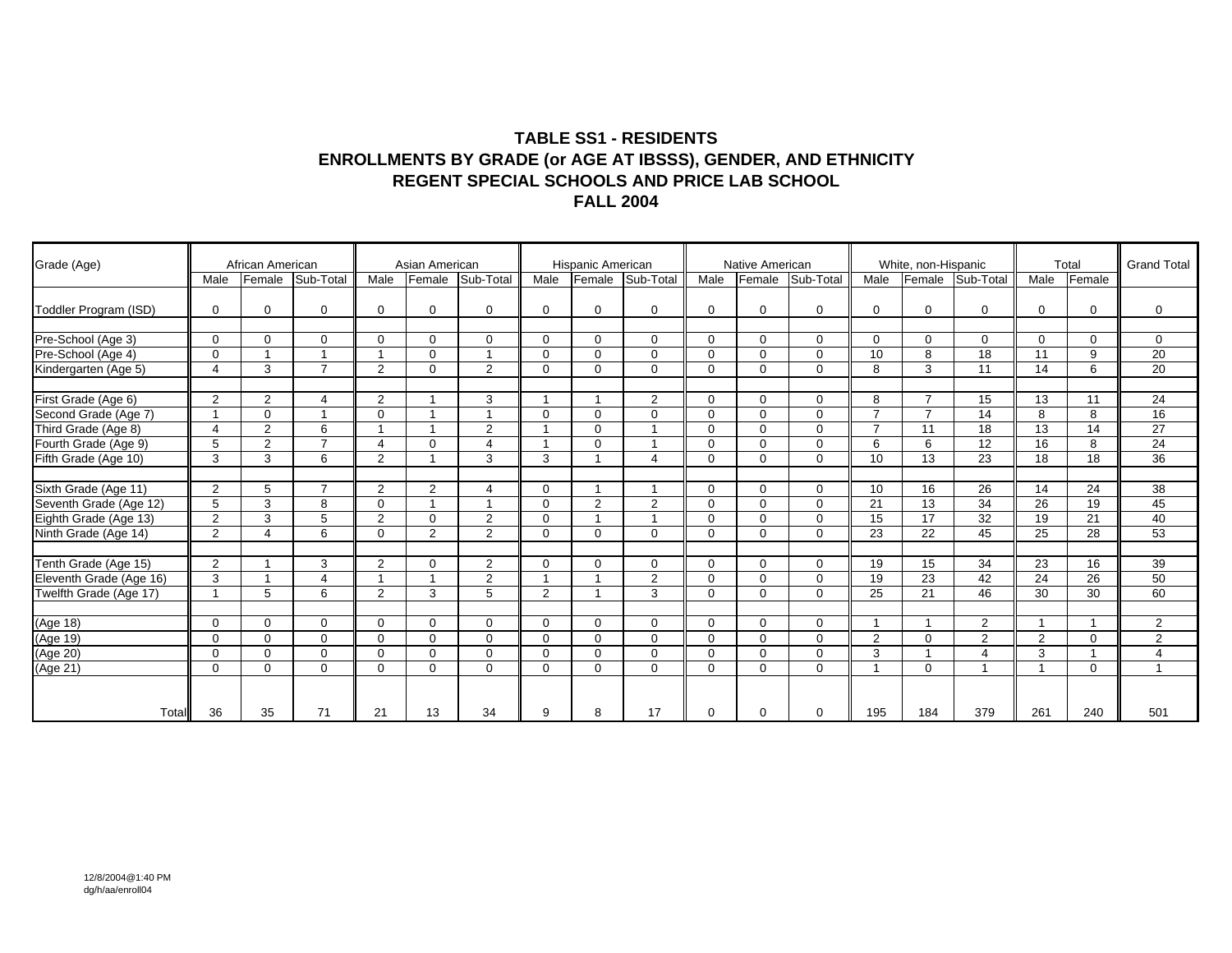## TABLE SS1 - RESIDENTS
## ENROLLMENTS BY GRADE (or AGE AT IBSSS), GENDER, AND ETHNICITY
## REGENT SPECIAL SCHOOLS AND PRICE LAB SCHOOL
## FALL 2004

| Grade (Age) | African American | | | Asian American | | | Hispanic American | | | Native American | | | White, non-Hispanic | | | Total | | Grand Total |
|---|---|---|---|---|---|---|---|---|---|---|---|---|---|---|---|---|---|---|
| | Male | Female | Sub-Total | Male | Female | Sub-Total | Male | Female | Sub-Total | Male | Female | Sub-Total | Male | Female | Sub-Total | Male | Female | |
| Toddler Program (ISD) | 0 | 0 | 0 | 0 | 0 | 0 | 0 | 0 | 0 | 0 | 0 | 0 | 0 | 0 | 0 | 0 | 0 | 0 |
| Pre-School (Age 3) | 0 | 0 | 0 | 0 | 0 | 0 | 0 | 0 | 0 | 0 | 0 | 0 | 0 | 0 | 0 | 0 | 0 | 0 |
| Pre-School (Age 4) | 0 | 1 | 1 | 1 | 0 | 1 | 0 | 0 | 0 | 0 | 0 | 0 | 10 | 8 | 18 | 11 | 9 | 20 |
| Kindergarten (Age 5) | 4 | 3 | 7 | 2 | 0 | 2 | 0 | 0 | 0 | 0 | 0 | 0 | 8 | 3 | 11 | 14 | 6 | 20 |
| First Grade (Age 6) | 2 | 2 | 4 | 2 | 1 | 3 | 1 | 1 | 2 | 0 | 0 | 0 | 8 | 7 | 15 | 13 | 11 | 24 |
| Second Grade (Age 7) | 1 | 0 | 1 | 0 | 1 | 1 | 0 | 0 | 0 | 0 | 0 | 0 | 7 | 7 | 14 | 8 | 8 | 16 |
| Third Grade (Age 8) | 4 | 2 | 6 | 1 | 1 | 2 | 1 | 0 | 1 | 0 | 0 | 0 | 7 | 11 | 18 | 13 | 14 | 27 |
| Fourth Grade (Age 9) | 5 | 2 | 7 | 4 | 0 | 4 | 1 | 0 | 1 | 0 | 0 | 0 | 6 | 6 | 12 | 16 | 8 | 24 |
| Fifth Grade (Age 10) | 3 | 3 | 6 | 2 | 1 | 3 | 3 | 1 | 4 | 0 | 0 | 0 | 10 | 13 | 23 | 18 | 18 | 36 |
| Sixth Grade (Age 11) | 2 | 5 | 7 | 2 | 2 | 4 | 0 | 1 | 1 | 0 | 0 | 0 | 10 | 16 | 26 | 14 | 24 | 38 |
| Seventh Grade (Age 12) | 5 | 3 | 8 | 0 | 1 | 1 | 0 | 2 | 2 | 0 | 0 | 0 | 21 | 13 | 34 | 26 | 19 | 45 |
| Eighth Grade (Age 13) | 2 | 3 | 5 | 2 | 0 | 2 | 0 | 1 | 1 | 0 | 0 | 0 | 15 | 17 | 32 | 19 | 21 | 40 |
| Ninth Grade (Age 14) | 2 | 4 | 6 | 0 | 2 | 2 | 0 | 0 | 0 | 0 | 0 | 0 | 23 | 22 | 45 | 25 | 28 | 53 |
| Tenth Grade (Age 15) | 2 | 1 | 3 | 2 | 0 | 2 | 0 | 0 | 0 | 0 | 0 | 0 | 19 | 15 | 34 | 23 | 16 | 39 |
| Eleventh Grade (Age 16) | 3 | 1 | 4 | 1 | 1 | 2 | 1 | 1 | 2 | 0 | 0 | 0 | 19 | 23 | 42 | 24 | 26 | 50 |
| Twelfth Grade (Age 17) | 1 | 5 | 6 | 2 | 3 | 5 | 2 | 1 | 3 | 0 | 0 | 0 | 25 | 21 | 46 | 30 | 30 | 60 |
| (Age 18) | 0 | 0 | 0 | 0 | 0 | 0 | 0 | 0 | 0 | 0 | 0 | 0 | 1 | 1 | 2 | 1 | 1 | 2 |
| (Age 19) | 0 | 0 | 0 | 0 | 0 | 0 | 0 | 0 | 0 | 0 | 0 | 0 | 2 | 0 | 2 | 2 | 0 | 2 |
| (Age 20) | 0 | 0 | 0 | 0 | 0 | 0 | 0 | 0 | 0 | 0 | 0 | 0 | 3 | 1 | 4 | 3 | 1 | 4 |
| (Age 21) | 0 | 0 | 0 | 0 | 0 | 0 | 0 | 0 | 0 | 0 | 0 | 0 | 1 | 0 | 1 | 1 | 0 | 1 |
| Total | 36 | 35 | 71 | 21 | 13 | 34 | 9 | 8 | 17 | 0 | 0 | 0 | 195 | 184 | 379 | 261 | 240 | 501 |

12/8/2004@1:40 PM
dg/h/aa/enroll04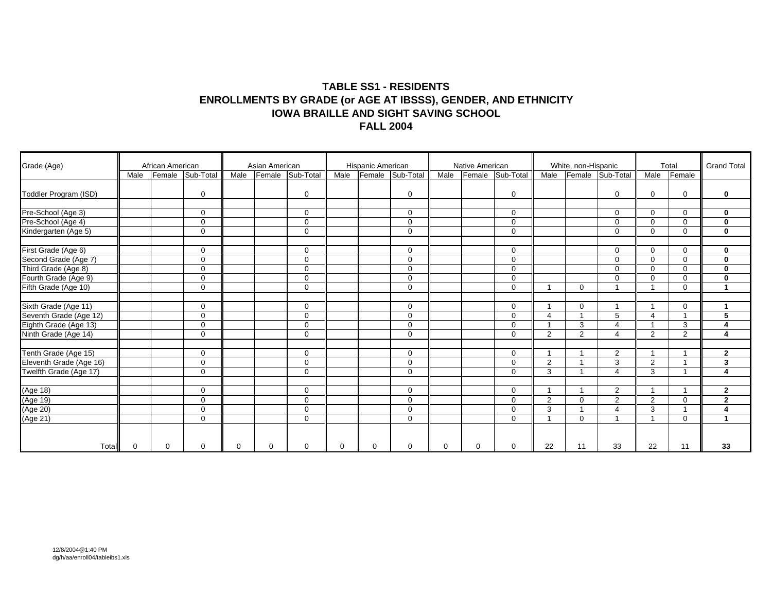# TABLE SS1 - RESIDENTS
## ENROLLMENTS BY GRADE (or AGE AT IBSSS), GENDER, AND ETHNICITY
## IOWA BRAILLE AND SIGHT SAVING SCHOOL
## FALL 2004

| Grade (Age) | African American | | | Asian American | | | Hispanic American | | | Native American | | | White, non-Hispanic | | | Total | | Grand Total |
|---|---|---|---|---|---|---|---|---|---|---|---|---|---|---|---|---|---|---|
| | Male | Female | Sub-Total | Male | Female | Sub-Total | Male | Female | Sub-Total | Male | Female | Sub-Total | Male | Female | Sub-Total | Male | Female | |
| Toddler Program (ISD) | | | 0 | | | 0 | | | 0 | | | 0 | | | 0 | 0 | 0 | **0** |
| Pre-School (Age 3) | | | 0 | | | 0 | | | 0 | | | 0 | | | 0 | 0 | 0 | **0** |
| Pre-School (Age 4) | | | 0 | | | 0 | | | 0 | | | 0 | | | 0 | 0 | 0 | **0** |
| Kindergarten (Age 5) | | | 0 | | | 0 | | | 0 | | | 0 | | | 0 | 0 | 0 | **0** |
| First Grade (Age 6) | | | 0 | | | 0 | | | 0 | | | 0 | | | 0 | 0 | 0 | **0** |
| Second Grade (Age 7) | | | 0 | | | 0 | | | 0 | | | 0 | | | 0 | 0 | 0 | **0** |
| Third Grade (Age 8) | | | 0 | | | 0 | | | 0 | | | 0 | | | 0 | 0 | 0 | **0** |
| Fourth Grade (Age 9) | | | 0 | | | 0 | | | 0 | | | 0 | | | 0 | 0 | 0 | **0** |
| Fifth Grade (Age 10) | | | 0 | | | 0 | | | 0 | | | 0 | 1 | 0 | 1 | 1 | 0 | **1** |
| Sixth Grade (Age 11) | | | 0 | | | 0 | | | 0 | | | 0 | 1 | 0 | 1 | 1 | 0 | **1** |
| Seventh Grade (Age 12) | | | 0 | | | 0 | | | 0 | | | 0 | 4 | 1 | 5 | 4 | 1 | **5** |
| Eighth Grade (Age 13) | | | 0 | | | 0 | | | 0 | | | 0 | 1 | 3 | 4 | 1 | 3 | **4** |
| Ninth Grade (Age 14) | | | 0 | | | 0 | | | 0 | | | 0 | 2 | 2 | 4 | 2 | 2 | **4** |
| Tenth Grade (Age 15) | | | 0 | | | 0 | | | 0 | | | 0 | 1 | 1 | 2 | 1 | 1 | **2** |
| Eleventh Grade (Age 16) | | | 0 | | | 0 | | | 0 | | | 0 | 2 | 1 | 3 | 2 | 1 | **3** |
| Twelfth Grade (Age 17) | | | 0 | | | 0 | | | 0 | | | 0 | 3 | 1 | 4 | 3 | 1 | **4** |
| (Age 18) | | | 0 | | | 0 | | | 0 | | | 0 | 1 | 1 | 2 | 1 | 1 | **2** |
| (Age 19) | | | 0 | | | 0 | | | 0 | | | 0 | 2 | 0 | 2 | 2 | 0 | **2** |
| (Age 20) | | | 0 | | | 0 | | | 0 | | | 0 | 3 | 1 | 4 | 3 | 1 | **4** |
| (Age 21) | | | 0 | | | 0 | | | 0 | | | 0 | 1 | 0 | 1 | 1 | 0 | **1** |
| Total | 0 | 0 | 0 | 0 | 0 | 0 | 0 | 0 | 0 | 0 | 0 | 0 | 22 | 11 | 33 | 22 | 11 | **33** |

12/8/2004@1:40 PM
dg/h/aa/enroll04/tableibs1.xls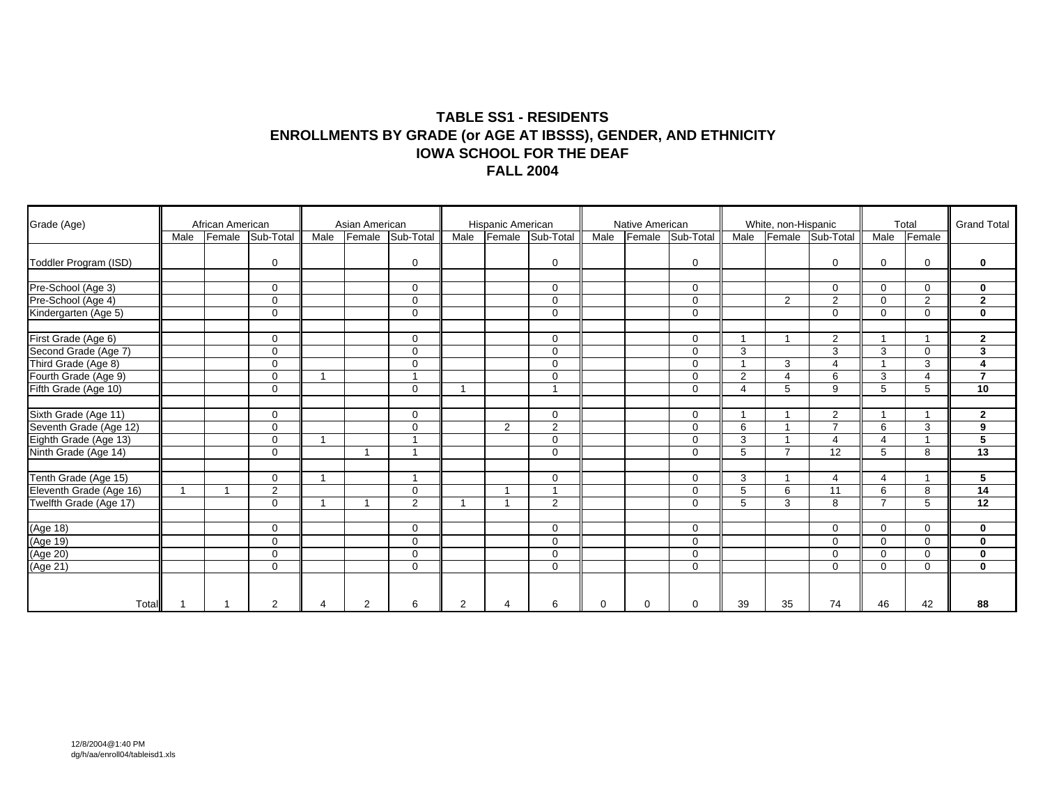# TABLE SS1 - RESIDENTS
# ENROLLMENTS BY GRADE (or AGE AT IBSSS), GENDER, AND ETHNICITY
# IOWA SCHOOL FOR THE DEAF
# FALL 2004

| Grade (Age) | African American | | | Asian American | | | Hispanic American | | | Native American | | | White, non-Hispanic | | | Total | | Grand Total |
|---|---|---|---|---|---|---|---|---|---|---|---|---|---|---|---|---|---|---|
| | Male | Female | Sub-Total | Male | Female | Sub-Total | Male | Female | Sub-Total | Male | Female | Sub-Total | Male | Female | Sub-Total | Male | Female | |
| Toddler Program (ISD) | | | 0 | | | 0 | | | 0 | | | 0 | | | 0 | 0 | 0 | **0** |
| Pre-School (Age 3) | | | 0 | | | 0 | | | 0 | | | 0 | | | 0 | 0 | 0 | **0** |
| Pre-School (Age 4) | | | 0 | | | 0 | | | 0 | | | 0 | | 2 | 2 | 0 | 2 | **2** |
| Kindergarten (Age 5) | | | 0 | | | 0 | | | 0 | | | 0 | | | 0 | 0 | 0 | **0** |
| First Grade (Age 6) | | | 0 | | | 0 | | | 0 | | | 0 | 1 | 1 | 2 | 1 | 1 | **2** |
| Second Grade (Age 7) | | | 0 | | | 0 | | | 0 | | | 0 | 3 | | 3 | 3 | 0 | **3** |
| Third Grade (Age 8) | | | 0 | | | 0 | | | 0 | | | 0 | 1 | 3 | 4 | 1 | 3 | **4** |
| Fourth Grade (Age 9) | | | 0 | 1 | | 1 | | | 0 | | | 0 | 2 | 4 | 6 | 3 | 4 | **7** |
| Fifth Grade (Age 10) | | | 0 | | | 0 | 1 | | 1 | | | 0 | 4 | 5 | 9 | 5 | 5 | **10** |
| Sixth Grade (Age 11) | | | 0 | | | 0 | | | 0 | | | 0 | 1 | 1 | 2 | 1 | 1 | **2** |
| Seventh Grade (Age 12) | | | 0 | | | 0 | | 2 | 2 | | | 0 | 6 | 1 | 7 | 6 | 3 | **9** |
| Eighth Grade (Age 13) | | | 0 | 1 | | 1 | | | 0 | | | 0 | 3 | 1 | 4 | 4 | 1 | **5** |
| Ninth Grade (Age 14) | | | 0 | | 1 | 1 | | | 0 | | | 0 | 5 | 7 | 12 | 5 | 8 | **13** |
| Tenth Grade (Age 15) | | | 0 | 1 | | 1 | | | 0 | | | 0 | 3 | 1 | 4 | 4 | 1 | **5** |
| Eleventh Grade (Age 16) | 1 | 1 | 2 | | | 0 | | 1 | 1 | | | 0 | 5 | 6 | 11 | 6 | 8 | **14** |
| Twelfth Grade (Age 17) | | | 0 | 1 | 1 | 2 | 1 | 1 | 2 | | | 0 | 5 | 3 | 8 | 7 | 5 | **12** |
| (Age 18) | | | 0 | | | 0 | | | 0 | | | 0 | | | 0 | 0 | 0 | **0** |
| (Age 19) | | | 0 | | | 0 | | | 0 | | | 0 | | | 0 | 0 | 0 | **0** |
| (Age 20) | | | 0 | | | 0 | | | 0 | | | 0 | | | 0 | 0 | 0 | **0** |
| (Age 21) | | | 0 | | | 0 | | | 0 | | | 0 | | | 0 | 0 | 0 | **0** |
| Total | 1 | 1 | 2 | 4 | 2 | 6 | 2 | 4 | 6 | 0 | 0 | 0 | 39 | 35 | 74 | 46 | 42 | **88** |

12/8/2004@1:40 PM
dg/h/aa/enroll04/tableisd1.xls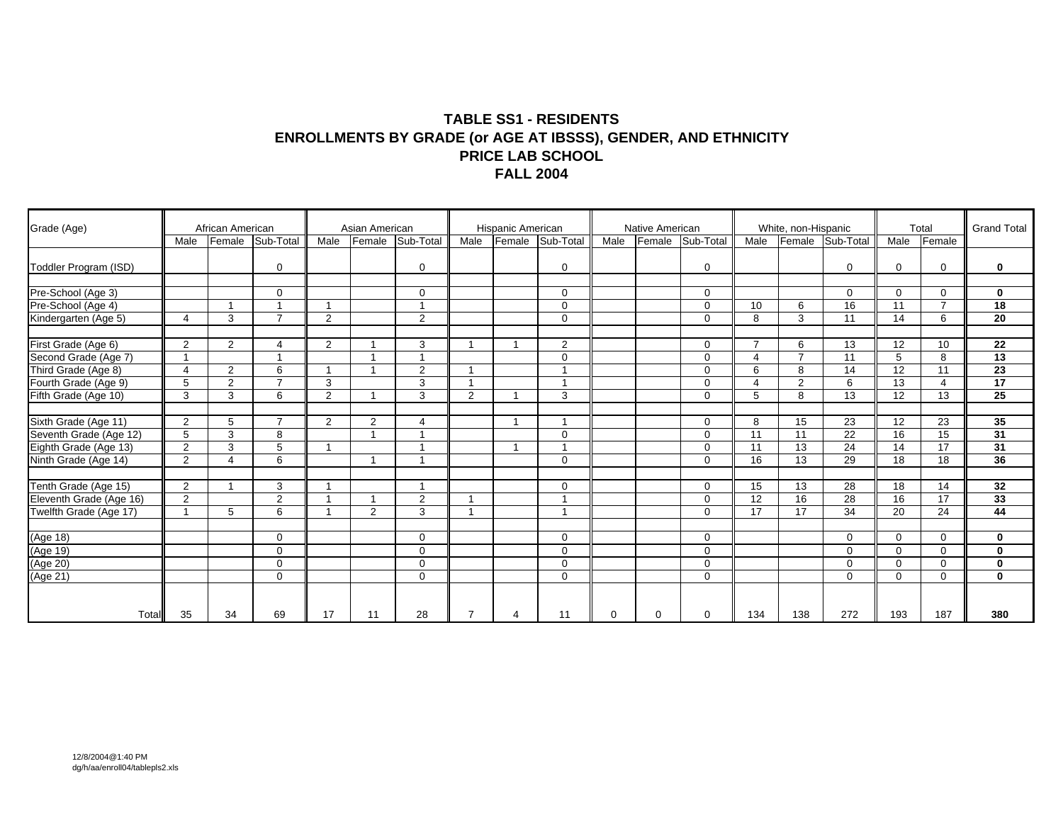## TABLE SS1 - RESIDENTS
## ENROLLMENTS BY GRADE (or AGE AT IBSSS), GENDER, AND ETHNICITY
## PRICE LAB SCHOOL
## FALL 2004

| Grade (Age) | African American | | | Asian American | | | Hispanic American | | | Native American | | | White, non-Hispanic | | | Total | | Grand Total |
|---|---|---|---|---|---|---|---|---|---|---|---|---|---|---|---|---|---|---|
| | Male | Female | Sub-Total | Male | Female | Sub-Total | Male | Female | Sub-Total | Male | Female | Sub-Total | Male | Female | Sub-Total | Male | Female | |
| Toddler Program (ISD) | | | 0 | | | 0 | | | 0 | | | 0 | | | 0 | 0 | 0 | **0** |
| Pre-School (Age 3) | | | 0 | | | 0 | | | 0 | | | 0 | | | 0 | 0 | 0 | **0** |
| Pre-School (Age 4) | | 1 | 1 | 1 | | 1 | | | 0 | | | 0 | 10 | 6 | 16 | 11 | 7 | **18** |
| Kindergarten (Age 5) | 4 | 3 | 7 | 2 | | 2 | | | 0 | | | 0 | 8 | 3 | 11 | 14 | 6 | **20** |
| First Grade (Age 6) | 2 | 2 | 4 | 2 | 1 | 3 | 1 | 1 | 2 | | | 0 | 7 | 6 | 13 | 12 | 10 | **22** |
| Second Grade (Age 7) | 1 | | 1 | | 1 | 1 | | | 0 | | | 0 | 4 | 7 | 11 | 5 | 8 | **13** |
| Third Grade (Age 8) | 4 | 2 | 6 | 1 | 1 | 2 | 1 | | 1 | | | 0 | 6 | 8 | 14 | 12 | 11 | **23** |
| Fourth Grade (Age 9) | 5 | 2 | 7 | 3 | | 3 | 1 | | 1 | | | 0 | 4 | 2 | 6 | 13 | 4 | **17** |
| Fifth Grade (Age 10) | 3 | 3 | 6 | 2 | 1 | 3 | 2 | 1 | 3 | | | 0 | 5 | 8 | 13 | 12 | 13 | **25** |
| Sixth Grade (Age 11) | 2 | 5 | 7 | 2 | 2 | 4 | | 1 | 1 | | | 0 | 8 | 15 | 23 | 12 | 23 | **35** |
| Seventh Grade (Age 12) | 5 | 3 | 8 | | 1 | 1 | | | 0 | | | 0 | 11 | 11 | 22 | 16 | 15 | **31** |
| Eighth Grade (Age 13) | 2 | 3 | 5 | 1 | | 1 | | 1 | 1 | | | 0 | 11 | 13 | 24 | 14 | 17 | **31** |
| Ninth Grade (Age 14) | 2 | 4 | 6 | | 1 | 1 | | | 0 | | | 0 | 16 | 13 | 29 | 18 | 18 | **36** |
| Tenth Grade (Age 15) | 2 | 1 | 3 | 1 | | 1 | | | 0 | | | 0 | 15 | 13 | 28 | 18 | 14 | **32** |
| Eleventh Grade (Age 16) | 2 | | 2 | 1 | 1 | 2 | 1 | | 1 | | | 0 | 12 | 16 | 28 | 16 | 17 | **33** |
| Twelfth Grade (Age 17) | 1 | 5 | 6 | 1 | 2 | 3 | 1 | | 1 | | | 0 | 17 | 17 | 34 | 20 | 24 | **44** |
| (Age 18) | | | 0 | | | 0 | | | 0 | | | 0 | | | 0 | 0 | 0 | **0** |
| (Age 19) | | | 0 | | | 0 | | | 0 | | | 0 | | | 0 | 0 | 0 | **0** |
| (Age 20) | | | 0 | | | 0 | | | 0 | | | 0 | | | 0 | 0 | 0 | **0** |
| (Age 21) | | | 0 | | | 0 | | | 0 | | | 0 | | | 0 | 0 | 0 | **0** |
| Total | 35 | 34 | 69 | 17 | 11 | 28 | 7 | 4 | 11 | 0 | 0 | 0 | 134 | 138 | 272 | 193 | 187 | **380** |

12/8/2004@1:40 PM
dg/h/aa/enroll04/tablepls2.xls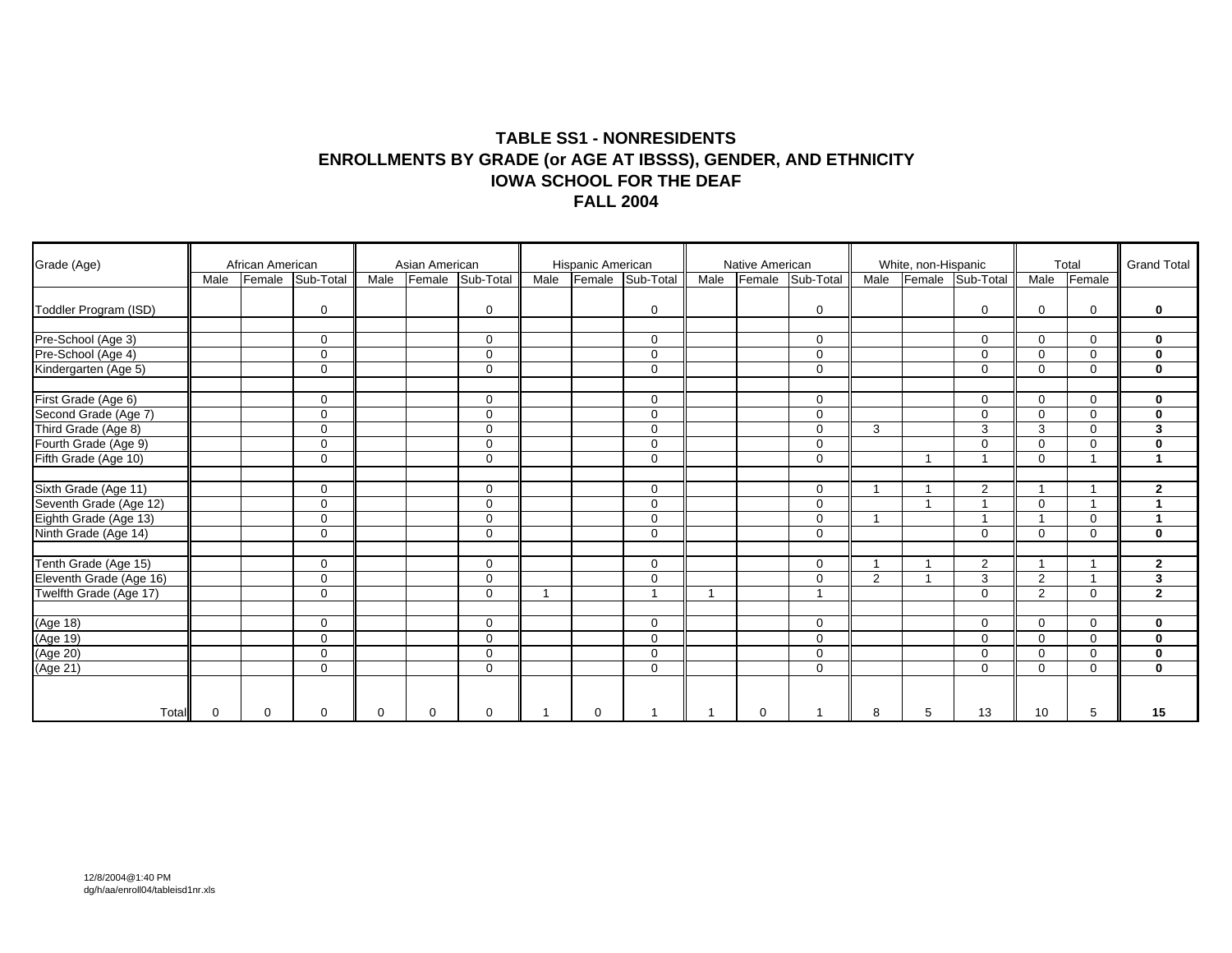# TABLE SS1 - NONRESIDENTS
# ENROLLMENTS BY GRADE (or AGE AT IBSSS), GENDER, AND ETHNICITY
# IOWA SCHOOL FOR THE DEAF
# FALL 2004

| Grade (Age) | African American | | | Asian American | | | Hispanic American | | | Native American | | | White, non-Hispanic | | | Total | | Grand Total |
|---|---|---|---|---|---|---|---|---|---|---|---|---|---|---|---|---|---|---|
| | Male | Female | Sub-Total | Male | Female | Sub-Total | Male | Female | Sub-Total | Male | Female | Sub-Total | Male | Female | Sub-Total | Male | Female | |
| Toddler Program (ISD) | | | 0 | | | 0 | | | 0 | | | 0 | | | 0 | 0 | 0 | **0** |
| Pre-School (Age 3) | | | 0 | | | 0 | | | 0 | | | 0 | | | 0 | 0 | 0 | **0** |
| Pre-School (Age 4) | | | 0 | | | 0 | | | 0 | | | 0 | | | 0 | 0 | 0 | **0** |
| Kindergarten (Age 5) | | | 0 | | | 0 | | | 0 | | | 0 | | | 0 | 0 | 0 | **0** |
| First Grade (Age 6) | | | 0 | | | 0 | | | 0 | | | 0 | | | 0 | 0 | 0 | **0** |
| Second Grade (Age 7) | | | 0 | | | 0 | | | 0 | | | 0 | | | 0 | 0 | 0 | **0** |
| Third Grade (Age 8) | | | 0 | | | 0 | | | 0 | | | 0 | 3 | | 3 | 3 | 0 | **3** |
| Fourth Grade (Age 9) | | | 0 | | | 0 | | | 0 | | | 0 | | | 0 | 0 | 0 | **0** |
| Fifth Grade (Age 10) | | | 0 | | | 0 | | | 0 | | | 0 | | 1 | 1 | 0 | 1 | **1** |
| Sixth Grade (Age 11) | | | 0 | | | 0 | | | 0 | | | 0 | 1 | 1 | 2 | 1 | 1 | **2** |
| Seventh Grade (Age 12) | | | 0 | | | 0 | | | 0 | | | 0 | | 1 | 1 | 0 | 1 | **1** |
| Eighth Grade (Age 13) | | | 0 | | | 0 | | | 0 | | | 0 | 1 | | 1 | 1 | 0 | **1** |
| Ninth Grade (Age 14) | | | 0 | | | 0 | | | 0 | | | 0 | | | 0 | 0 | 0 | **0** |
| Tenth Grade (Age 15) | | | 0 | | | 0 | | | 0 | | | 0 | 1 | 1 | 2 | 1 | 1 | **2** |
| Eleventh Grade (Age 16) | | | 0 | | | 0 | | | 0 | | | 0 | 2 | 1 | 3 | 2 | 1 | **3** |
| Twelfth Grade (Age 17) | | | 0 | | | 0 | 1 | | 1 | 1 | | 1 | | | 0 | 2 | 0 | **2** |
| (Age 18) | | | 0 | | | 0 | | | 0 | | | 0 | | | 0 | 0 | 0 | **0** |
| (Age 19) | | | 0 | | | 0 | | | 0 | | | 0 | | | 0 | 0 | 0 | **0** |
| (Age 20) | | | 0 | | | 0 | | | 0 | | | 0 | | | 0 | 0 | 0 | **0** |
| (Age 21) | | | 0 | | | 0 | | | 0 | | | 0 | | | 0 | 0 | 0 | **0** |
| Total | 0 | 0 | 0 | 0 | 0 | 0 | 1 | 0 | 1 | 1 | 0 | 1 | 8 | 5 | 13 | 10 | 5 | **15** |

12/8/2004@1:40 PM
dg/h/aa/enroll04/tableisd1nr.xls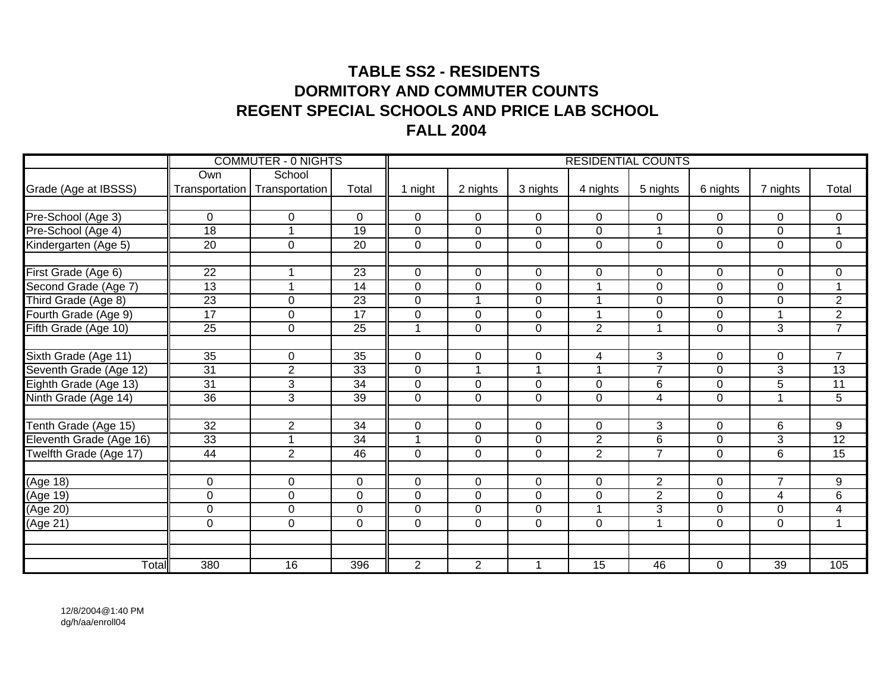# TABLE SS2 - RESIDENTS
# DORMITORY AND COMMUTER COUNTS
# REGENT SPECIAL SCHOOLS AND PRICE LAB SCHOOL
# FALL 2004

| | COMMUTER - 0 NIGHTS | | | RESIDENTIAL COUNTS | | | | | | | |
|---|---|---|---|---|---|---|---|---|---|---|---|
| Grade (Age at IBSSS) | Own Transportation | School Transportation | Total | 1 night | 2 nights | 3 nights | 4 nights | 5 nights | 6 nights | 7 nights | Total |
| Pre-School (Age 3) | 0 | 0 | 0 | 0 | 0 | 0 | 0 | 0 | 0 | 0 | 0 |
| Pre-School (Age 4) | 18 | 1 | 19 | 0 | 0 | 0 | 0 | 1 | 0 | 0 | 1 |
| Kindergarten (Age 5) | 20 | 0 | 20 | 0 | 0 | 0 | 0 | 0 | 0 | 0 | 0 |
| First Grade (Age 6) | 22 | 1 | 23 | 0 | 0 | 0 | 0 | 0 | 0 | 0 | 0 |
| Second Grade (Age 7) | 13 | 1 | 14 | 0 | 0 | 0 | 1 | 0 | 0 | 0 | 1 |
| Third Grade (Age 8) | 23 | 0 | 23 | 0 | 1 | 0 | 1 | 0 | 0 | 0 | 2 |
| Fourth Grade (Age 9) | 17 | 0 | 17 | 0 | 0 | 0 | 1 | 0 | 0 | 1 | 2 |
| Fifth Grade (Age 10) | 25 | 0 | 25 | 1 | 0 | 0 | 2 | 1 | 0 | 3 | 7 |
| Sixth Grade (Age 11) | 35 | 0 | 35 | 0 | 0 | 0 | 4 | 3 | 0 | 0 | 7 |
| Seventh Grade (Age 12) | 31 | 2 | 33 | 0 | 1 | 1 | 1 | 7 | 0 | 3 | 13 |
| Eighth Grade (Age 13) | 31 | 3 | 34 | 0 | 0 | 0 | 0 | 6 | 0 | 5 | 11 |
| Ninth Grade (Age 14) | 36 | 3 | 39 | 0 | 0 | 0 | 0 | 4 | 0 | 1 | 5 |
| Tenth Grade (Age 15) | 32 | 2 | 34 | 0 | 0 | 0 | 0 | 3 | 0 | 6 | 9 |
| Eleventh Grade (Age 16) | 33 | 1 | 34 | 1 | 0 | 0 | 2 | 6 | 0 | 3 | 12 |
| Twelfth Grade (Age 17) | 44 | 2 | 46 | 0 | 0 | 0 | 2 | 7 | 0 | 6 | 15 |
| (Age 18) | 0 | 0 | 0 | 0 | 0 | 0 | 0 | 2 | 0 | 7 | 9 |
| (Age 19) | 0 | 0 | 0 | 0 | 0 | 0 | 0 | 2 | 0 | 4 | 6 |
| (Age 20) | 0 | 0 | 0 | 0 | 0 | 0 | 1 | 3 | 0 | 0 | 4 |
| (Age 21) | 0 | 0 | 0 | 0 | 0 | 0 | 0 | 1 | 0 | 0 | 1 |
| Total | 380 | 16 | 396 | 2 | 2 | 1 | 15 | 46 | 0 | 39 | 105 |

12/8/2004@1:40 PM
dg/h/aa/enroll04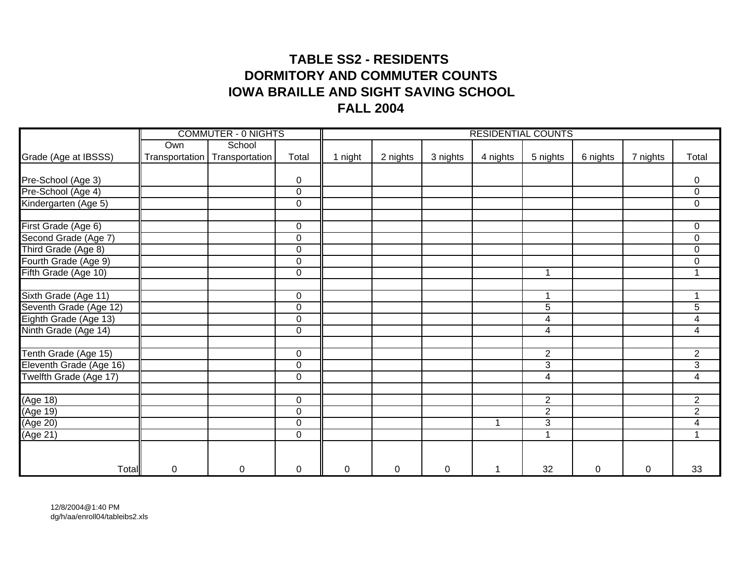# TABLE SS2 - RESIDENTS
# DORMITORY AND COMMUTER COUNTS
# IOWA BRAILLE AND SIGHT SAVING SCHOOL
# FALL 2004

| | COMMUTER - 0 NIGHTS | | | RESIDENTIAL COUNTS | | | | | | | |
|---|---|---|---|---|---|---|---|---|---|---|---|
| Grade (Age at IBSSS) | Own Transportation | School Transportation | Total | 1 night | 2 nights | 3 nights | 4 nights | 5 nights | 6 nights | 7 nights | Total |
| Pre-School (Age 3) | | | 0 | | | | | | | | 0 |
| Pre-School (Age 4) | | | 0 | | | | | | | | 0 |
| Kindergarten (Age 5) | | | 0 | | | | | | | | 0 |
| | | | | | | | | | | | |
| First Grade (Age 6) | | | 0 | | | | | | | | 0 |
| Second Grade (Age 7) | | | 0 | | | | | | | | 0 |
| Third Grade (Age 8) | | | 0 | | | | | | | | 0 |
| Fourth Grade (Age 9) | | | 0 | | | | | | | | 0 |
| Fifth Grade (Age 10) | | | 0 | | | | | 1 | | | 1 |
| | | | | | | | | | | | |
| Sixth Grade (Age 11) | | | 0 | | | | | 1 | | | 1 |
| Seventh Grade (Age 12) | | | 0 | | | | | 5 | | | 5 |
| Eighth Grade (Age 13) | | | 0 | | | | | 4 | | | 4 |
| Ninth Grade (Age 14) | | | 0 | | | | | 4 | | | 4 |
| | | | | | | | | | | | |
| Tenth Grade (Age 15) | | | 0 | | | | | 2 | | | 2 |
| Eleventh Grade (Age 16) | | | 0 | | | | | 3 | | | 3 |
| Twelfth Grade (Age 17) | | | 0 | | | | | 4 | | | 4 |
| | | | | | | | | | | | |
| (Age 18) | | | 0 | | | | | 2 | | | 2 |
| (Age 19) | | | 0 | | | | | 2 | | | 2 |
| (Age 20) | | | 0 | | | | 1 | 3 | | | 4 |
| (Age 21) | | | 0 | | | | | 1 | | | 1 |
| Total | 0 | 0 | 0 | 0 | 0 | 0 | 1 | 32 | 0 | 0 | 33 |

12/8/2004@1:40 PM
dg/h/aa/enroll04/tableibs2.xls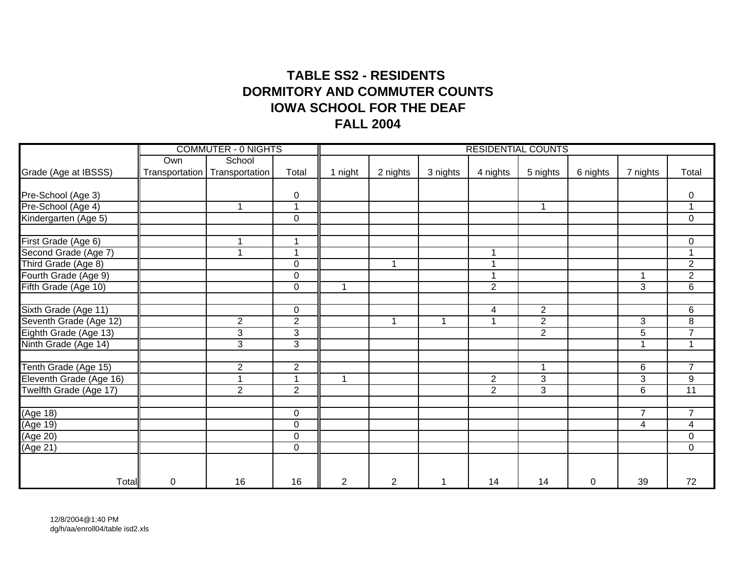# TABLE SS2 - RESIDENTS
# DORMITORY AND COMMUTER COUNTS
# IOWA SCHOOL FOR THE DEAF
# FALL 2004

| | COMMUTER - 0 NIGHTS | | | RESIDENTIAL COUNTS | | | | | | | |
|---|---|---|---|---|---|---|---|---|---|---|---|
| Grade (Age at IBSSS) | Own Transportation | School Transportation | Total | 1 night | 2 nights | 3 nights | 4 nights | 5 nights | 6 nights | 7 nights | Total |
| Pre-School (Age 3) | | | 0 | | | | | | | | 0 |
| Pre-School (Age 4) | | 1 | 1 | | | | | 1 | | | 1 |
| Kindergarten (Age 5) | | | 0 | | | | | | | | 0 |
| | | | | | | | | | | | |
| First Grade (Age 6) | | 1 | 1 | | | | | | | | 0 |
| Second Grade (Age 7) | | 1 | 1 | | | | 1 | | | | 1 |
| Third Grade (Age 8) | | | 0 | | 1 | | 1 | | | | 2 |
| Fourth Grade (Age 9) | | | 0 | | | | 1 | | | 1 | 2 |
| Fifth Grade (Age 10) | | | 0 | 1 | | | 2 | | | 3 | 6 |
| | | | | | | | | | | | |
| Sixth Grade (Age 11) | | | 0 | | | | 4 | 2 | | | 6 |
| Seventh Grade (Age 12) | | 2 | 2 | | 1 | 1 | 1 | 2 | | 3 | 8 |
| Eighth Grade (Age 13) | | 3 | 3 | | | | | 2 | | 5 | 7 |
| Ninth Grade (Age 14) | | 3 | 3 | | | | | | | 1 | 1 |
| | | | | | | | | | | | |
| Tenth Grade (Age 15) | | 2 | 2 | | | | | 1 | | 6 | 7 |
| Eleventh Grade (Age 16) | | 1 | 1 | 1 | | | 2 | 3 | | 3 | 9 |
| Twelfth Grade (Age 17) | | 2 | 2 | | | | 2 | 3 | | 6 | 11 |
| | | | | | | | | | | | |
| (Age 18) | | | 0 | | | | | | | 7 | 7 |
| (Age 19) | | | 0 | | | | | | | 4 | 4 |
| (Age 20) | | | 0 | | | | | | | | 0 |
| (Age 21) | | | 0 | | | | | | | | 0 |
| Total | 0 | 16 | 16 | 2 | 2 | 1 | 14 | 14 | 0 | 39 | 72 |

12/8/2004@1:40 PM
dg/h/aa/enroll04/table isd2.xls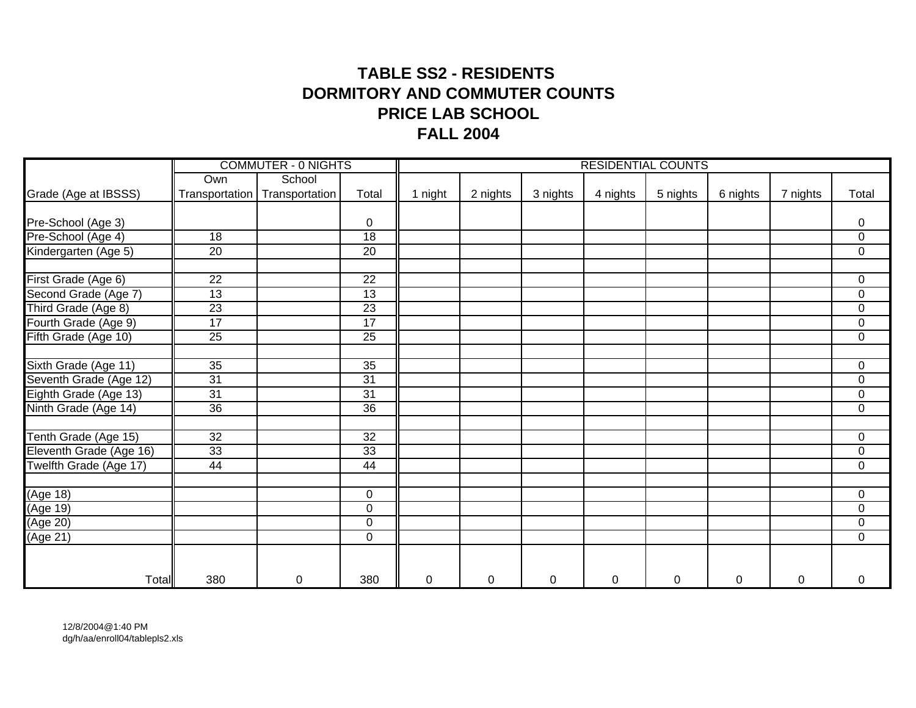# TABLE SS2 - RESIDENTS
# DORMITORY AND COMMUTER COUNTS
# PRICE LAB SCHOOL
# FALL 2004

| | COMMUTER - 0 NIGHTS | | | RESIDENTIAL COUNTS | | | | | | | |
|---|---|---|---|---|---|---|---|---|---|---|---|
| Grade (Age at IBSSS) | Own Transportation | School Transportation | Total | 1 night | 2 nights | 3 nights | 4 nights | 5 nights | 6 nights | 7 nights | Total |
| Pre-School (Age 3) | | | 0 | | | | | | | | 0 |
| Pre-School (Age 4) | 18 | | 18 | | | | | | | | 0 |
| Kindergarten (Age 5) | 20 | | 20 | | | | | | | | 0 |
| | | | | | | | | | | | |
| First Grade (Age 6) | 22 | | 22 | | | | | | | | 0 |
| Second Grade (Age 7) | 13 | | 13 | | | | | | | | 0 |
| Third Grade (Age 8) | 23 | | 23 | | | | | | | | 0 |
| Fourth Grade (Age 9) | 17 | | 17 | | | | | | | | 0 |
| Fifth Grade (Age 10) | 25 | | 25 | | | | | | | | 0 |
| | | | | | | | | | | | |
| Sixth Grade (Age 11) | 35 | | 35 | | | | | | | | 0 |
| Seventh Grade (Age 12) | 31 | | 31 | | | | | | | | 0 |
| Eighth Grade (Age 13) | 31 | | 31 | | | | | | | | 0 |
| Ninth Grade (Age 14) | 36 | | 36 | | | | | | | | 0 |
| | | | | | | | | | | | |
| Tenth Grade (Age 15) | 32 | | 32 | | | | | | | | 0 |
| Eleventh Grade (Age 16) | 33 | | 33 | | | | | | | | 0 |
| Twelfth Grade (Age 17) | 44 | | 44 | | | | | | | | 0 |
| | | | | | | | | | | | |
| (Age 18) | | | 0 | | | | | | | | 0 |
| (Age 19) | | | 0 | | | | | | | | 0 |
| (Age 20) | | | 0 | | | | | | | | 0 |
| (Age 21) | | | 0 | | | | | | | | 0 |
| Total | 380 | 0 | 380 | 0 | 0 | 0 | 0 | 0 | 0 | 0 | 0 |

12/8/2004@1:40 PM
dg/h/aa/enroll04/tablepls2.xls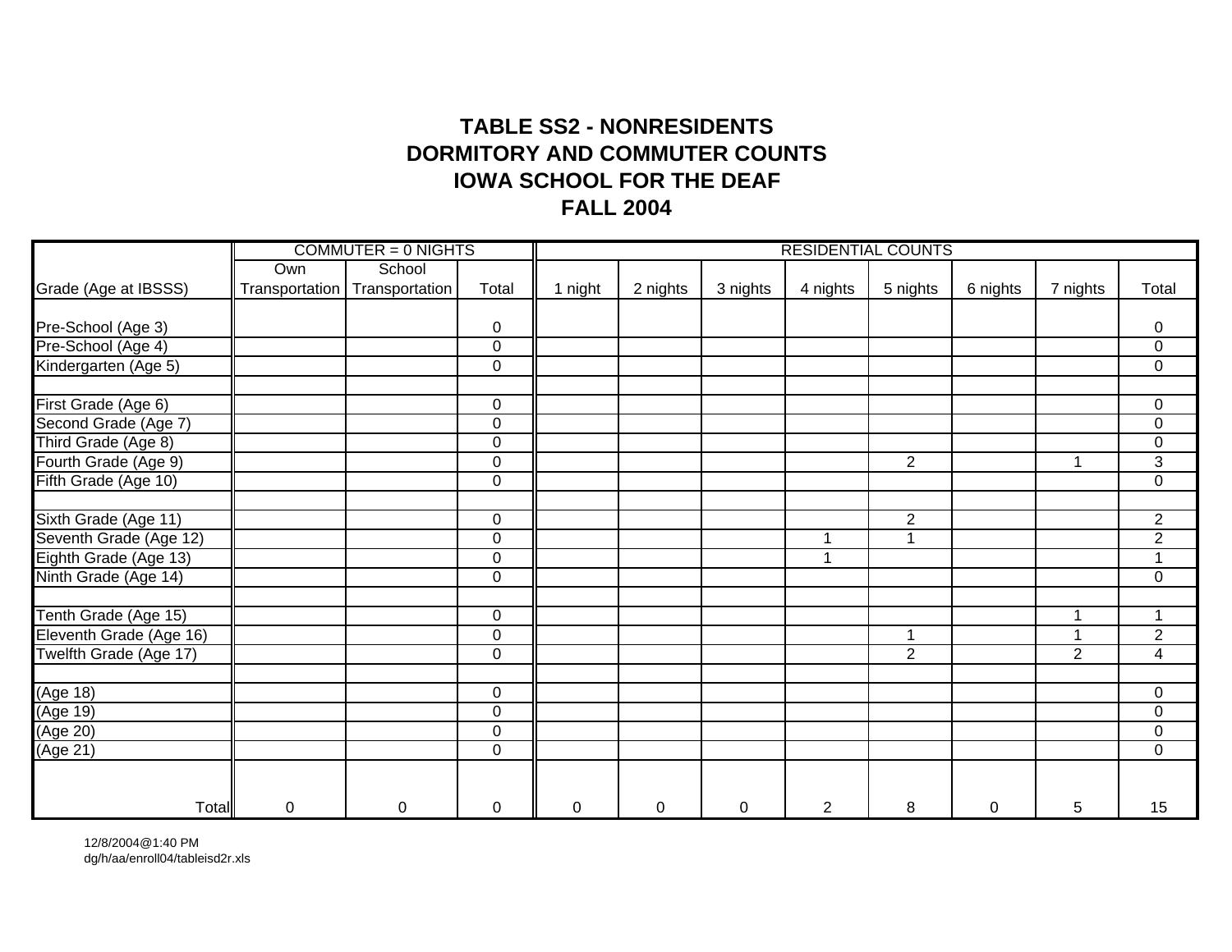## TABLE SS2 - NONRESIDENTS
## DORMITORY AND COMMUTER COUNTS
## IOWA SCHOOL FOR THE DEAF
## FALL 2004

| | COMMUTER = 0 NIGHTS | | | RESIDENTIAL COUNTS | | | | | | | |
|---|---|---|---|---|---|---|---|---|---|---|---|
| Grade (Age at IBSSS) | Own Transportation | School Transportation | Total | 1 night | 2 nights | 3 nights | 4 nights | 5 nights | 6 nights | 7 nights | Total |
| Pre-School (Age 3) | | | 0 | | | | | | | | 0 |
| Pre-School (Age 4) | | | 0 | | | | | | | | 0 |
| Kindergarten (Age 5) | | | 0 | | | | | | | | 0 |
| | | | | | | | | | | | |
| First Grade (Age 6) | | | 0 | | | | | | | | 0 |
| Second Grade (Age 7) | | | 0 | | | | | | | | 0 |
| Third Grade (Age 8) | | | 0 | | | | | | | | 0 |
| Fourth Grade (Age 9) | | | 0 | | | | | 2 | | 1 | 3 |
| Fifth Grade (Age 10) | | | 0 | | | | | | | | 0 |
| | | | | | | | | | | | |
| Sixth Grade (Age 11) | | | 0 | | | | | 2 | | | 2 |
| Seventh Grade (Age 12) | | | 0 | | | | 1 | 1 | | | 2 |
| Eighth Grade (Age 13) | | | 0 | | | | 1 | | | | 1 |
| Ninth Grade (Age 14) | | | 0 | | | | | | | | 0 |
| | | | | | | | | | | | |
| Tenth Grade (Age 15) | | | 0 | | | | | | | 1 | 1 |
| Eleventh Grade (Age 16) | | | 0 | | | | | 1 | | 1 | 2 |
| Twelfth Grade (Age 17) | | | 0 | | | | | 2 | | 2 | 4 |
| | | | | | | | | | | | |
| (Age 18) | | | 0 | | | | | | | | 0 |
| (Age 19) | | | 0 | | | | | | | | 0 |
| (Age 20) | | | 0 | | | | | | | | 0 |
| (Age 21) | | | 0 | | | | | | | | 0 |
| Total | 0 | 0 | 0 | 0 | 0 | 0 | 2 | 8 | 0 | 5 | 15 |

12/8/2004@1:40 PM
dg/h/aa/enroll04/tableisd2r.xls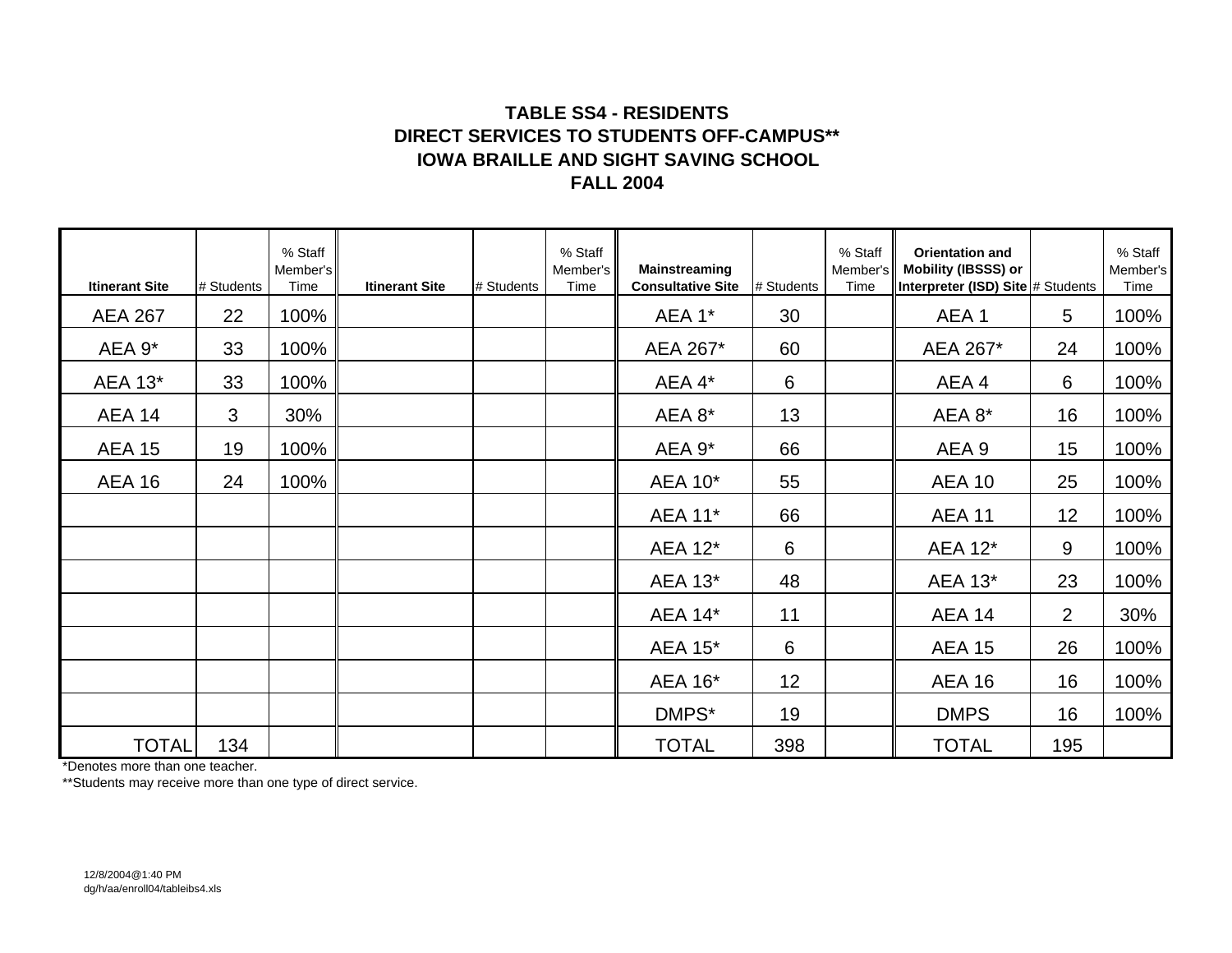# TABLE SS4 - RESIDENTS
## DIRECT SERVICES TO STUDENTS OFF-CAMPUS**
## IOWA BRAILLE AND SIGHT SAVING SCHOOL
## FALL 2004

| Itinerant Site | # Students | % Staff Member's Time | Itinerant Site | # Students | % Staff Member's Time | Mainstreaming Consultative Site | # Students | % Staff Member's Time | Orientation and Mobility (IBSSS) or Interpreter (ISD) Site | # Students | % Staff Member's Time |
|---|---|---|---|---|---|---|---|---|---|---|---|
| AEA 267 | 22 | 100% | | | | AEA 1* | 30 | | AEA 1 | 5 | 100% |
| AEA 9* | 33 | 100% | | | | AEA 267* | 60 | | AEA 267* | 24 | 100% |
| AEA 13* | 33 | 100% | | | | AEA 4* | 6 | | AEA 4 | 6 | 100% |
| AEA 14 | 3 | 30% | | | | AEA 8* | 13 | | AEA 8* | 16 | 100% |
| AEA 15 | 19 | 100% | | | | AEA 9* | 66 | | AEA 9 | 15 | 100% |
| AEA 16 | 24 | 100% | | | | AEA 10* | 55 | | AEA 10 | 25 | 100% |
| | | | | | | AEA 11* | 66 | | AEA 11 | 12 | 100% |
| | | | | | | AEA 12* | 6 | | AEA 12* | 9 | 100% |
| | | | | | | AEA 13* | 48 | | AEA 13* | 23 | 100% |
| | | | | | | AEA 14* | 11 | | AEA 14 | 2 | 30% |
| | | | | | | AEA 15* | 6 | | AEA 15 | 26 | 100% |
| | | | | | | AEA 16* | 12 | | AEA 16 | 16 | 100% |
| | | | | | | DMPS* | 19 | | DMPS | 16 | 100% |
| TOTAL | 134 | | | | | TOTAL | 398 | | TOTAL | 195 | |

*Denotes more than one teacher.

**Students may receive more than one type of direct service.

12/8/2004@1:40 PM
dg/h/aa/enroll04/tableibs4.xls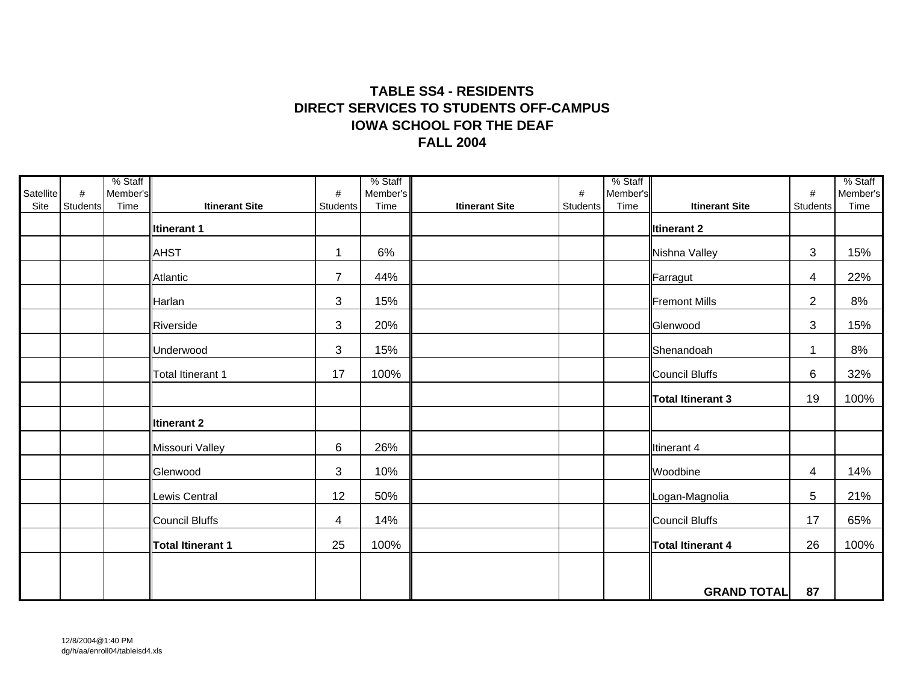# TABLE SS4 - RESIDENTS
## DIRECT SERVICES TO STUDENTS OFF-CAMPUS
## IOWA SCHOOL FOR THE DEAF
## FALL 2004

| Satellite Site | # Students | % Staff Member's Time | Itinerant Site | # Students | % Staff Member's Time | Itinerant Site | # Students | % Staff Member's Time | Itinerant Site | # Students | % Staff Member's Time |
|---|---|---|---|---|---|---|---|---|---|---|---|
| | | | **Itinerant 1** | | | | | | **Itinerant 2** | | |
| | | | AHST | 1 | 6% | | | | Nishna Valley | 3 | 15% |
| | | | Atlantic | 7 | 44% | | | | Farragut | 4 | 22% |
| | | | Harlan | 3 | 15% | | | | Fremont Mills | 2 | 8% |
| | | | Riverside | 3 | 20% | | | | Glenwood | 3 | 15% |
| | | | Underwood | 3 | 15% | | | | Shenandoah | 1 | 8% |
| | | | Total Itinerant 1 | 17 | 100% | | | | Council Bluffs | 6 | 32% |
| | | | | | | | | | **Total Itinerant 3** | 19 | 100% |
| | | | **Itinerant 2** | | | | | | | | |
| | | | Missouri Valley | 6 | 26% | | | | Itinerant 4 | | |
| | | | Glenwood | 3 | 10% | | | | Woodbine | 4 | 14% |
| | | | Lewis Central | 12 | 50% | | | | Logan-Magnolia | 5 | 21% |
| | | | Council Bluffs | 4 | 14% | | | | Council Bluffs | 17 | 65% |
| | | | **Total Itinerant 1** | 25 | 100% | | | | **Total Itinerant 4** | 26 | 100% |
| | | | | | | | | | **GRAND TOTAL** | **87** | |

12/8/2004@1:40 PM
dg/h/aa/enroll04/tableisd4.xls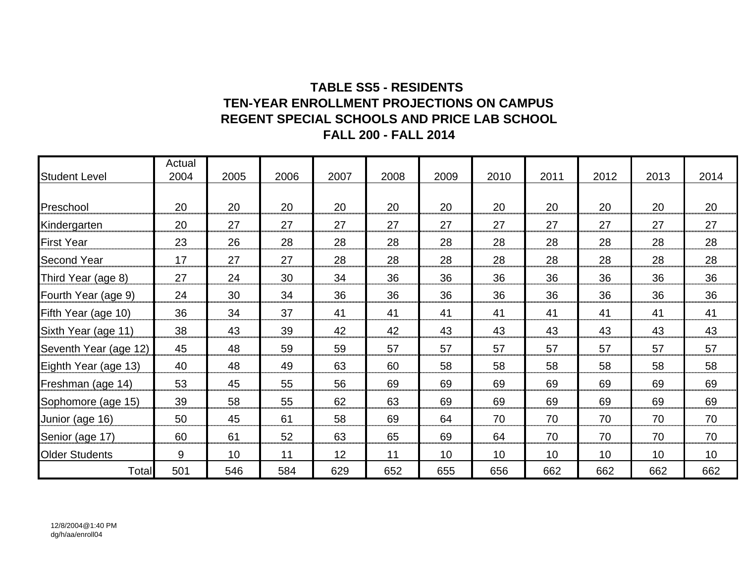# TABLE SS5 - RESIDENTS
## TEN-YEAR ENROLLMENT PROJECTIONS ON CAMPUS
## REGENT SPECIAL SCHOOLS AND PRICE LAB SCHOOL
## FALL 200 - FALL 2014

| Student Level | Actual 2004 | 2005 | 2006 | 2007 | 2008 | 2009 | 2010 | 2011 | 2012 | 2013 | 2014 |
|---|---|---|---|---|---|---|---|---|---|---|---|
| Preschool | 20 | 20 | 20 | 20 | 20 | 20 | 20 | 20 | 20 | 20 | 20 |
| Kindergarten | 20 | 27 | 27 | 27 | 27 | 27 | 27 | 27 | 27 | 27 | 27 |
| First Year | 23 | 26 | 28 | 28 | 28 | 28 | 28 | 28 | 28 | 28 | 28 |
| Second Year | 17 | 27 | 27 | 28 | 28 | 28 | 28 | 28 | 28 | 28 | 28 |
| Third Year (age 8) | 27 | 24 | 30 | 34 | 36 | 36 | 36 | 36 | 36 | 36 | 36 |
| Fourth Year (age 9) | 24 | 30 | 34 | 36 | 36 | 36 | 36 | 36 | 36 | 36 | 36 |
| Fifth Year (age 10) | 36 | 34 | 37 | 41 | 41 | 41 | 41 | 41 | 41 | 41 | 41 |
| Sixth Year (age 11) | 38 | 43 | 39 | 42 | 42 | 43 | 43 | 43 | 43 | 43 | 43 |
| Seventh Year (age 12) | 45 | 48 | 59 | 59 | 57 | 57 | 57 | 57 | 57 | 57 | 57 |
| Eighth Year (age 13) | 40 | 48 | 49 | 63 | 60 | 58 | 58 | 58 | 58 | 58 | 58 |
| Freshman (age 14) | 53 | 45 | 55 | 56 | 69 | 69 | 69 | 69 | 69 | 69 | 69 |
| Sophomore (age 15) | 39 | 58 | 55 | 62 | 63 | 69 | 69 | 69 | 69 | 69 | 69 |
| Junior (age 16) | 50 | 45 | 61 | 58 | 69 | 64 | 70 | 70 | 70 | 70 | 70 |
| Senior (age 17) | 60 | 61 | 52 | 63 | 65 | 69 | 64 | 70 | 70 | 70 | 70 |
| Older Students | 9 | 10 | 11 | 12 | 11 | 10 | 10 | 10 | 10 | 10 | 10 |
| Total | 501 | 546 | 584 | 629 | 652 | 655 | 656 | 662 | 662 | 662 | 662 |

12/8/2004@1:40 PM
dg/h/aa/enroll04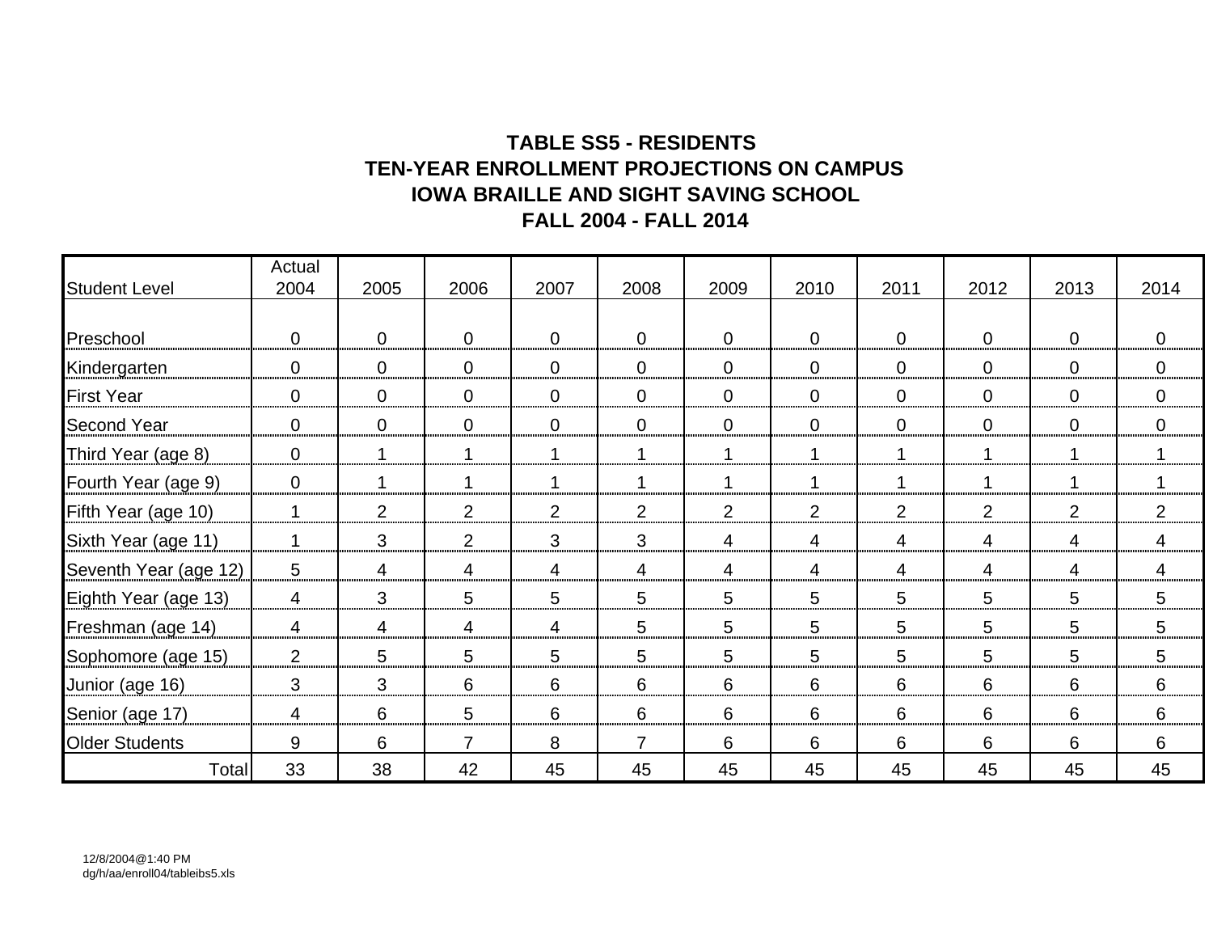# TABLE SS5 - RESIDENTS
## TEN-YEAR ENROLLMENT PROJECTIONS ON CAMPUS
## IOWA BRAILLE AND SIGHT SAVING SCHOOL
## FALL 2004 - FALL 2014

| Student Level | Actual 2004 | 2005 | 2006 | 2007 | 2008 | 2009 | 2010 | 2011 | 2012 | 2013 | 2014 |
|---|---|---|---|---|---|---|---|---|---|---|---|
| Preschool | 0 | 0 | 0 | 0 | 0 | 0 | 0 | 0 | 0 | 0 | 0 |
| Kindergarten | 0 | 0 | 0 | 0 | 0 | 0 | 0 | 0 | 0 | 0 | 0 |
| First Year | 0 | 0 | 0 | 0 | 0 | 0 | 0 | 0 | 0 | 0 | 0 |
| Second Year | 0 | 0 | 0 | 0 | 0 | 0 | 0 | 0 | 0 | 0 | 0 |
| Third Year (age 8) | 0 | 1 | 1 | 1 | 1 | 1 | 1 | 1 | 1 | 1 | 1 |
| Fourth Year (age 9) | 0 | 1 | 1 | 1 | 1 | 1 | 1 | 1 | 1 | 1 | 1 |
| Fifth Year (age 10) | 1 | 2 | 2 | 2 | 2 | 2 | 2 | 2 | 2 | 2 | 2 |
| Sixth Year (age 11) | 1 | 3 | 2 | 3 | 3 | 4 | 4 | 4 | 4 | 4 | 4 |
| Seventh Year (age 12) | 5 | 4 | 4 | 4 | 4 | 4 | 4 | 4 | 4 | 4 | 4 |
| Eighth Year (age 13) | 4 | 3 | 5 | 5 | 5 | 5 | 5 | 5 | 5 | 5 | 5 |
| Freshman (age 14) | 4 | 4 | 4 | 4 | 5 | 5 | 5 | 5 | 5 | 5 | 5 |
| Sophomore (age 15) | 2 | 5 | 5 | 5 | 5 | 5 | 5 | 5 | 5 | 5 | 5 |
| Junior (age 16) | 3 | 3 | 6 | 6 | 6 | 6 | 6 | 6 | 6 | 6 | 6 |
| Senior (age 17) | 4 | 6 | 5 | 6 | 6 | 6 | 6 | 6 | 6 | 6 | 6 |
| Older Students | 9 | 6 | 7 | 8 | 7 | 6 | 6 | 6 | 6 | 6 | 6 |
| Total | 33 | 38 | 42 | 45 | 45 | 45 | 45 | 45 | 45 | 45 | 45 |

12/8/2004@1:40 PM
dg/h/aa/enroll04/tableibs5.xls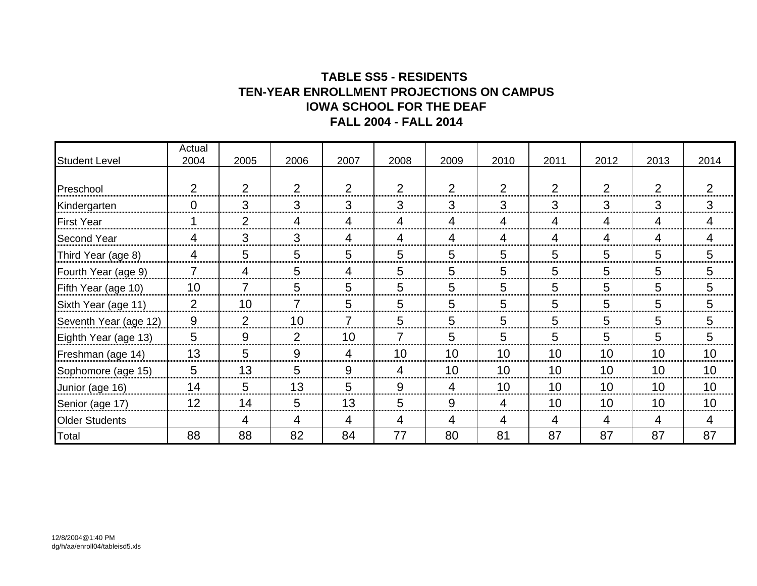**TABLE SS5 - RESIDENTS**
**TEN-YEAR ENROLLMENT PROJECTIONS ON CAMPUS**
**IOWA SCHOOL FOR THE DEAF**
**FALL 2004 - FALL 2014**

| Student Level | Actual 2004 | 2005 | 2006 | 2007 | 2008 | 2009 | 2010 | 2011 | 2012 | 2013 | 2014 |
|---|---|---|---|---|---|---|---|---|---|---|---|
| Preschool | 2 | 2 | 2 | 2 | 2 | 2 | 2 | 2 | 2 | 2 | 2 |
| Kindergarten | 0 | 3 | 3 | 3 | 3 | 3 | 3 | 3 | 3 | 3 | 3 |
| First Year | 1 | 2 | 4 | 4 | 4 | 4 | 4 | 4 | 4 | 4 | 4 |
| Second Year | 4 | 3 | 3 | 4 | 4 | 4 | 4 | 4 | 4 | 4 | 4 |
| Third Year (age 8) | 4 | 5 | 5 | 5 | 5 | 5 | 5 | 5 | 5 | 5 | 5 |
| Fourth Year (age 9) | 7 | 4 | 5 | 4 | 5 | 5 | 5 | 5 | 5 | 5 | 5 |
| Fifth Year (age 10) | 10 | 7 | 5 | 5 | 5 | 5 | 5 | 5 | 5 | 5 | 5 |
| Sixth Year (age 11) | 2 | 10 | 7 | 5 | 5 | 5 | 5 | 5 | 5 | 5 | 5 |
| Seventh Year (age 12) | 9 | 2 | 10 | 7 | 5 | 5 | 5 | 5 | 5 | 5 | 5 |
| Eighth Year (age 13) | 5 | 9 | 2 | 10 | 7 | 5 | 5 | 5 | 5 | 5 | 5 |
| Freshman (age 14) | 13 | 5 | 9 | 4 | 10 | 10 | 10 | 10 | 10 | 10 | 10 |
| Sophomore (age 15) | 5 | 13 | 5 | 9 | 4 | 10 | 10 | 10 | 10 | 10 | 10 |
| Junior (age 16) | 14 | 5 | 13 | 5 | 9 | 4 | 10 | 10 | 10 | 10 | 10 |
| Senior (age 17) | 12 | 14 | 5 | 13 | 5 | 9 | 4 | 10 | 10 | 10 | 10 |
| Older Students | | 4 | 4 | 4 | 4 | 4 | 4 | 4 | 4 | 4 | 4 |
| Total | 88 | 88 | 82 | 84 | 77 | 80 | 81 | 87 | 87 | 87 | 87 |

12/8/2004@1:40 PM
dg/h/aa/enroll04/tableisd5.xls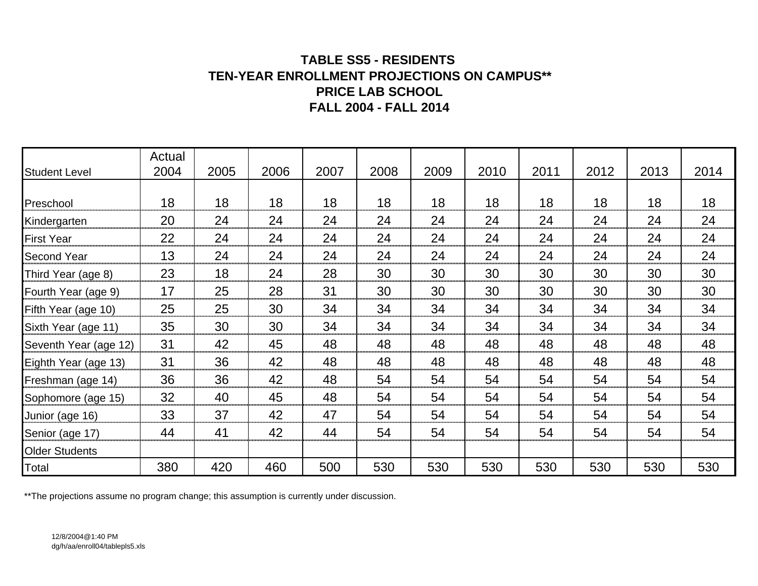**TABLE SS5 - RESIDENTS**
**TEN-YEAR ENROLLMENT PROJECTIONS ON CAMPUS****
**PRICE LAB SCHOOL**
**FALL 2004 - FALL 2014**

| Student Level | Actual 2004 | 2005 | 2006 | 2007 | 2008 | 2009 | 2010 | 2011 | 2012 | 2013 | 2014 |
|---|---|---|---|---|---|---|---|---|---|---|---|
| Preschool | 18 | 18 | 18 | 18 | 18 | 18 | 18 | 18 | 18 | 18 | 18 |
| Kindergarten | 20 | 24 | 24 | 24 | 24 | 24 | 24 | 24 | 24 | 24 | 24 |
| First Year | 22 | 24 | 24 | 24 | 24 | 24 | 24 | 24 | 24 | 24 | 24 |
| Second Year | 13 | 24 | 24 | 24 | 24 | 24 | 24 | 24 | 24 | 24 | 24 |
| Third Year (age 8) | 23 | 18 | 24 | 28 | 30 | 30 | 30 | 30 | 30 | 30 | 30 |
| Fourth Year (age 9) | 17 | 25 | 28 | 31 | 30 | 30 | 30 | 30 | 30 | 30 | 30 |
| Fifth Year (age 10) | 25 | 25 | 30 | 34 | 34 | 34 | 34 | 34 | 34 | 34 | 34 |
| Sixth Year (age 11) | 35 | 30 | 30 | 34 | 34 | 34 | 34 | 34 | 34 | 34 | 34 |
| Seventh Year (age 12) | 31 | 42 | 45 | 48 | 48 | 48 | 48 | 48 | 48 | 48 | 48 |
| Eighth Year (age 13) | 31 | 36 | 42 | 48 | 48 | 48 | 48 | 48 | 48 | 48 | 48 |
| Freshman (age 14) | 36 | 36 | 42 | 48 | 54 | 54 | 54 | 54 | 54 | 54 | 54 |
| Sophomore (age 15) | 32 | 40 | 45 | 48 | 54 | 54 | 54 | 54 | 54 | 54 | 54 |
| Junior (age 16) | 33 | 37 | 42 | 47 | 54 | 54 | 54 | 54 | 54 | 54 | 54 |
| Senior (age 17) | 44 | 41 | 42 | 44 | 54 | 54 | 54 | 54 | 54 | 54 | 54 |
| Older Students | | | | | | | | | | | |
| Total | 380 | 420 | 460 | 500 | 530 | 530 | 530 | 530 | 530 | 530 | 530 |

**The projections assume no program change; this assumption is currently under discussion.

12/8/2004@1:40 PM
dg/h/aa/enroll04/tablepls5.xls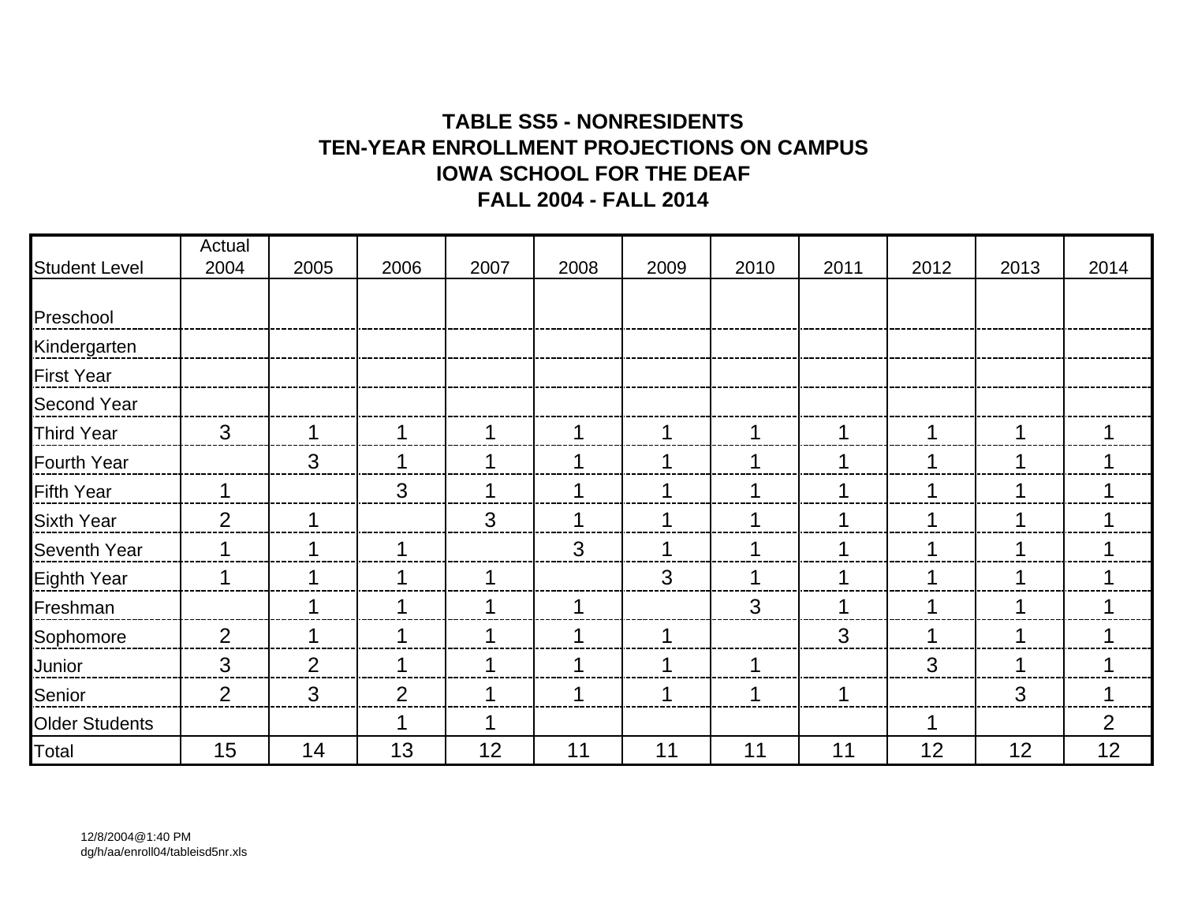**TABLE SS5 - NONRESIDENTS**
**TEN-YEAR ENROLLMENT PROJECTIONS ON CAMPUS**
**IOWA SCHOOL FOR THE DEAF**
**FALL 2004 - FALL 2014**

| Student Level | Actual 2004 | 2005 | 2006 | 2007 | 2008 | 2009 | 2010 | 2011 | 2012 | 2013 | 2014 |
|---|---|---|---|---|---|---|---|---|---|---|---|
| Preschool | | | | | | | | | | | |
| Kindergarten | | | | | | | | | | | |
| First Year | | | | | | | | | | | |
| Second Year | | | | | | | | | | | |
| Third Year | 3 | 1 | 1 | 1 | 1 | 1 | 1 | 1 | 1 | 1 | 1 |
| Fourth Year | | 3 | 1 | 1 | 1 | 1 | 1 | 1 | 1 | 1 | 1 |
| Fifth Year | 1 | | 3 | 1 | 1 | 1 | 1 | 1 | 1 | 1 | 1 |
| Sixth Year | 2 | 1 | | 3 | 1 | 1 | 1 | 1 | 1 | 1 | 1 |
| Seventh Year | 1 | 1 | 1 | | 3 | 1 | 1 | 1 | 1 | 1 | 1 |
| Eighth Year | 1 | 1 | 1 | 1 | | 3 | 1 | 1 | 1 | 1 | 1 |
| Freshman | | 1 | 1 | 1 | 1 | | 3 | 1 | 1 | 1 | 1 |
| Sophomore | 2 | 1 | 1 | 1 | 1 | 1 | | 3 | 1 | 1 | 1 |
| Junior | 3 | 2 | 1 | 1 | 1 | 1 | 1 | | 3 | 1 | 1 |
| Senior | 2 | 3 | 2 | 1 | 1 | 1 | 1 | 1 | | 3 | 1 |
| Older Students | | | 1 | 1 | | | | | 1 | | 2 |
| Total | 15 | 14 | 13 | 12 | 11 | 11 | 11 | 11 | 12 | 12 | 12 |

12/8/2004@1:40 PM
dg/h/aa/enroll04/tableisd5nr.xls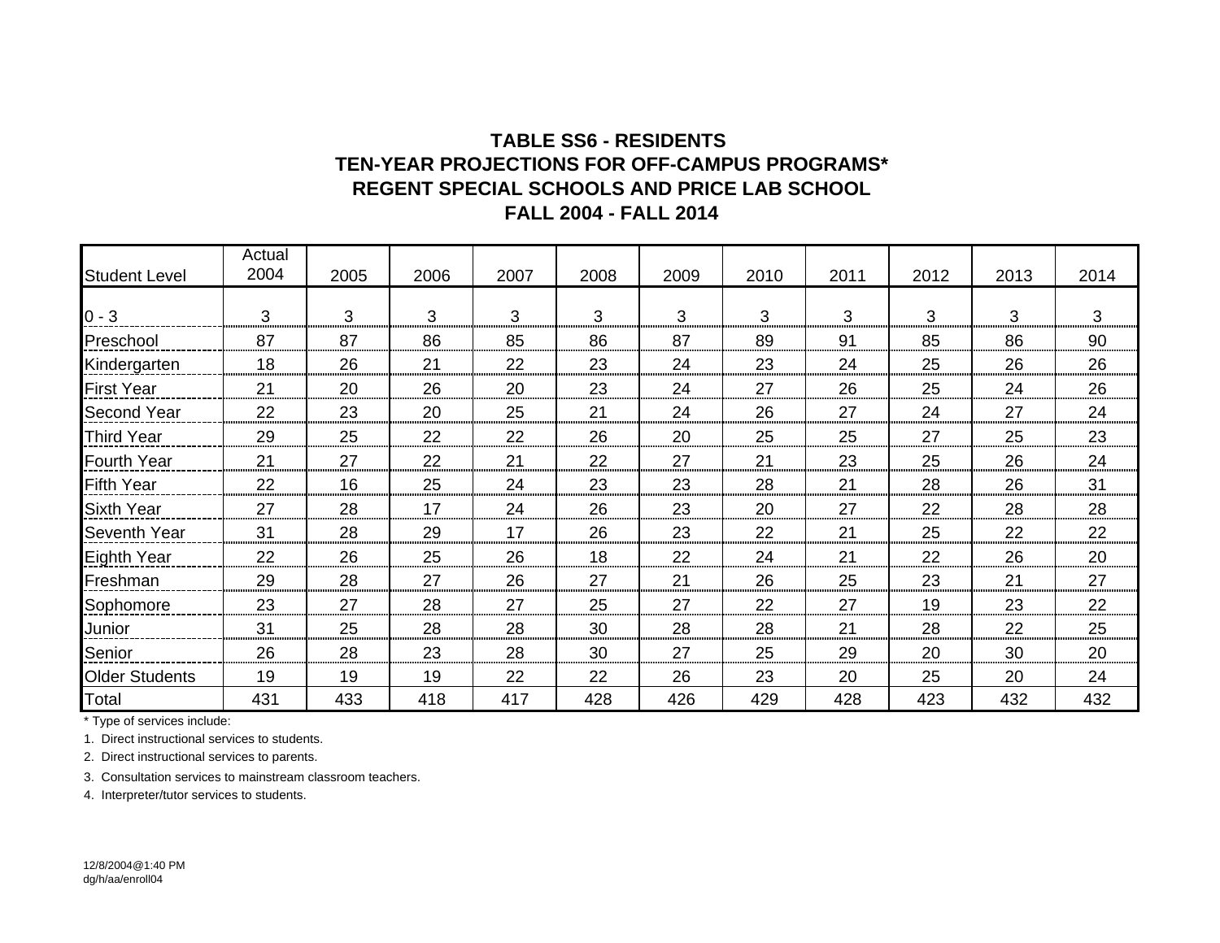# TABLE SS6 - RESIDENTS
## TEN-YEAR PROJECTIONS FOR OFF-CAMPUS PROGRAMS*
## REGENT SPECIAL SCHOOLS AND PRICE LAB SCHOOL
## FALL 2004 - FALL 2014

| Student Level | Actual 2004 | 2005 | 2006 | 2007 | 2008 | 2009 | 2010 | 2011 | 2012 | 2013 | 2014 |
|---|---|---|---|---|---|---|---|---|---|---|---|
| 0 - 3 | 3 | 3 | 3 | 3 | 3 | 3 | 3 | 3 | 3 | 3 | 3 |
| Preschool | 87 | 87 | 86 | 85 | 86 | 87 | 89 | 91 | 85 | 86 | 90 |
| Kindergarten | 18 | 26 | 21 | 22 | 23 | 24 | 23 | 24 | 25 | 26 | 26 |
| First Year | 21 | 20 | 26 | 20 | 23 | 24 | 27 | 26 | 25 | 24 | 26 |
| Second Year | 22 | 23 | 20 | 25 | 21 | 24 | 26 | 27 | 24 | 27 | 24 |
| Third Year | 29 | 25 | 22 | 22 | 26 | 20 | 25 | 25 | 27 | 25 | 23 |
| Fourth Year | 21 | 27 | 22 | 21 | 22 | 27 | 21 | 23 | 25 | 26 | 24 |
| Fifth Year | 22 | 16 | 25 | 24 | 23 | 23 | 28 | 21 | 28 | 26 | 31 |
| Sixth Year | 27 | 28 | 17 | 24 | 26 | 23 | 20 | 27 | 22 | 28 | 28 |
| Seventh Year | 31 | 28 | 29 | 17 | 26 | 23 | 22 | 21 | 25 | 22 | 22 |
| Eighth Year | 22 | 26 | 25 | 26 | 18 | 22 | 24 | 21 | 22 | 26 | 20 |
| Freshman | 29 | 28 | 27 | 26 | 27 | 21 | 26 | 25 | 23 | 21 | 27 |
| Sophomore | 23 | 27 | 28 | 27 | 25 | 27 | 22 | 27 | 19 | 23 | 22 |
| Junior | 31 | 25 | 28 | 28 | 30 | 28 | 28 | 21 | 28 | 22 | 25 |
| Senior | 26 | 28 | 23 | 28 | 30 | 27 | 25 | 29 | 20 | 30 | 20 |
| Older Students | 19 | 19 | 19 | 22 | 22 | 26 | 23 | 20 | 25 | 20 | 24 |
| Total | 431 | 433 | 418 | 417 | 428 | 426 | 429 | 428 | 423 | 432 | 432 |

* Type of services include:

1. Direct instructional services to students.
2. Direct instructional services to parents.
3. Consultation services to mainstream classroom teachers.
4. Interpreter/tutor services to students.

12/8/2004@1:40 PM
dg/h/aa/enroll04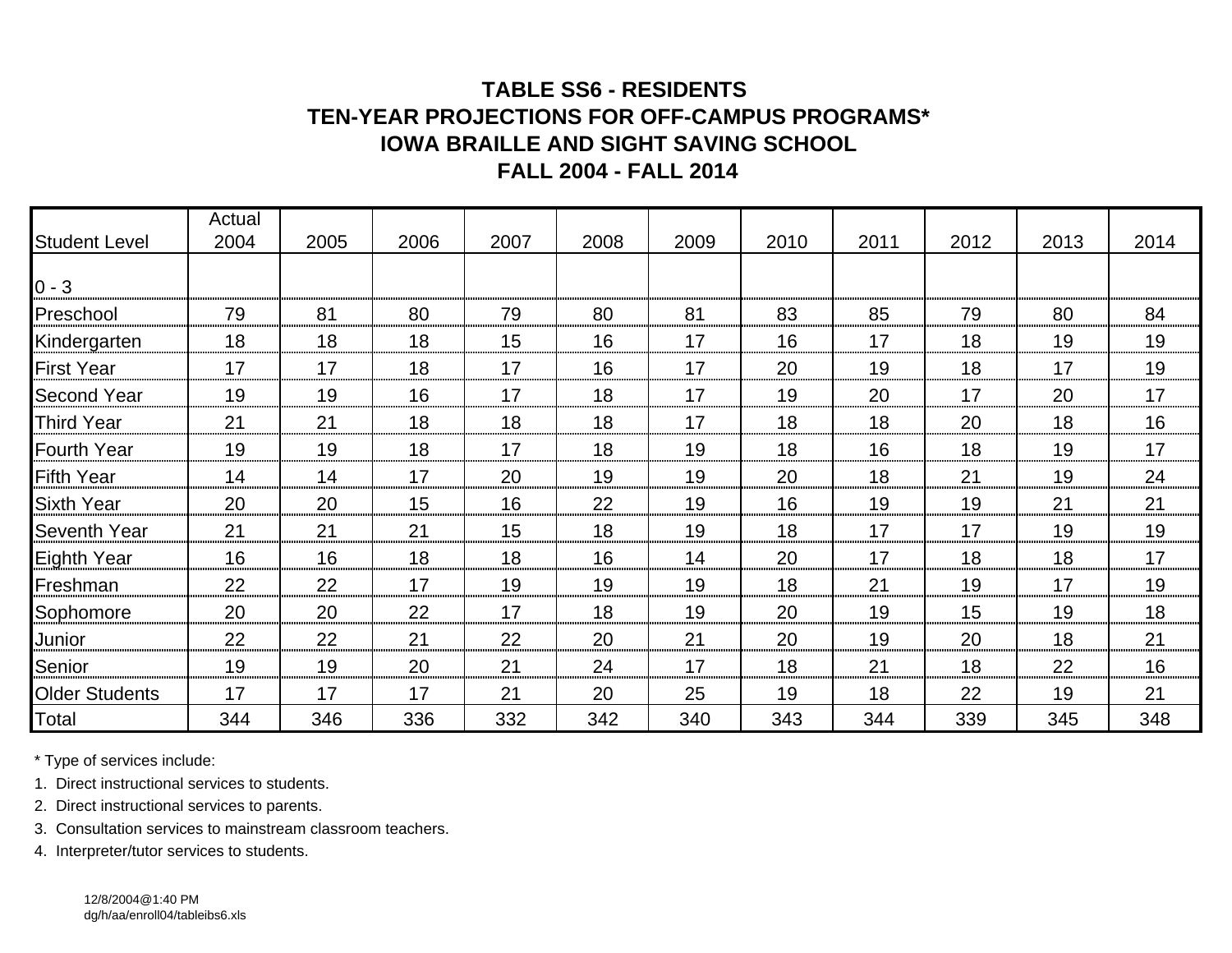# TABLE SS6 - RESIDENTS
# TEN-YEAR PROJECTIONS FOR OFF-CAMPUS PROGRAMS*
# IOWA BRAILLE AND SIGHT SAVING SCHOOL
# FALL 2004 - FALL 2014

| Student Level | Actual 2004 | 2005 | 2006 | 2007 | 2008 | 2009 | 2010 | 2011 | 2012 | 2013 | 2014 |
|---|---|---|---|---|---|---|---|---|---|---|---|
| 0 - 3 | | | | | | | | | | | |
| Preschool | 79 | 81 | 80 | 79 | 80 | 81 | 83 | 85 | 79 | 80 | 84 |
| Kindergarten | 18 | 18 | 18 | 15 | 16 | 17 | 16 | 17 | 18 | 19 | 19 |
| First Year | 17 | 17 | 18 | 17 | 16 | 17 | 20 | 19 | 18 | 17 | 19 |
| Second Year | 19 | 19 | 16 | 17 | 18 | 17 | 19 | 20 | 17 | 20 | 17 |
| Third Year | 21 | 21 | 18 | 18 | 18 | 17 | 18 | 18 | 20 | 18 | 16 |
| Fourth Year | 19 | 19 | 18 | 17 | 18 | 19 | 18 | 16 | 18 | 19 | 17 |
| Fifth Year | 14 | 14 | 17 | 20 | 19 | 19 | 20 | 18 | 21 | 19 | 24 |
| Sixth Year | 20 | 20 | 15 | 16 | 22 | 19 | 16 | 19 | 19 | 21 | 21 |
| Seventh Year | 21 | 21 | 21 | 15 | 18 | 19 | 18 | 17 | 17 | 19 | 19 |
| Eighth Year | 16 | 16 | 18 | 18 | 16 | 14 | 20 | 17 | 18 | 18 | 17 |
| Freshman | 22 | 22 | 17 | 19 | 19 | 19 | 18 | 21 | 19 | 17 | 19 |
| Sophomore | 20 | 20 | 22 | 17 | 18 | 19 | 20 | 19 | 15 | 19 | 18 |
| Junior | 22 | 22 | 21 | 22 | 20 | 21 | 20 | 19 | 20 | 18 | 21 |
| Senior | 19 | 19 | 20 | 21 | 24 | 17 | 18 | 21 | 18 | 22 | 16 |
| Older Students | 17 | 17 | 17 | 21 | 20 | 25 | 19 | 18 | 22 | 19 | 21 |
| Total | 344 | 346 | 336 | 332 | 342 | 340 | 343 | 344 | 339 | 345 | 348 |

* Type of services include:

1. Direct instructional services to students.
2. Direct instructional services to parents.
3. Consultation services to mainstream classroom teachers.
4. Interpreter/tutor services to students.

12/8/2004@1:40 PM
dg/h/aa/enroll04/tableibs6.xls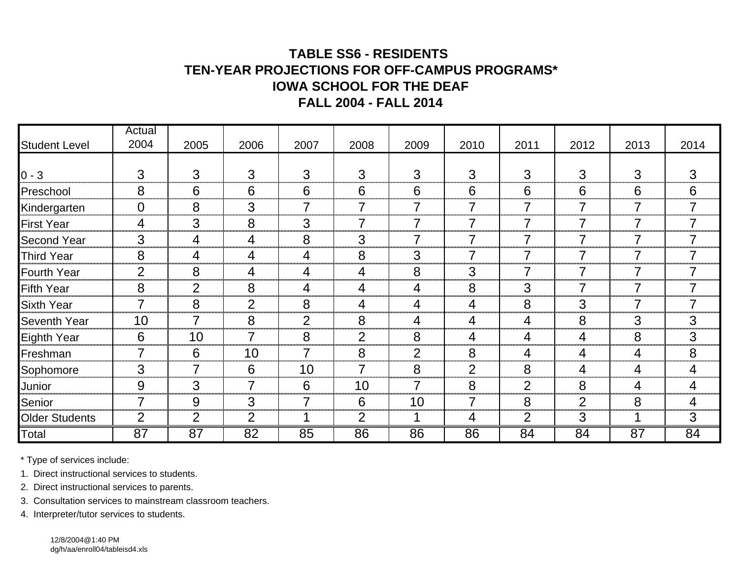# TABLE SS6 - RESIDENTS
# TEN-YEAR PROJECTIONS FOR OFF-CAMPUS PROGRAMS*
# IOWA SCHOOL FOR THE DEAF
# FALL 2004 - FALL 2014

| Student Level | Actual 2004 | 2005 | 2006 | 2007 | 2008 | 2009 | 2010 | 2011 | 2012 | 2013 | 2014 |
|---|---|---|---|---|---|---|---|---|---|---|---|
| 0 - 3 | 3 | 3 | 3 | 3 | 3 | 3 | 3 | 3 | 3 | 3 | 3 |
| Preschool | 8 | 6 | 6 | 6 | 6 | 6 | 6 | 6 | 6 | 6 | 6 |
| Kindergarten | 0 | 8 | 3 | 7 | 7 | 7 | 7 | 7 | 7 | 7 | 7 |
| First Year | 4 | 3 | 8 | 3 | 7 | 7 | 7 | 7 | 7 | 7 | 7 |
| Second Year | 3 | 4 | 4 | 8 | 3 | 7 | 7 | 7 | 7 | 7 | 7 |
| Third Year | 8 | 4 | 4 | 4 | 8 | 3 | 7 | 7 | 7 | 7 | 7 |
| Fourth Year | 2 | 8 | 4 | 4 | 4 | 8 | 3 | 7 | 7 | 7 | 7 |
| Fifth Year | 8 | 2 | 8 | 4 | 4 | 4 | 8 | 3 | 7 | 7 | 7 |
| Sixth Year | 7 | 8 | 2 | 8 | 4 | 4 | 4 | 8 | 3 | 7 | 7 |
| Seventh Year | 10 | 7 | 8 | 2 | 8 | 4 | 4 | 4 | 8 | 3 | 3 |
| Eighth Year | 6 | 10 | 7 | 8 | 2 | 8 | 4 | 4 | 4 | 8 | 3 |
| Freshman | 7 | 6 | 10 | 7 | 8 | 2 | 8 | 4 | 4 | 4 | 8 |
| Sophomore | 3 | 7 | 6 | 10 | 7 | 8 | 2 | 8 | 4 | 4 | 4 |
| Junior | 9 | 3 | 7 | 6 | 10 | 7 | 8 | 2 | 8 | 4 | 4 |
| Senior | 7 | 9 | 3 | 7 | 6 | 10 | 7 | 8 | 2 | 8 | 4 |
| Older Students | 2 | 2 | 2 | 1 | 2 | 1 | 4 | 2 | 3 | 1 | 3 |
| Total | 87 | 87 | 82 | 85 | 86 | 86 | 86 | 84 | 84 | 87 | 84 |

* Type of services include:

1. Direct instructional services to students.
2. Direct instructional services to parents.
3. Consultation services to mainstream classroom teachers.
4. Interpreter/tutor services to students.

12/8/2004@1:40 PM
dg/h/aa/enroll04/tableisd4.xls